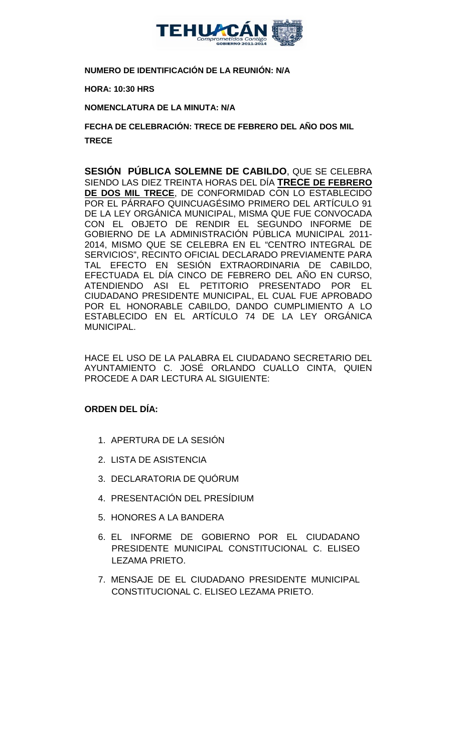**NUMERO DE IDENTIFICACIÓN DE LA REUNIÓN: N/A**

**HORA: 10:30 HRS**

**NOMENCLATURA DE LA MINUTA: N/A**

**FECHA DE CELEBRACIÓN: TRECE DE FEBRERO DEL AÑO DOS MIL TRECE**

**SESIÓN PÚBLICA SOLEMNE DE CABILDO**, QUE SE CELEBRA SIENDO LAS DIEZ TREINTA HORAS DEL DÍA **TRECE DE FEBRERO DE DOS MIL TRECE**, DE CONFORMIDAD CON LO ESTABLECIDO POR EL PÁRRAFO QUINCUAGÉSIMO PRIMERO DEL ARTÍCULO 91 DE LA LEY ORGÁNICA MUNICIPAL, MISMA QUE FUE CONVOCADA CON EL OBJETO DE RENDIR EL SEGUNDO INFORME DE GOBIERNO DE LA ADMINISTRACIÓN PÚBLICA MUNICIPAL 2011-2014, MISMO QUE SE CELEBRA EN EL "CENTRO INTEGRAL DE SERVICIOS", RECINTO OFICIAL DECLARADO PREVIAMENTE PARA TAL EFECTO EN SESIÓN EXTRAORDINARIA DE CABILDO, EFECTUADA EL DÍA CINCO DE FEBRERO DEL AÑO EN CURSO, ATENDIENDO ASI EL PETITORIO PRESENTADO POR EL CIUDADANO PRESIDENTE MUNICIPAL, EL CUAL FUE APROBADO POR EL HONORABLE CABILDO, DANDO CUMPLIMIENTO A LO ESTABLECIDO EN EL ARTÍCULO 74 DE LA LEY ORGÁNICA MUNICIPAL.

HACE EL USO DE LA PALABRA EL CIUDADANO SECRETARIO DEL AYUNTAMIENTO C. JOSÉ ORLANDO CUALLO CINTA, QUIEN PROCEDE A DAR LECTURA AL SIGUIENTE:

**ORDEN DEL DÍA:**

1. APERTURA DE LA SESIÓN
2. LISTA DE ASISTENCIA
3. DECLARATORIA DE QUÓRUM
4. PRESENTACIÓN DEL PRESÍDIUM
5. HONORES A LA BANDERA
6. EL INFORME DE GOBIERNO POR EL CIUDADANO PRESIDENTE MUNICIPAL CONSTITUCIONAL C. ELISEO LEZAMA PRIETO.
7. MENSAJE DE EL CIUDADANO PRESIDENTE MUNICIPAL CONSTITUCIONAL C. ELISEO LEZAMA PRIETO.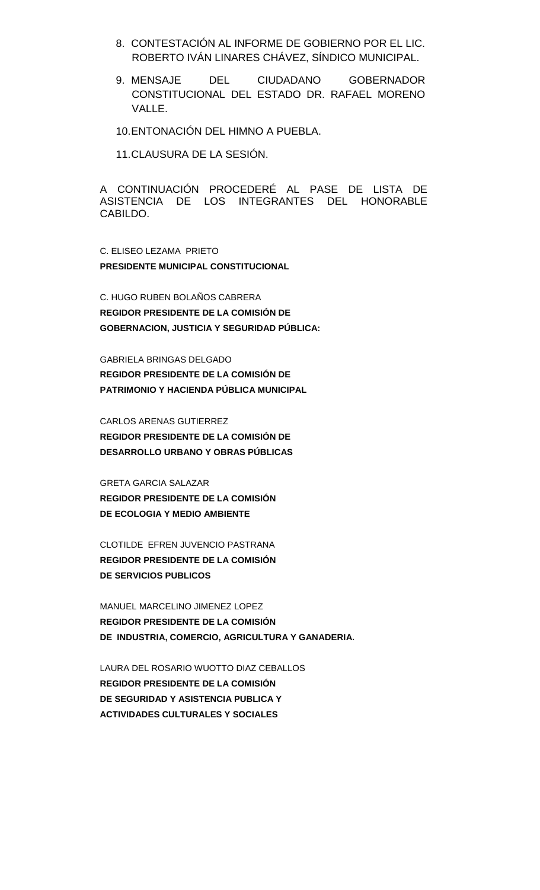8. CONTESTACIÓN AL INFORME DE GOBIERNO POR EL LIC. ROBERTO IVÁN LINARES CHÁVEZ, SÍNDICO MUNICIPAL.
9. MENSAJE DEL CIUDADANO GOBERNADOR CONSTITUCIONAL DEL ESTADO DR. RAFAEL MORENO VALLE.
10. ENTONACIÓN DEL HIMNO A PUEBLA.
11. CLAUSURA DE LA SESIÓN.

A CONTINUACIÓN PROCEDERÉ AL PASE DE LISTA DE ASISTENCIA DE LOS INTEGRANTES DEL HONORABLE CABILDO.

C. ELISEO LEZAMA PRIETO
**PRESIDENTE MUNICIPAL CONSTITUCIONAL**

C. HUGO RUBEN BOLAÑOS CABRERA
**REGIDOR PRESIDENTE DE LA COMISIÓN DE GOBERNACION, JUSTICIA Y SEGURIDAD PÚBLICA:**

GABRIELA BRINGAS DELGADO
**REGIDOR PRESIDENTE DE LA COMISIÓN DE PATRIMONIO Y HACIENDA PÚBLICA MUNICIPAL**

CARLOS ARENAS GUTIERREZ
**REGIDOR PRESIDENTE DE LA COMISIÓN DE DESARROLLO URBANO Y OBRAS PÚBLICAS**

GRETA GARCIA SALAZAR
**REGIDOR PRESIDENTE DE LA COMISIÓN DE ECOLOGIA Y MEDIO AMBIENTE**

CLOTILDE EFREN JUVENCIO PASTRANA
**REGIDOR PRESIDENTE DE LA COMISIÓN DE SERVICIOS PUBLICOS**

MANUEL MARCELINO JIMENEZ LOPEZ
**REGIDOR PRESIDENTE DE LA COMISIÓN DE INDUSTRIA, COMERCIO, AGRICULTURA Y GANADERIA.**

LAURA DEL ROSARIO WUOTTO DIAZ CEBALLOS
**REGIDOR PRESIDENTE DE LA COMISIÓN DE SEGURIDAD Y ASISTENCIA PUBLICA Y ACTIVIDADES CULTURALES Y SOCIALES**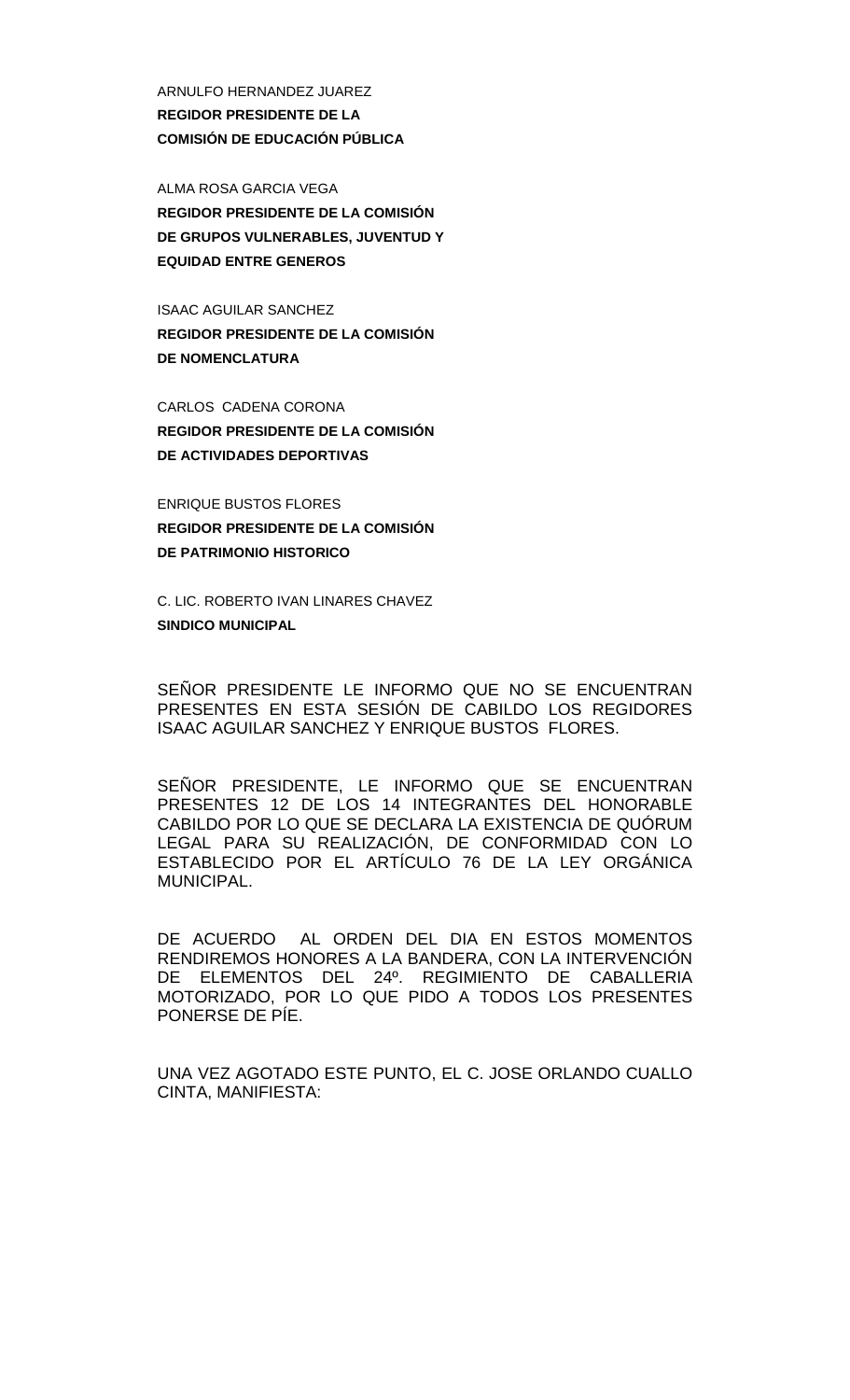ARNULFO HERNANDEZ JUAREZ
**REGIDOR PRESIDENTE DE LA**
**COMISIÓN DE EDUCACIÓN PÚBLICA**

ALMA ROSA GARCIA VEGA
**REGIDOR PRESIDENTE DE LA COMISIÓN**
**DE GRUPOS VULNERABLES, JUVENTUD Y**
**EQUIDAD ENTRE GENEROS**

ISAAC AGUILAR SANCHEZ
**REGIDOR PRESIDENTE DE LA COMISIÓN**
**DE NOMENCLATURA**

CARLOS CADENA CORONA
**REGIDOR PRESIDENTE DE LA COMISIÓN**
**DE ACTIVIDADES DEPORTIVAS**

ENRIQUE BUSTOS FLORES
**REGIDOR PRESIDENTE DE LA COMISIÓN**
**DE PATRIMONIO HISTORICO**

C. LIC. ROBERTO IVAN LINARES CHAVEZ
**SINDICO MUNICIPAL**

SEÑOR PRESIDENTE LE INFORMO QUE NO SE ENCUENTRAN PRESENTES EN ESTA SESIÓN DE CABILDO LOS REGIDORES ISAAC AGUILAR SANCHEZ Y ENRIQUE BUSTOS FLORES.

SEÑOR PRESIDENTE, LE INFORMO QUE SE ENCUENTRAN PRESENTES 12 DE LOS 14 INTEGRANTES DEL HONORABLE CABILDO POR LO QUE SE DECLARA LA EXISTENCIA DE QUÓRUM LEGAL PARA SU REALIZACIÓN, DE CONFORMIDAD CON LO ESTABLECIDO POR EL ARTÍCULO 76 DE LA LEY ORGÁNICA MUNICIPAL.

DE ACUERDO AL ORDEN DEL DIA EN ESTOS MOMENTOS RENDIREMOS HONORES A LA BANDERA, CON LA INTERVENCIÓN DE ELEMENTOS DEL 24º. REGIMIENTO DE CABALLERIA MOTORIZADO, POR LO QUE PIDO A TODOS LOS PRESENTES PONERSE DE PÍE.

UNA VEZ AGOTADO ESTE PUNTO, EL C. JOSE ORLANDO CUALLO CINTA, MANIFIESTA: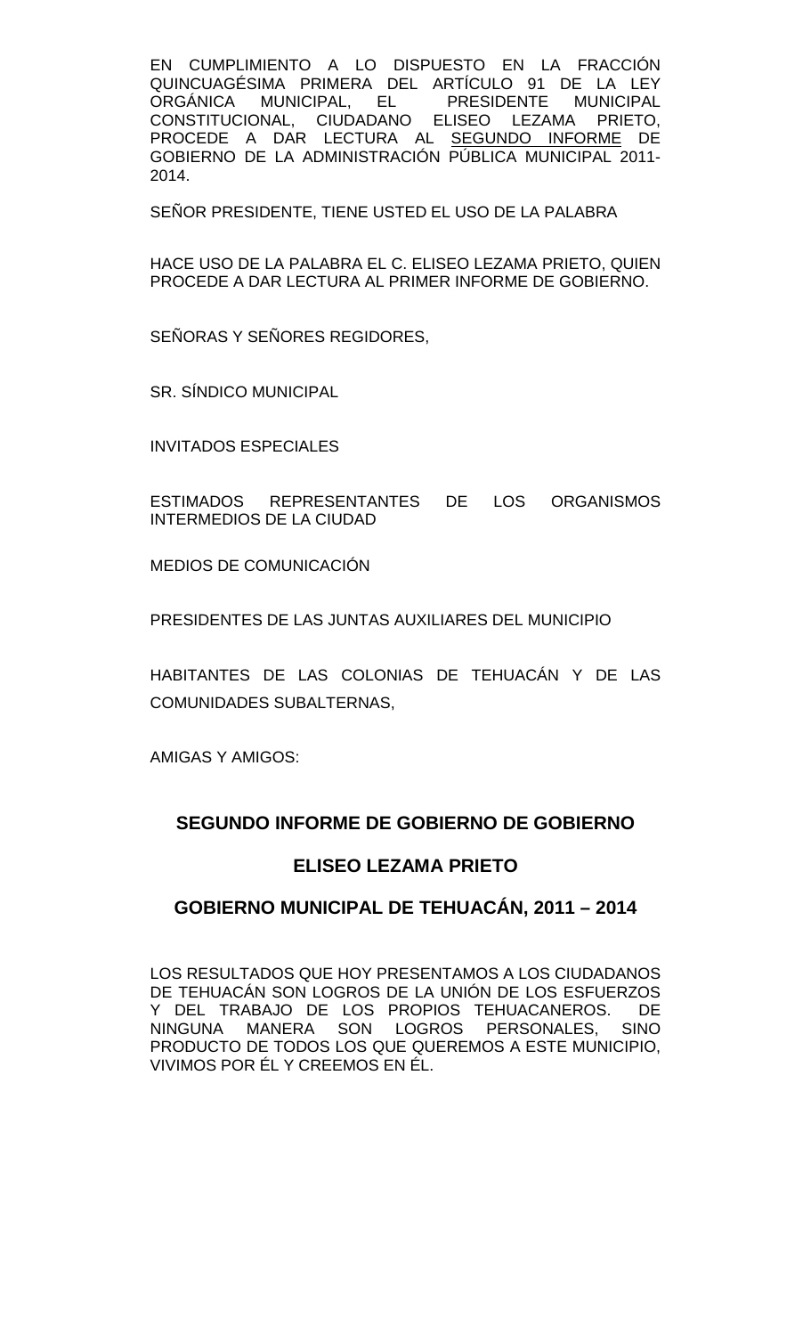EN CUMPLIMIENTO A LO DISPUESTO EN LA FRACCIÓN QUINCUAGÉSIMA PRIMERA DEL ARTÍCULO 91 DE LA LEY ORGÁNICA MUNICIPAL, EL PRESIDENTE MUNICIPAL CONSTITUCIONAL, CIUDADANO ELISEO LEZAMA PRIETO, PROCEDE A DAR LECTURA AL <u>SEGUNDO INFORME</u> DE GOBIERNO DE LA ADMINISTRACIÓN PÚBLICA MUNICIPAL 2011-2014.

SEÑOR PRESIDENTE, TIENE USTED EL USO DE LA PALABRA

HACE USO DE LA PALABRA EL C. ELISEO LEZAMA PRIETO, QUIEN PROCEDE A DAR LECTURA AL PRIMER INFORME DE GOBIERNO.

SEÑORAS Y SEÑORES REGIDORES,

SR. SÍNDICO MUNICIPAL

INVITADOS ESPECIALES

ESTIMADOS REPRESENTANTES DE LOS ORGANISMOS INTERMEDIOS DE LA CIUDAD

MEDIOS DE COMUNICACIÓN

PRESIDENTES DE LAS JUNTAS AUXILIARES DEL MUNICIPIO

HABITANTES DE LAS COLONIAS DE TEHUACÁN Y DE LAS COMUNIDADES SUBALTERNAS,

AMIGAS Y AMIGOS:

## SEGUNDO INFORME DE GOBIERNO DE GOBIERNO

## ELISEO LEZAMA PRIETO

## GOBIERNO MUNICIPAL DE TEHUACÁN, 2011 – 2014

LOS RESULTADOS QUE HOY PRESENTAMOS A LOS CIUDADANOS DE TEHUACÁN SON LOGROS DE LA UNIÓN DE LOS ESFUERZOS Y DEL TRABAJO DE LOS PROPIOS TEHUACANEROS. DE NINGUNA MANERA SON LOGROS PERSONALES, SINO PRODUCTO DE TODOS LOS QUE QUEREMOS A ESTE MUNICIPIO, VIVIMOS POR ÉL Y CREEMOS EN ÉL.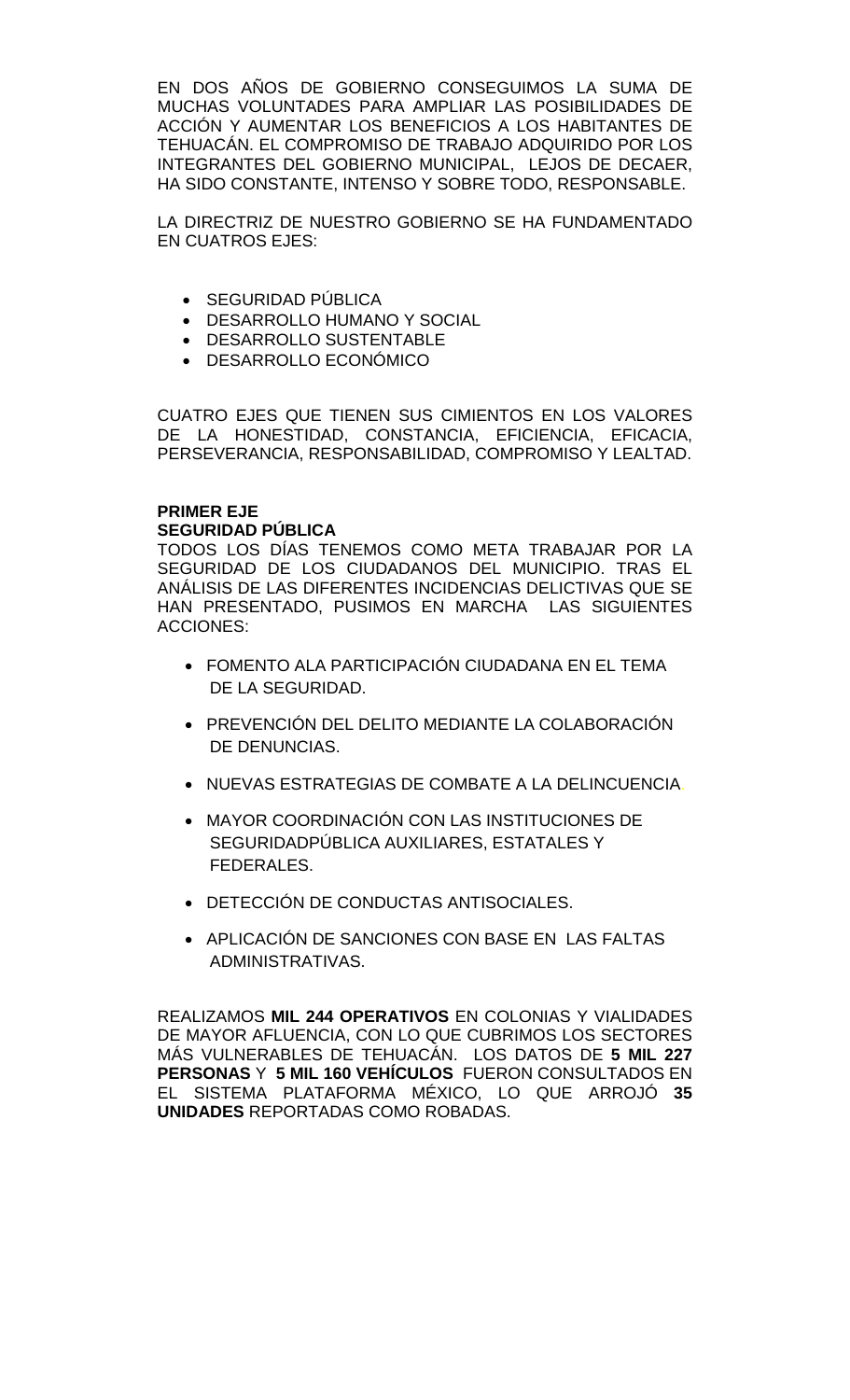EN DOS AÑOS DE GOBIERNO CONSEGUIMOS LA SUMA DE MUCHAS VOLUNTADES PARA AMPLIAR LAS POSIBILIDADES DE ACCIÓN Y AUMENTAR LOS BENEFICIOS A LOS HABITANTES DE TEHUACÁN. EL COMPROMISO DE TRABAJO ADQUIRIDO POR LOS INTEGRANTES DEL GOBIERNO MUNICIPAL, LEJOS DE DECAER, HA SIDO CONSTANTE, INTENSO Y SOBRE TODO, RESPONSABLE.

LA DIRECTRIZ DE NUESTRO GOBIERNO SE HA FUNDAMENTADO EN CUATROS EJES:

- SEGURIDAD PÚBLICA
- DESARROLLO HUMANO Y SOCIAL
- DESARROLLO SUSTENTABLE
- DESARROLLO ECONÓMICO

CUATRO EJES QUE TIENEN SUS CIMIENTOS EN LOS VALORES DE LA HONESTIDAD, CONSTANCIA, EFICIENCIA, EFICACIA, PERSEVERANCIA, RESPONSABILIDAD, COMPROMISO Y LEALTAD.

**PRIMER EJE**
**SEGURIDAD PÚBLICA**

TODOS LOS DÍAS TENEMOS COMO META TRABAJAR POR LA SEGURIDAD DE LOS CIUDADANOS DEL MUNICIPIO. TRAS EL ANÁLISIS DE LAS DIFERENTES INCIDENCIAS DELICTIVAS QUE SE HAN PRESENTADO, PUSIMOS EN MARCHA LAS SIGUIENTES ACCIONES:

- FOMENTO ALA PARTICIPACIÓN CIUDADANA EN EL TEMA DE LA SEGURIDAD.
- PREVENCIÓN DEL DELITO MEDIANTE LA COLABORACIÓN DE DENUNCIAS.
- NUEVAS ESTRATEGIAS DE COMBATE A LA DELINCUENCIA.
- MAYOR COORDINACIÓN CON LAS INSTITUCIONES DE SEGURIDADPÚBLICA AUXILIARES, ESTATALES Y FEDERALES.
- DETECCIÓN DE CONDUCTAS ANTISOCIALES.
- APLICACIÓN DE SANCIONES CON BASE EN LAS FALTAS ADMINISTRATIVAS.

REALIZAMOS **MIL 244 OPERATIVOS** EN COLONIAS Y VIALIDADES DE MAYOR AFLUENCIA, CON LO QUE CUBRIMOS LOS SECTORES MÁS VULNERABLES DE TEHUACÁN. LOS DATOS DE **5 MIL 227 PERSONAS** Y **5 MIL 160 VEHÍCULOS** FUERON CONSULTADOS EN EL SISTEMA PLATAFORMA MÉXICO, LO QUE ARROJÓ **35 UNIDADES** REPORTADAS COMO ROBADAS.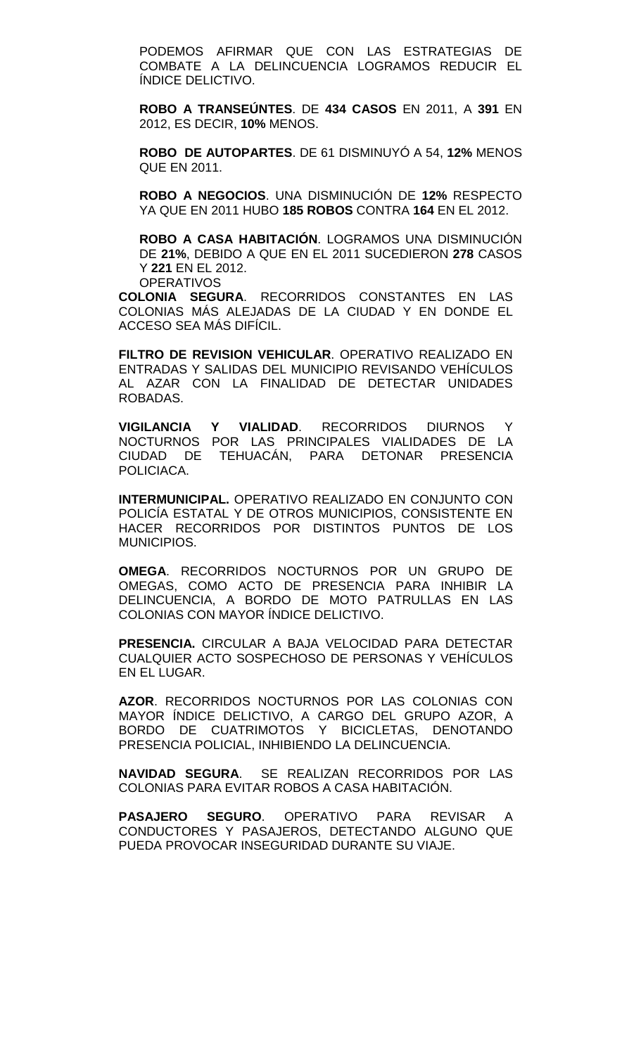PODEMOS AFIRMAR QUE CON LAS ESTRATEGIAS DE COMBATE A LA DELINCUENCIA LOGRAMOS REDUCIR EL ÍNDICE DELICTIVO.

**ROBO A TRANSEÚNTES**. DE **434 CASOS** EN 2011, A **391** EN 2012, ES DECIR, **10%** MENOS.

**ROBO DE AUTOPARTES**. DE 61 DISMINUYÓ A 54, **12%** MENOS QUE EN 2011.

**ROBO A NEGOCIOS**. UNA DISMINUCIÓN DE **12%** RESPECTO YA QUE EN 2011 HUBO **185 ROBOS** CONTRA **164** EN EL 2012.

**ROBO A CASA HABITACIÓN**. LOGRAMOS UNA DISMINUCIÓN DE **21%**, DEBIDO A QUE EN EL 2011 SUCEDIERON **278** CASOS Y **221** EN EL 2012.

OPERATIVOS

**COLONIA SEGURA**. RECORRIDOS CONSTANTES EN LAS COLONIAS MÁS ALEJADAS DE LA CIUDAD Y EN DONDE EL ACCESO SEA MÁS DIFÍCIL.

**FILTRO DE REVISION VEHICULAR**. OPERATIVO REALIZADO EN ENTRADAS Y SALIDAS DEL MUNICIPIO REVISANDO VEHÍCULOS AL AZAR CON LA FINALIDAD DE DETECTAR UNIDADES ROBADAS.

**VIGILANCIA Y VIALIDAD**. RECORRIDOS DIURNOS Y NOCTURNOS POR LAS PRINCIPALES VIALIDADES DE LA CIUDAD DE TEHUACÁN, PARA DETONAR PRESENCIA POLICIACA.

**INTERMUNICIPAL.** OPERATIVO REALIZADO EN CONJUNTO CON POLICÍA ESTATAL Y DE OTROS MUNICIPIOS, CONSISTENTE EN HACER RECORRIDOS POR DISTINTOS PUNTOS DE LOS MUNICIPIOS.

**OMEGA**. RECORRIDOS NOCTURNOS POR UN GRUPO DE OMEGAS, COMO ACTO DE PRESENCIA PARA INHIBIR LA DELINCUENCIA, A BORDO DE MOTO PATRULLAS EN LAS COLONIAS CON MAYOR ÍNDICE DELICTIVO.

**PRESENCIA.** CIRCULAR A BAJA VELOCIDAD PARA DETECTAR CUALQUIER ACTO SOSPECHOSO DE PERSONAS Y VEHÍCULOS EN EL LUGAR.

**AZOR**. RECORRIDOS NOCTURNOS POR LAS COLONIAS CON MAYOR ÍNDICE DELICTIVO, A CARGO DEL GRUPO AZOR, A BORDO DE CUATRIMOTOS Y BICICLETAS, DENOTANDO PRESENCIA POLICIAL, INHIBIENDO LA DELINCUENCIA.

**NAVIDAD SEGURA**. SE REALIZAN RECORRIDOS POR LAS COLONIAS PARA EVITAR ROBOS A CASA HABITACIÓN.

**PASAJERO SEGURO**. OPERATIVO PARA REVISAR A CONDUCTORES Y PASAJEROS, DETECTANDO ALGUNO QUE PUEDA PROVOCAR INSEGURIDAD DURANTE SU VIAJE.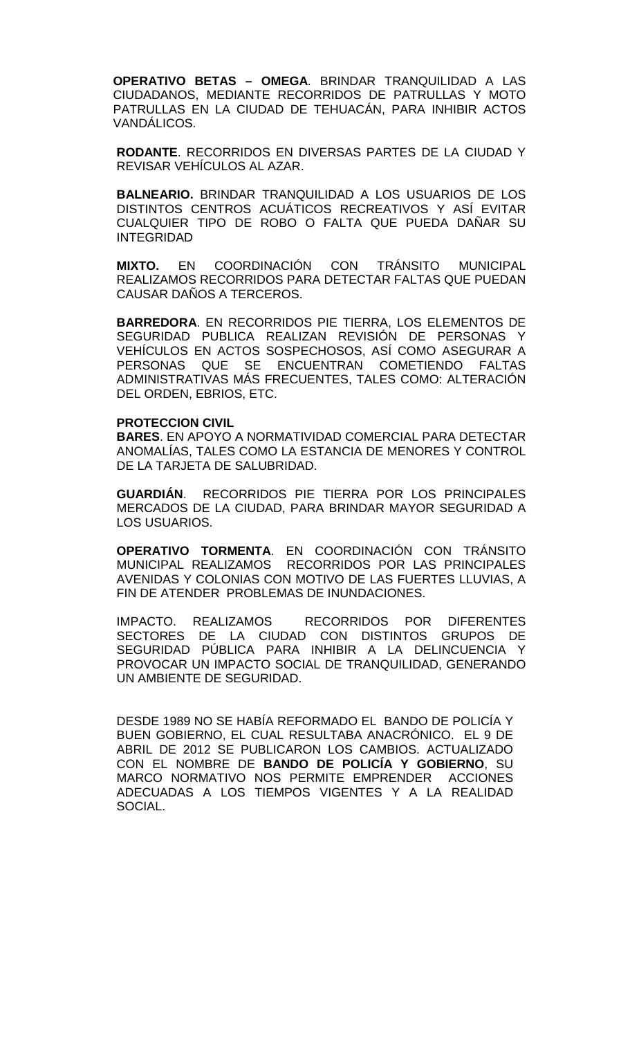**OPERATIVO BETAS – OMEGA**. BRINDAR TRANQUILIDAD A LAS CIUDADANOS, MEDIANTE RECORRIDOS DE PATRULLAS Y MOTO PATRULLAS EN LA CIUDAD DE TEHUACÁN, PARA INHIBIR ACTOS VANDÁLICOS.

**RODANTE**. RECORRIDOS EN DIVERSAS PARTES DE LA CIUDAD Y REVISAR VEHÍCULOS AL AZAR.

**BALNEARIO.** BRINDAR TRANQUILIDAD A LOS USUARIOS DE LOS DISTINTOS CENTROS ACUÁTICOS RECREATIVOS Y ASÍ EVITAR CUALQUIER TIPO DE ROBO O FALTA QUE PUEDA DAÑAR SU INTEGRIDAD

**MIXTO.** EN COORDINACIÓN CON TRÁNSITO MUNICIPAL REALIZAMOS RECORRIDOS PARA DETECTAR FALTAS QUE PUEDAN CAUSAR DAÑOS A TERCEROS.

**BARREDORA**. EN RECORRIDOS PIE TIERRA, LOS ELEMENTOS DE SEGURIDAD PUBLICA REALIZAN REVISIÓN DE PERSONAS Y VEHÍCULOS EN ACTOS SOSPECHOSOS, ASÍ COMO ASEGURAR A PERSONAS QUE SE ENCUENTRAN COMETIENDO FALTAS ADMINISTRATIVAS MÁS FRECUENTES, TALES COMO: ALTERACIÓN DEL ORDEN, EBRIOS, ETC.

**PROTECCION CIVIL**

**BARES**. EN APOYO A NORMATIVIDAD COMERCIAL PARA DETECTAR ANOMALÍAS, TALES COMO LA ESTANCIA DE MENORES Y CONTROL DE LA TARJETA DE SALUBRIDAD.

**GUARDIÁN**. RECORRIDOS PIE TIERRA POR LOS PRINCIPALES MERCADOS DE LA CIUDAD, PARA BRINDAR MAYOR SEGURIDAD A LOS USUARIOS.

**OPERATIVO TORMENTA**. EN COORDINACIÓN CON TRÁNSITO MUNICIPAL REALIZAMOS RECORRIDOS POR LAS PRINCIPALES AVENIDAS Y COLONIAS CON MOTIVO DE LAS FUERTES LLUVIAS, A FIN DE ATENDER PROBLEMAS DE INUNDACIONES.

IMPACTO. REALIZAMOS RECORRIDOS POR DIFERENTES SECTORES DE LA CIUDAD CON DISTINTOS GRUPOS DE SEGURIDAD PÚBLICA PARA INHIBIR A LA DELINCUENCIA Y PROVOCAR UN IMPACTO SOCIAL DE TRANQUILIDAD, GENERANDO UN AMBIENTE DE SEGURIDAD.

DESDE 1989 NO SE HABÍA REFORMADO EL BANDO DE POLICÍA Y BUEN GOBIERNO, EL CUAL RESULTABA ANACRÓNICO. EL 9 DE ABRIL DE 2012 SE PUBLICARON LOS CAMBIOS. ACTUALIZADO CON EL NOMBRE DE **BANDO DE POLICÍA Y GOBIERNO**, SU MARCO NORMATIVO NOS PERMITE EMPRENDER ACCIONES ADECUADAS A LOS TIEMPOS VIGENTES Y A LA REALIDAD SOCIAL.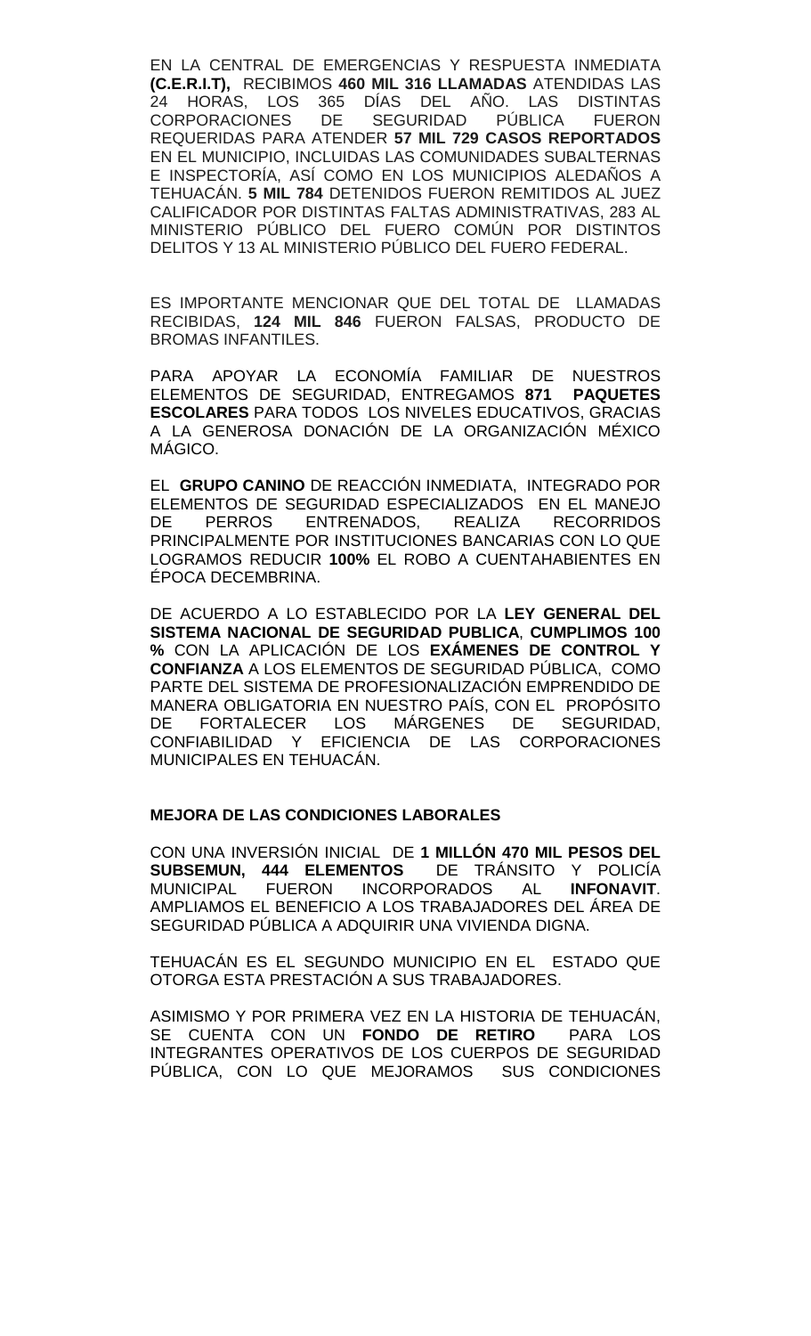EN LA CENTRAL DE EMERGENCIAS Y RESPUESTA INMEDIATA **(C.E.R.I.T),** RECIBIMOS **460 MIL 316 LLAMADAS** ATENDIDAS LAS 24 HORAS, LOS 365 DÍAS DEL AÑO. LAS DISTINTAS CORPORACIONES DE SEGURIDAD PÚBLICA FUERON REQUERIDAS PARA ATENDER **57 MIL 729 CASOS REPORTADOS** EN EL MUNICIPIO, INCLUIDAS LAS COMUNIDADES SUBALTERNAS E INSPECTORÍA, ASÍ COMO EN LOS MUNICIPIOS ALEDAÑOS A TEHUACÁN. **5 MIL 784** DETENIDOS FUERON REMITIDOS AL JUEZ CALIFICADOR POR DISTINTAS FALTAS ADMINISTRATIVAS, 283 AL MINISTERIO PÚBLICO DEL FUERO COMÚN POR DISTINTOS DELITOS Y 13 AL MINISTERIO PÚBLICO DEL FUERO FEDERAL.

ES IMPORTANTE MENCIONAR QUE DEL TOTAL DE LLAMADAS RECIBIDAS, **124 MIL 846** FUERON FALSAS, PRODUCTO DE BROMAS INFANTILES.

PARA APOYAR LA ECONOMÍA FAMILIAR DE NUESTROS ELEMENTOS DE SEGURIDAD, ENTREGAMOS **871 PAQUETES ESCOLARES** PARA TODOS LOS NIVELES EDUCATIVOS, GRACIAS A LA GENEROSA DONACIÓN DE LA ORGANIZACIÓN MÉXICO MÁGICO.

EL **GRUPO CANINO** DE REACCIÓN INMEDIATA, INTEGRADO POR ELEMENTOS DE SEGURIDAD ESPECIALIZADOS EN EL MANEJO DE PERROS ENTRENADOS, REALIZA RECORRIDOS PRINCIPALMENTE POR INSTITUCIONES BANCARIAS CON LO QUE LOGRAMOS REDUCIR **100%** EL ROBO A CUENTAHABIENTES EN ÉPOCA DECEMBRINA.

DE ACUERDO A LO ESTABLECIDO POR LA **LEY GENERAL DEL SISTEMA NACIONAL DE SEGURIDAD PUBLICA**, **CUMPLIMOS 100 %** CON LA APLICACIÓN DE LOS **EXÁMENES DE CONTROL Y CONFIANZA** A LOS ELEMENTOS DE SEGURIDAD PÚBLICA, COMO PARTE DEL SISTEMA DE PROFESIONALIZACIÓN EMPRENDIDO DE MANERA OBLIGATORIA EN NUESTRO PAÍS, CON EL PROPÓSITO DE FORTALECER LOS MÁRGENES DE SEGURIDAD, CONFIABILIDAD Y EFICIENCIA DE LAS CORPORACIONES MUNICIPALES EN TEHUACÁN.

**MEJORA DE LAS CONDICIONES LABORALES**

CON UNA INVERSIÓN INICIAL DE **1 MILLÓN 470 MIL PESOS DEL SUBSEMUN, 444 ELEMENTOS** DE TRÁNSITO Y POLICÍA MUNICIPAL FUERON INCORPORADOS AL **INFONAVIT**. AMPLIAMOS EL BENEFICIO A LOS TRABAJADORES DEL ÁREA DE SEGURIDAD PÚBLICA A ADQUIRIR UNA VIVIENDA DIGNA.

TEHUACÁN ES EL SEGUNDO MUNICIPIO EN EL ESTADO QUE OTORGA ESTA PRESTACIÓN A SUS TRABAJADORES.

ASIMISMO Y POR PRIMERA VEZ EN LA HISTORIA DE TEHUACÁN, SE CUENTA CON UN **FONDO DE RETIRO** PARA LOS INTEGRANTES OPERATIVOS DE LOS CUERPOS DE SEGURIDAD PÚBLICA, CON LO QUE MEJORAMOS SUS CONDICIONES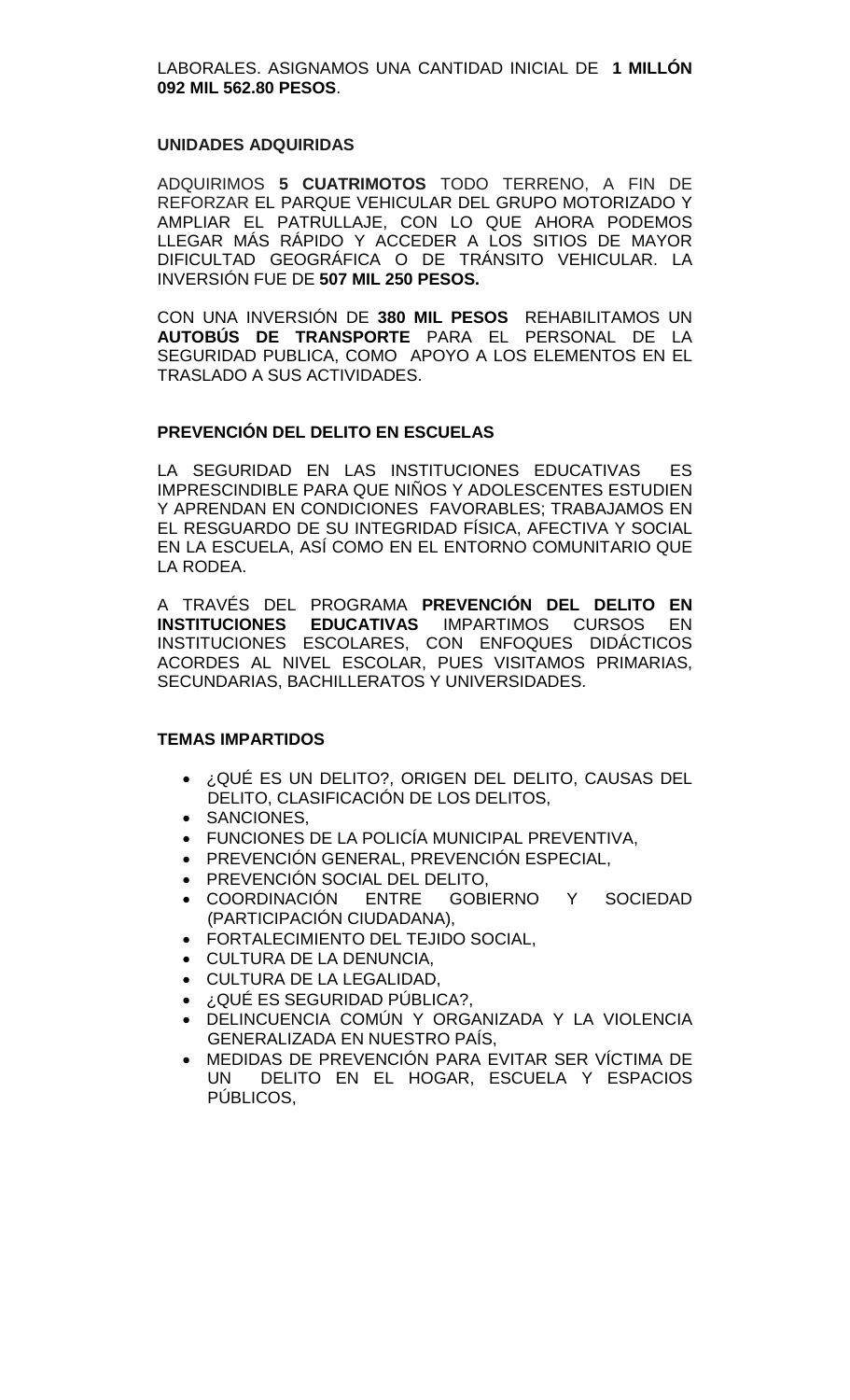LABORALES. ASIGNAMOS UNA CANTIDAD INICIAL DE **1 MILLÓN 092 MIL 562.80 PESOS**.

**UNIDADES ADQUIRIDAS**

ADQUIRIMOS **5 CUATRIMOTOS** TODO TERRENO, A FIN DE REFORZAR EL PARQUE VEHICULAR DEL GRUPO MOTORIZADO Y AMPLIAR EL PATRULLAJE, CON LO QUE AHORA PODEMOS LLEGAR MÁS RÁPIDO Y ACCEDER A LOS SITIOS DE MAYOR DIFICULTAD GEOGRÁFICA O DE TRÁNSITO VEHICULAR. LA INVERSIÓN FUE DE **507 MIL 250 PESOS.**

CON UNA INVERSIÓN DE **380 MIL PESOS** REHABILITAMOS UN **AUTOBÚS DE TRANSPORTE** PARA EL PERSONAL DE LA SEGURIDAD PUBLICA, COMO APOYO A LOS ELEMENTOS EN EL TRASLADO A SUS ACTIVIDADES.

**PREVENCIÓN DEL DELITO EN ESCUELAS**

LA SEGURIDAD EN LAS INSTITUCIONES EDUCATIVAS ES IMPRESCINDIBLE PARA QUE NIÑOS Y ADOLESCENTES ESTUDIEN Y APRENDAN EN CONDICIONES FAVORABLES; TRABAJAMOS EN EL RESGUARDO DE SU INTEGRIDAD FÍSICA, AFECTIVA Y SOCIAL EN LA ESCUELA, ASÍ COMO EN EL ENTORNO COMUNITARIO QUE LA RODEA.

A TRAVÉS DEL PROGRAMA **PREVENCIÓN DEL DELITO EN INSTITUCIONES EDUCATIVAS** IMPARTIMOS CURSOS EN INSTITUCIONES ESCOLARES, CON ENFOQUES DIDÁCTICOS ACORDES AL NIVEL ESCOLAR, PUES VISITAMOS PRIMARIAS, SECUNDARIAS, BACHILLERATOS Y UNIVERSIDADES.

**TEMAS IMPARTIDOS**

- ¿QUÉ ES UN DELITO?, ORIGEN DEL DELITO, CAUSAS DEL DELITO, CLASIFICACIÓN DE LOS DELITOS,
- SANCIONES,
- FUNCIONES DE LA POLICÍA MUNICIPAL PREVENTIVA,
- PREVENCIÓN GENERAL, PREVENCIÓN ESPECIAL,
- PREVENCIÓN SOCIAL DEL DELITO,
- COORDINACIÓN ENTRE GOBIERNO Y SOCIEDAD (PARTICIPACIÓN CIUDADANA),
- FORTALECIMIENTO DEL TEJIDO SOCIAL,
- CULTURA DE LA DENUNCIA,
- CULTURA DE LA LEGALIDAD,
- ¿QUÉ ES SEGURIDAD PÚBLICA?,
- DELINCUENCIA COMÚN Y ORGANIZADA Y LA VIOLENCIA GENERALIZADA EN NUESTRO PAÍS,
- MEDIDAS DE PREVENCIÓN PARA EVITAR SER VÍCTIMA DE UN DELITO EN EL HOGAR, ESCUELA Y ESPACIOS PÚBLICOS,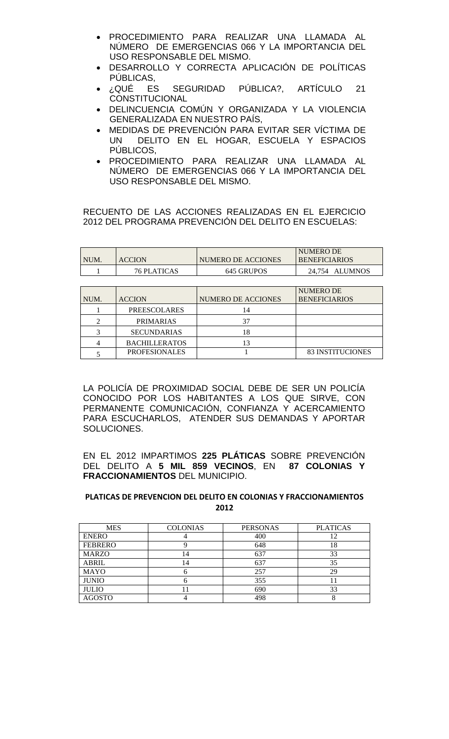- PROCEDIMIENTO PARA REALIZAR UNA LLAMADA AL NÚMERO DE EMERGENCIAS 066 Y LA IMPORTANCIA DEL USO RESPONSABLE DEL MISMO.
- DESARROLLO Y CORRECTA APLICACIÓN DE POLÍTICAS PÚBLICAS,
- ¿QUÉ ES SEGURIDAD PÚBLICA?, ARTÍCULO 21 CONSTITUCIONAL
- DELINCUENCIA COMÚN Y ORGANIZADA Y LA VIOLENCIA GENERALIZADA EN NUESTRO PAÍS,
- MEDIDAS DE PREVENCIÓN PARA EVITAR SER VÍCTIMA DE UN DELITO EN EL HOGAR, ESCUELA Y ESPACIOS PÚBLICOS,
- PROCEDIMIENTO PARA REALIZAR UNA LLAMADA AL NÚMERO DE EMERGENCIAS 066 Y LA IMPORTANCIA DEL USO RESPONSABLE DEL MISMO.

RECUENTO DE LAS ACCIONES REALIZADAS EN EL EJERCICIO 2012 DEL PROGRAMA PREVENCIÓN DEL DELITO EN ESCUELAS:

| NUM. | ACCION | NUMERO DE ACCIONES | NUMERO DE BENEFICIARIOS |
|---|---|---|---|
| 1 | 76 PLATICAS | 645 GRUPOS | 24,754 ALUMNOS |

| NUM. | ACCION | NUMERO DE ACCIONES | NUMERO DE BENEFICIARIOS |
|---|---|---|---|
| 1 | PREESCOLARES | 14 | |
| 2 | PRIMARIAS | 37 | |
| 3 | SECUNDARIAS | 18 | |
| 4 | BACHILLERATOS | 13 | |
| 5 | PROFESIONALES | 1 | 83 INSTITUCIONES |

LA POLICÍA DE PROXIMIDAD SOCIAL DEBE DE SER UN POLICÍA CONOCIDO POR LOS HABITANTES A LOS QUE SIRVE, CON PERMANENTE COMUNICACIÓN, CONFIANZA Y ACERCAMIENTO PARA ESCUCHARLOS, ATENDER SUS DEMANDAS Y APORTAR SOLUCIONES.

EN EL 2012 IMPARTIMOS **225 PLÁTICAS** SOBRE PREVENCIÓN DEL DELITO A **5 MIL 859 VECINOS**, EN **87 COLONIAS Y FRACCIONAMIENTOS** DEL MUNICIPIO.

**PLATICAS DE PREVENCION DEL DELITO EN COLONIAS Y FRACCIONAMIENTOS 2012**

| MES | COLONIAS | PERSONAS | PLATICAS |
|---|---|---|---|
| ENERO | 4 | 400 | 12 |
| FEBRERO | 9 | 648 | 18 |
| MARZO | 14 | 637 | 33 |
| ABRIL | 14 | 637 | 35 |
| MAYO | 6 | 257 | 29 |
| JUNIO | 6 | 355 | 11 |
| JULIO | 11 | 690 | 33 |
| AGOSTO | 4 | 498 | 8 |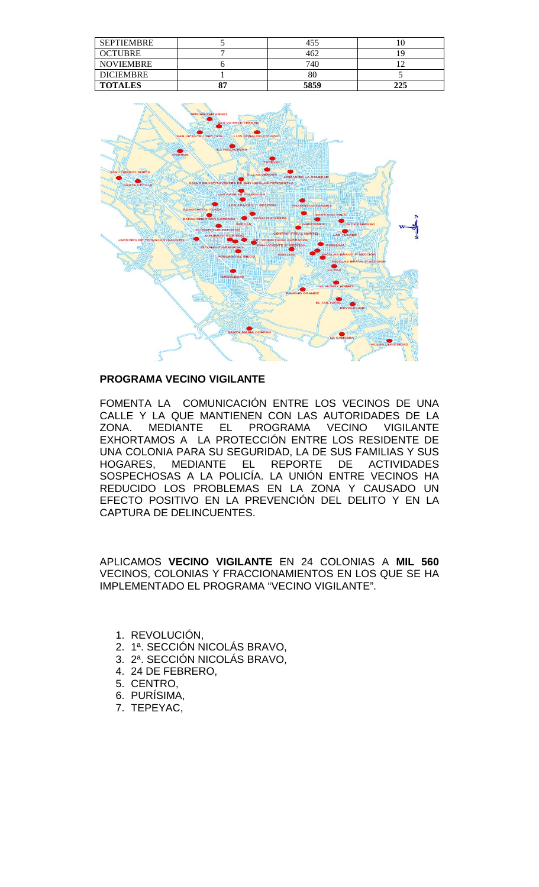| SEPTIEMBRE | 5 | 455 | 10 |
|---|---|---|---|
| OCTUBRE | 7 | 462 | 19 |
| NOVIEMBRE | 6 | 740 | 12 |
| DICIEMBRE | 1 | 80 | 5 |
| **TOTALES** | **87** | **5859** | **225** |

**PROGRAMA VECINO VIGILANTE**

FOMENTA LA COMUNICACIÓN ENTRE LOS VECINOS DE UNA CALLE Y LA QUE MANTIENEN CON LAS AUTORIDADES DE LA ZONA. MEDIANTE EL PROGRAMA VECINO VIGILANTE EXHORTAMOS A LA PROTECCIÓN ENTRE LOS RESIDENTE DE UNA COLONIA PARA SU SEGURIDAD, LA DE SUS FAMILIAS Y SUS HOGARES, MEDIANTE EL REPORTE DE ACTIVIDADES SOSPECHOSAS A LA POLICÍA. LA UNIÓN ENTRE VECINOS HA REDUCIDO LOS PROBLEMAS EN LA ZONA Y CAUSADO UN EFECTO POSITIVO EN LA PREVENCIÓN DEL DELITO Y EN LA CAPTURA DE DELINCUENTES.

APLICAMOS **VECINO VIGILANTE** EN 24 COLONIAS A **MIL 560** VECINOS, COLONIAS Y FRACCIONAMIENTOS EN LOS QUE SE HA IMPLEMENTADO EL PROGRAMA "VECINO VIGILANTE".

1. REVOLUCIÓN,
2. 1ª. SECCIÓN NICOLÁS BRAVO,
3. 2ª. SECCIÓN NICOLÁS BRAVO,
4. 24 DE FEBRERO,
5. CENTRO,
6. PURÍSIMA,
7. TEPEYAC,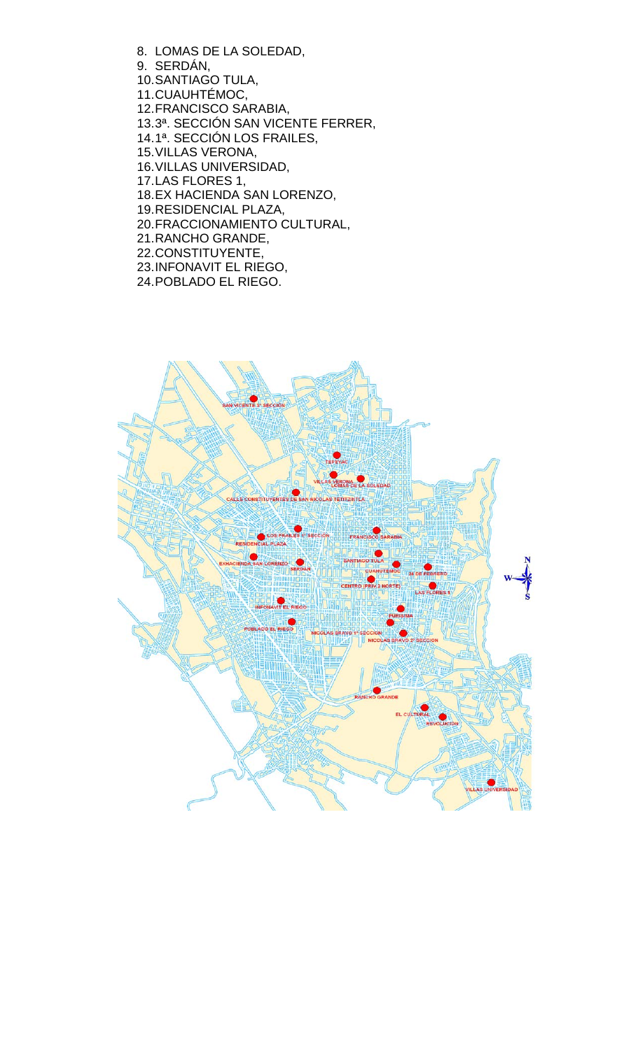8. LOMAS DE LA SOLEDAD,
9. SERDÁN,
10. SANTIAGO TULA,
11. CUAUHTÉMOC,
12. FRANCISCO SARABIA,
13. 3ª. SECCIÓN SAN VICENTE FERRER,
14. 1ª. SECCIÓN LOS FRAILES,
15. VILLAS VERONA,
16. VILLAS UNIVERSIDAD,
17. LAS FLORES 1,
18. EX HACIENDA SAN LORENZO,
19. RESIDENCIAL PLAZA,
20. FRACCIONAMIENTO CULTURAL,
21. RANCHO GRANDE,
22. CONSTITUYENTE,
23. INFONAVIT EL RIEGO,
24. POBLADO EL RIEGO.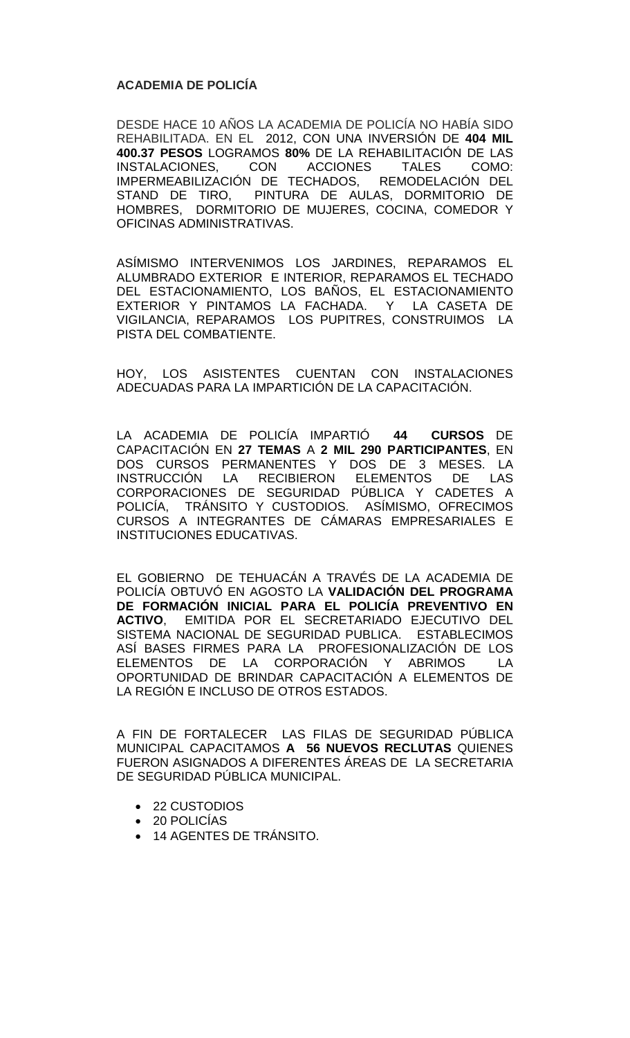**ACADEMIA DE POLICÍA**

DESDE HACE 10 AÑOS LA ACADEMIA DE POLICÍA NO HABÍA SIDO REHABILITADA. EN EL 2012, CON UNA INVERSIÓN DE **404 MIL 400.37 PESOS** LOGRAMOS **80%** DE LA REHABILITACIÓN DE LAS INSTALACIONES, CON ACCIONES TALES COMO: IMPERMEABILIZACIÓN DE TECHADOS, REMODELACIÓN DEL STAND DE TIRO, PINTURA DE AULAS, DORMITORIO DE HOMBRES, DORMITORIO DE MUJERES, COCINA, COMEDOR Y OFICINAS ADMINISTRATIVAS.

ASÍMISMO INTERVENIMOS LOS JARDINES, REPARAMOS EL ALUMBRADO EXTERIOR E INTERIOR, REPARAMOS EL TECHADO DEL ESTACIONAMIENTO, LOS BAÑOS, EL ESTACIONAMIENTO EXTERIOR Y PINTAMOS LA FACHADA. Y LA CASETA DE VIGILANCIA, REPARAMOS LOS PUPITRES, CONSTRUIMOS LA PISTA DEL COMBATIENTE.

HOY, LOS ASISTENTES CUENTAN CON INSTALACIONES ADECUADAS PARA LA IMPARTICIÓN DE LA CAPACITACIÓN.

LA ACADEMIA DE POLICÍA IMPARTIÓ **44 CURSOS** DE CAPACITACIÓN EN **27 TEMAS** A **2 MIL 290 PARTICIPANTES**, EN DOS CURSOS PERMANENTES Y DOS DE 3 MESES. LA INSTRUCCIÓN LA RECIBIERON ELEMENTOS DE LAS CORPORACIONES DE SEGURIDAD PÚBLICA Y CADETES A POLICÍA, TRÁNSITO Y CUSTODIOS. ASÍMISMO, OFRECIMOS CURSOS A INTEGRANTES DE CÁMARAS EMPRESARIALES E INSTITUCIONES EDUCATIVAS.

EL GOBIERNO DE TEHUACÁN A TRAVÉS DE LA ACADEMIA DE POLICÍA OBTUVÓ EN AGOSTO LA **VALIDACIÓN DEL PROGRAMA DE FORMACIÓN INICIAL PARA EL POLICÍA PREVENTIVO EN ACTIVO**, EMITIDA POR EL SECRETARIADO EJECUTIVO DEL SISTEMA NACIONAL DE SEGURIDAD PUBLICA. ESTABLECIMOS ASÍ BASES FIRMES PARA LA PROFESIONALIZACIÓN DE LOS ELEMENTOS DE LA CORPORACIÓN Y ABRIMOS LA OPORTUNIDAD DE BRINDAR CAPACITACIÓN A ELEMENTOS DE LA REGIÓN E INCLUSO DE OTROS ESTADOS.

A FIN DE FORTALECER LAS FILAS DE SEGURIDAD PÚBLICA MUNICIPAL CAPACITAMOS **A 56 NUEVOS RECLUTAS** QUIENES FUERON ASIGNADOS A DIFERENTES ÁREAS DE LA SECRETARIA DE SEGURIDAD PÚBLICA MUNICIPAL.

- 22 CUSTODIOS
- 20 POLICÍAS
- 14 AGENTES DE TRÁNSITO.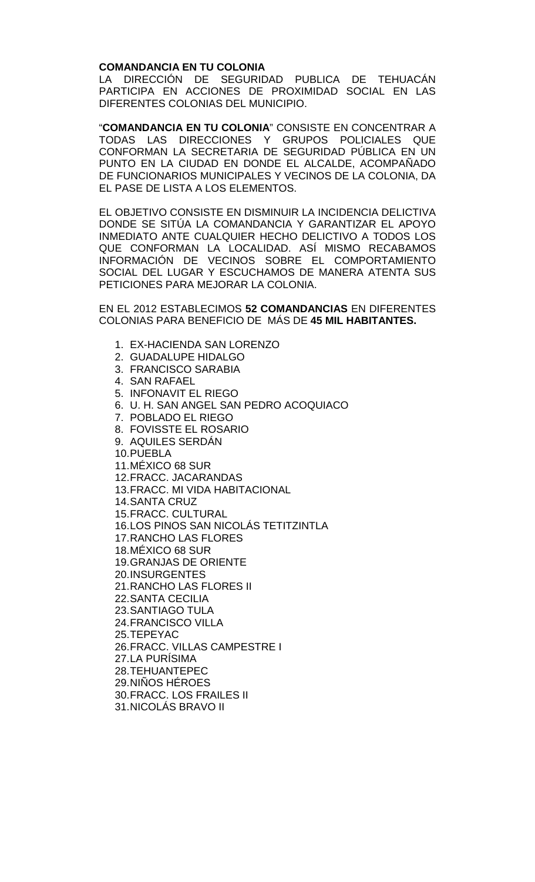**COMANDANCIA EN TU COLONIA**

LA DIRECCIÓN DE SEGURIDAD PUBLICA DE TEHUACÁN PARTICIPA EN ACCIONES DE PROXIMIDAD SOCIAL EN LAS DIFERENTES COLONIAS DEL MUNICIPIO.

"**COMANDANCIA EN TU COLONIA**" CONSISTE EN CONCENTRAR A TODAS LAS DIRECCIONES Y GRUPOS POLICIALES QUE CONFORMAN LA SECRETARIA DE SEGURIDAD PÚBLICA EN UN PUNTO EN LA CIUDAD EN DONDE EL ALCALDE, ACOMPAÑADO DE FUNCIONARIOS MUNICIPALES Y VECINOS DE LA COLONIA, DA EL PASE DE LISTA A LOS ELEMENTOS.

EL OBJETIVO CONSISTE EN DISMINUIR LA INCIDENCIA DELICTIVA DONDE SE SITÚA LA COMANDANCIA Y GARANTIZAR EL APOYO INMEDIATO ANTE CUALQUIER HECHO DELICTIVO A TODOS LOS QUE CONFORMAN LA LOCALIDAD. ASÍ MISMO RECABAMOS INFORMACIÓN DE VECINOS SOBRE EL COMPORTAMIENTO SOCIAL DEL LUGAR Y ESCUCHAMOS DE MANERA ATENTA SUS PETICIONES PARA MEJORAR LA COLONIA.

EN EL 2012 ESTABLECIMOS **52 COMANDANCIAS** EN DIFERENTES COLONIAS PARA BENEFICIO DE MÁS DE **45 MIL HABITANTES.**

1. EX-HACIENDA SAN LORENZO
2. GUADALUPE HIDALGO
3. FRANCISCO SARABIA
4. SAN RAFAEL
5. INFONAVIT EL RIEGO
6. U. H. SAN ANGEL SAN PEDRO ACOQUIACO
7. POBLADO EL RIEGO
8. FOVISSTE EL ROSARIO
9. AQUILES SERDÁN
10. PUEBLA
11. MÉXICO 68 SUR
12. FRACC. JACARANDAS
13. FRACC. MI VIDA HABITACIONAL
14. SANTA CRUZ
15. FRACC. CULTURAL
16. LOS PINOS SAN NICOLÁS TETITZINTLA
17. RANCHO LAS FLORES
18. MÉXICO 68 SUR
19. GRANJAS DE ORIENTE
20. INSURGENTES
21. RANCHO LAS FLORES II
22. SANTA CECILIA
23. SANTIAGO TULA
24. FRANCISCO VILLA
25. TEPEYAC
26. FRACC. VILLAS CAMPESTRE I
27. LA PURÍSIMA
28. TEHUANTEPEC
29. NIÑOS HÉROES
30. FRACC. LOS FRAILES II
31. NICOLÁS BRAVO II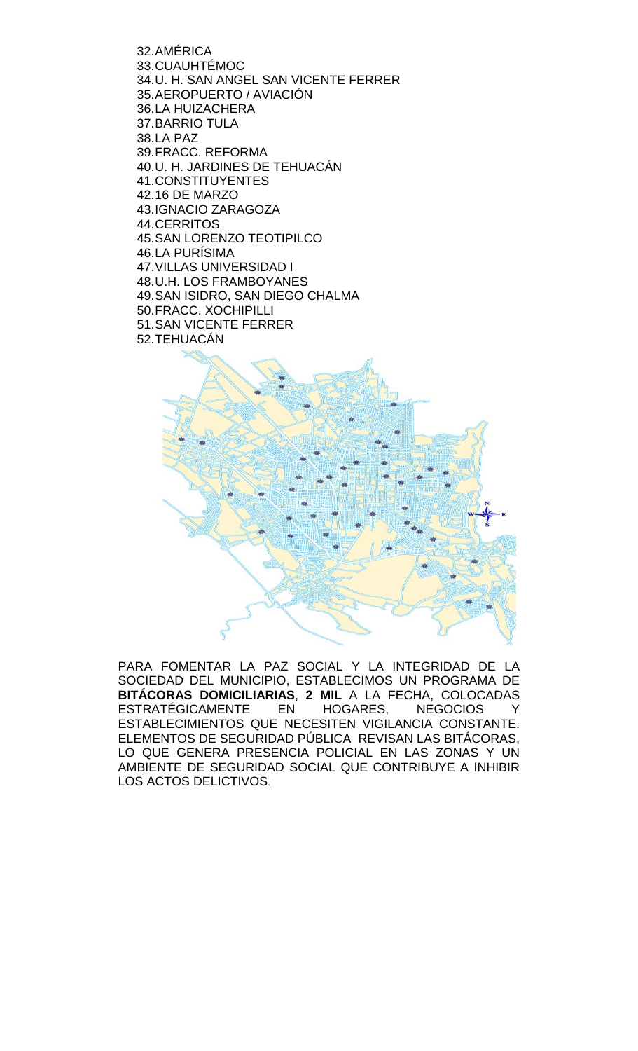32. AMÉRICA
33. CUAUHTÉMOC
34. U. H. SAN ANGEL SAN VICENTE FERRER
35. AEROPUERTO / AVIACIÓN
36. LA HUIZACHERA
37. BARRIO TULA
38. LA PAZ
39. FRACC. REFORMA
40. U. H. JARDINES DE TEHUACÁN
41. CONSTITUYENTES
42. 16 DE MARZO
43. IGNACIO ZARAGOZA
44. CERRITOS
45. SAN LORENZO TEOTIPILCO
46. LA PURÍSIMA
47. VILLAS UNIVERSIDAD I
48. U.H. LOS FRAMBOYANES
49. SAN ISIDRO, SAN DIEGO CHALMA
50. FRACC. XOCHIPILLI
51. SAN VICENTE FERRER
52. TEHUACÁN

PARA FOMENTAR LA PAZ SOCIAL Y LA INTEGRIDAD DE LA SOCIEDAD DEL MUNICIPIO, ESTABLECIMOS UN PROGRAMA DE **BITÁCORAS DOMICILIARIAS**, **2 MIL** A LA FECHA, COLOCADAS ESTRATÉGICAMENTE EN HOGARES, NEGOCIOS Y ESTABLECIMIENTOS QUE NECESITEN VIGILANCIA CONSTANTE. ELEMENTOS DE SEGURIDAD PÚBLICA REVISAN LAS BITÁCORAS, LO QUE GENERA PRESENCIA POLICIAL EN LAS ZONAS Y UN AMBIENTE DE SEGURIDAD SOCIAL QUE CONTRIBUYE A INHIBIR LOS ACTOS DELICTIVOS.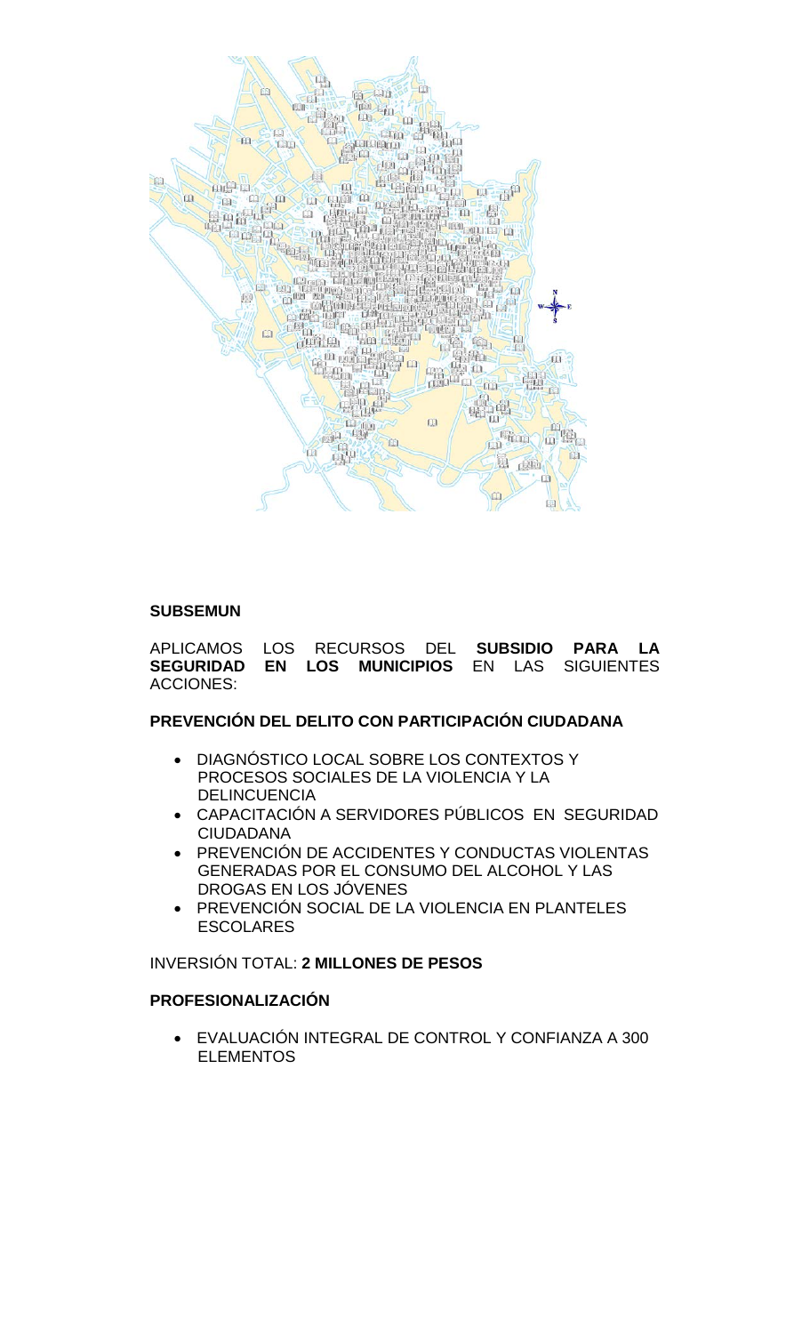**SUBSEMUN**

APLICAMOS LOS RECURSOS DEL **SUBSIDIO PARA LA SEGURIDAD EN LOS MUNICIPIOS** EN LAS SIGUIENTES ACCIONES:

**PREVENCIÓN DEL DELITO CON PARTICIPACIÓN CIUDADANA**

- DIAGNÓSTICO LOCAL SOBRE LOS CONTEXTOS Y PROCESOS SOCIALES DE LA VIOLENCIA Y LA DELINCUENCIA
- CAPACITACIÓN A SERVIDORES PÚBLICOS EN SEGURIDAD CIUDADANA
- PREVENCIÓN DE ACCIDENTES Y CONDUCTAS VIOLENTAS GENERADAS POR EL CONSUMO DEL ALCOHOL Y LAS DROGAS EN LOS JÓVENES
- PREVENCIÓN SOCIAL DE LA VIOLENCIA EN PLANTELES ESCOLARES

INVERSIÓN TOTAL: **2 MILLONES DE PESOS**

**PROFESIONALIZACIÓN**

- EVALUACIÓN INTEGRAL DE CONTROL Y CONFIANZA A 300 ELEMENTOS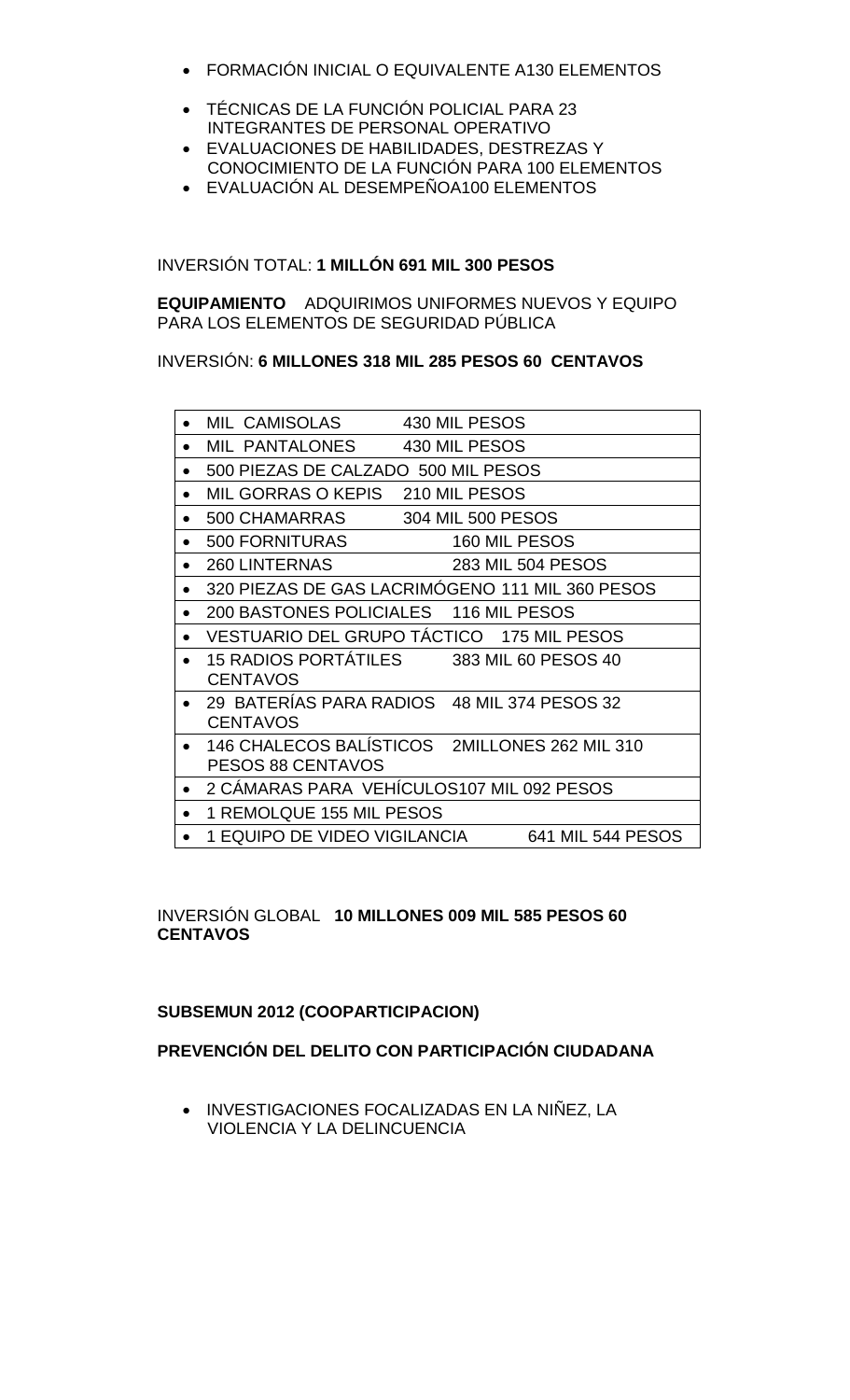- FORMACIÓN INICIAL O EQUIVALENTE A130 ELEMENTOS
- TÉCNICAS DE LA FUNCIÓN POLICIAL PARA 23 INTEGRANTES DE PERSONAL OPERATIVO
- EVALUACIONES DE HABILIDADES, DESTREZAS Y CONOCIMIENTO DE LA FUNCIÓN PARA 100 ELEMENTOS
- EVALUACIÓN AL DESEMPEÑOA100 ELEMENTOS

INVERSIÓN TOTAL: **1 MILLÓN 691 MIL 300 PESOS**

**EQUIPAMIENTO** ADQUIRIMOS UNIFORMES NUEVOS Y EQUIPO PARA LOS ELEMENTOS DE SEGURIDAD PÚBLICA

INVERSIÓN: **6 MILLONES 318 MIL 285 PESOS 60 CENTAVOS**

| |
|---|
| • MIL CAMISOLAS 430 MIL PESOS |
| • MIL PANTALONES 430 MIL PESOS |
| • 500 PIEZAS DE CALZADO 500 MIL PESOS |
| • MIL GORRAS O KEPIS 210 MIL PESOS |
| • 500 CHAMARRAS 304 MIL 500 PESOS |
| • 500 FORNITURAS 160 MIL PESOS |
| • 260 LINTERNAS 283 MIL 504 PESOS |
| • 320 PIEZAS DE GAS LACRIMÓGENO 111 MIL 360 PESOS |
| • 200 BASTONES POLICIALES 116 MIL PESOS |
| • VESTUARIO DEL GRUPO TÁCTICO 175 MIL PESOS |
| • 15 RADIOS PORTÁTILES 383 MIL 60 PESOS 40 CENTAVOS |
| • 29 BATERÍAS PARA RADIOS 48 MIL 374 PESOS 32 CENTAVOS |
| • 146 CHALECOS BALÍSTICOS 2MILLONES 262 MIL 310 PESOS 88 CENTAVOS |
| • 2 CÁMARAS PARA VEHÍCULOS107 MIL 092 PESOS |
| • 1 REMOLQUE 155 MIL PESOS |
| • 1 EQUIPO DE VIDEO VIGILANCIA 641 MIL 544 PESOS |

INVERSIÓN GLOBAL **10 MILLONES 009 MIL 585 PESOS 60 CENTAVOS**

**SUBSEMUN 2012 (COOPARTICIPACION)**

**PREVENCIÓN DEL DELITO CON PARTICIPACIÓN CIUDADANA**

- INVESTIGACIONES FOCALIZADAS EN LA NIÑEZ, LA VIOLENCIA Y LA DELINCUENCIA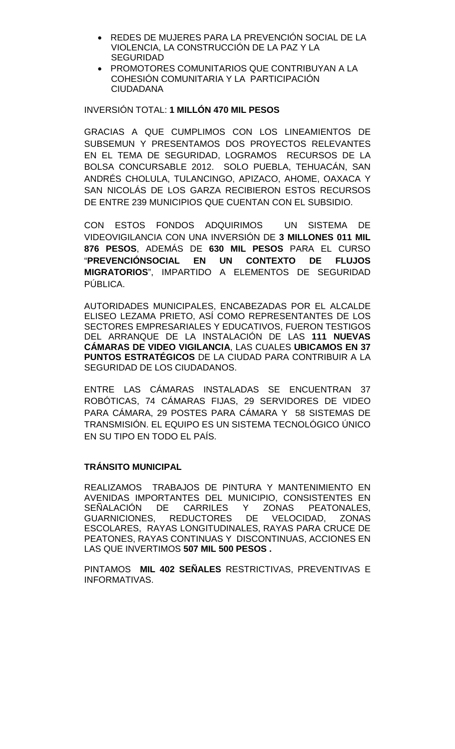- REDES DE MUJERES PARA LA PREVENCIÓN SOCIAL DE LA VIOLENCIA, LA CONSTRUCCIÓN DE LA PAZ Y LA SEGURIDAD
- PROMOTORES COMUNITARIOS QUE CONTRIBUYAN A LA COHESIÓN COMUNITARIA Y LA PARTICIPACIÓN CIUDADANA

INVERSIÓN TOTAL: **1 MILLÓN 470 MIL PESOS**

GRACIAS A QUE CUMPLIMOS CON LOS LINEAMIENTOS DE SUBSEMUN Y PRESENTAMOS DOS PROYECTOS RELEVANTES EN EL TEMA DE SEGURIDAD, LOGRAMOS RECURSOS DE LA BOLSA CONCURSABLE 2012. SOLO PUEBLA, TEHUACÁN, SAN ANDRÉS CHOLULA, TULANCINGO, APIZACO, AHOME, OAXACA Y SAN NICOLÁS DE LOS GARZA RECIBIERON ESTOS RECURSOS DE ENTRE 239 MUNICIPIOS QUE CUENTAN CON EL SUBSIDIO.

CON ESTOS FONDOS ADQUIRIMOS UN SISTEMA DE VIDEOVIGILANCIA CON UNA INVERSIÓN DE **3 MILLONES 011 MIL 876 PESOS**, ADEMÁS DE **630 MIL PESOS** PARA EL CURSO "**PREVENCIÓNSOCIAL EN UN CONTEXTO DE FLUJOS MIGRATORIOS**", IMPARTIDO A ELEMENTOS DE SEGURIDAD PÚBLICA.

AUTORIDADES MUNICIPALES, ENCABEZADAS POR EL ALCALDE ELISEO LEZAMA PRIETO, ASÍ COMO REPRESENTANTES DE LOS SECTORES EMPRESARIALES Y EDUCATIVOS, FUERON TESTIGOS DEL ARRANQUE DE LA INSTALACIÓN DE LAS **111 NUEVAS CÁMARAS DE VIDEO VIGILANCIA**, LAS CUALES **UBICAMOS EN 37 PUNTOS ESTRATÉGICOS** DE LA CIUDAD PARA CONTRIBUIR A LA SEGURIDAD DE LOS CIUDADANOS.

ENTRE LAS CÁMARAS INSTALADAS SE ENCUENTRAN 37 ROBÓTICAS, 74 CÁMARAS FIJAS, 29 SERVIDORES DE VIDEO PARA CÁMARA, 29 POSTES PARA CÁMARA Y 58 SISTEMAS DE TRANSMISIÓN. EL EQUIPO ES UN SISTEMA TECNOLÓGICO ÚNICO EN SU TIPO EN TODO EL PAÍS.

**TRÁNSITO MUNICIPAL**

REALIZAMOS TRABAJOS DE PINTURA Y MANTENIMIENTO EN AVENIDAS IMPORTANTES DEL MUNICIPIO, CONSISTENTES EN SEÑALACIÓN DE CARRILES Y ZONAS PEATONALES, GUARNICIONES, REDUCTORES DE VELOCIDAD, ZONAS ESCOLARES, RAYAS LONGITUDINALES, RAYAS PARA CRUCE DE PEATONES, RAYAS CONTINUAS Y DISCONTINUAS, ACCIONES EN LAS QUE INVERTIMOS **507 MIL 500 PESOS .**

PINTAMOS **MIL 402 SEÑALES** RESTRICTIVAS, PREVENTIVAS E INFORMATIVAS.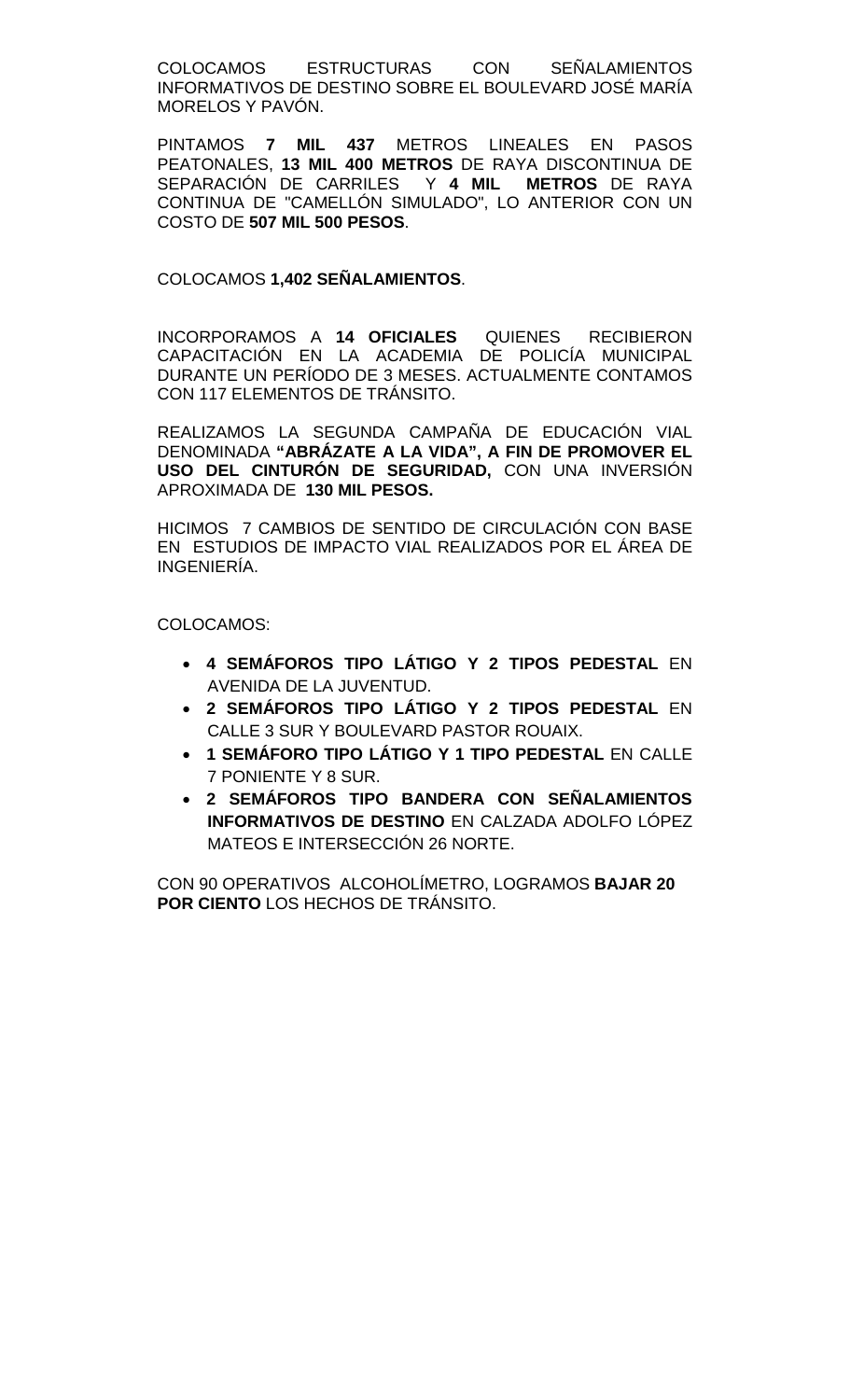COLOCAMOS ESTRUCTURAS CON SEÑALAMIENTOS INFORMATIVOS DE DESTINO SOBRE EL BOULEVARD JOSÉ MARÍA MORELOS Y PAVÓN.

PINTAMOS **7 MIL 437** METROS LINEALES EN PASOS PEATONALES, **13 MIL 400 METROS** DE RAYA DISCONTINUA DE SEPARACIÓN DE CARRILES Y **4 MIL METROS** DE RAYA CONTINUA DE "CAMELLÓN SIMULADO", LO ANTERIOR CON UN COSTO DE **507 MIL 500 PESOS**.

COLOCAMOS **1,402 SEÑALAMIENTOS**.

INCORPORAMOS A **14 OFICIALES** QUIENES RECIBIERON CAPACITACIÓN EN LA ACADEMIA DE POLICÍA MUNICIPAL DURANTE UN PERÍODO DE 3 MESES. ACTUALMENTE CONTAMOS CON 117 ELEMENTOS DE TRÁNSITO.

REALIZAMOS LA SEGUNDA CAMPAÑA DE EDUCACIÓN VIAL DENOMINADA **"ABRÁZATE A LA VIDA", A FIN DE PROMOVER EL USO DEL CINTURÓN DE SEGURIDAD,** CON UNA INVERSIÓN APROXIMADA DE **130 MIL PESOS.**

HICIMOS 7 CAMBIOS DE SENTIDO DE CIRCULACIÓN CON BASE EN ESTUDIOS DE IMPACTO VIAL REALIZADOS POR EL ÁREA DE INGENIERÍA.

COLOCAMOS:

- **4 SEMÁFOROS TIPO LÁTIGO Y 2 TIPOS PEDESTAL** EN AVENIDA DE LA JUVENTUD.
- **2 SEMÁFOROS TIPO LÁTIGO Y 2 TIPOS PEDESTAL** EN CALLE 3 SUR Y BOULEVARD PASTOR ROUAIX.
- **1 SEMÁFORO TIPO LÁTIGO Y 1 TIPO PEDESTAL** EN CALLE 7 PONIENTE Y 8 SUR.
- **2 SEMÁFOROS TIPO BANDERA CON SEÑALAMIENTOS INFORMATIVOS DE DESTINO** EN CALZADA ADOLFO LÓPEZ MATEOS E INTERSECCIÓN 26 NORTE.

CON 90 OPERATIVOS ALCOHOLÍMETRO, LOGRAMOS **BAJAR 20 POR CIENTO** LOS HECHOS DE TRÁNSITO.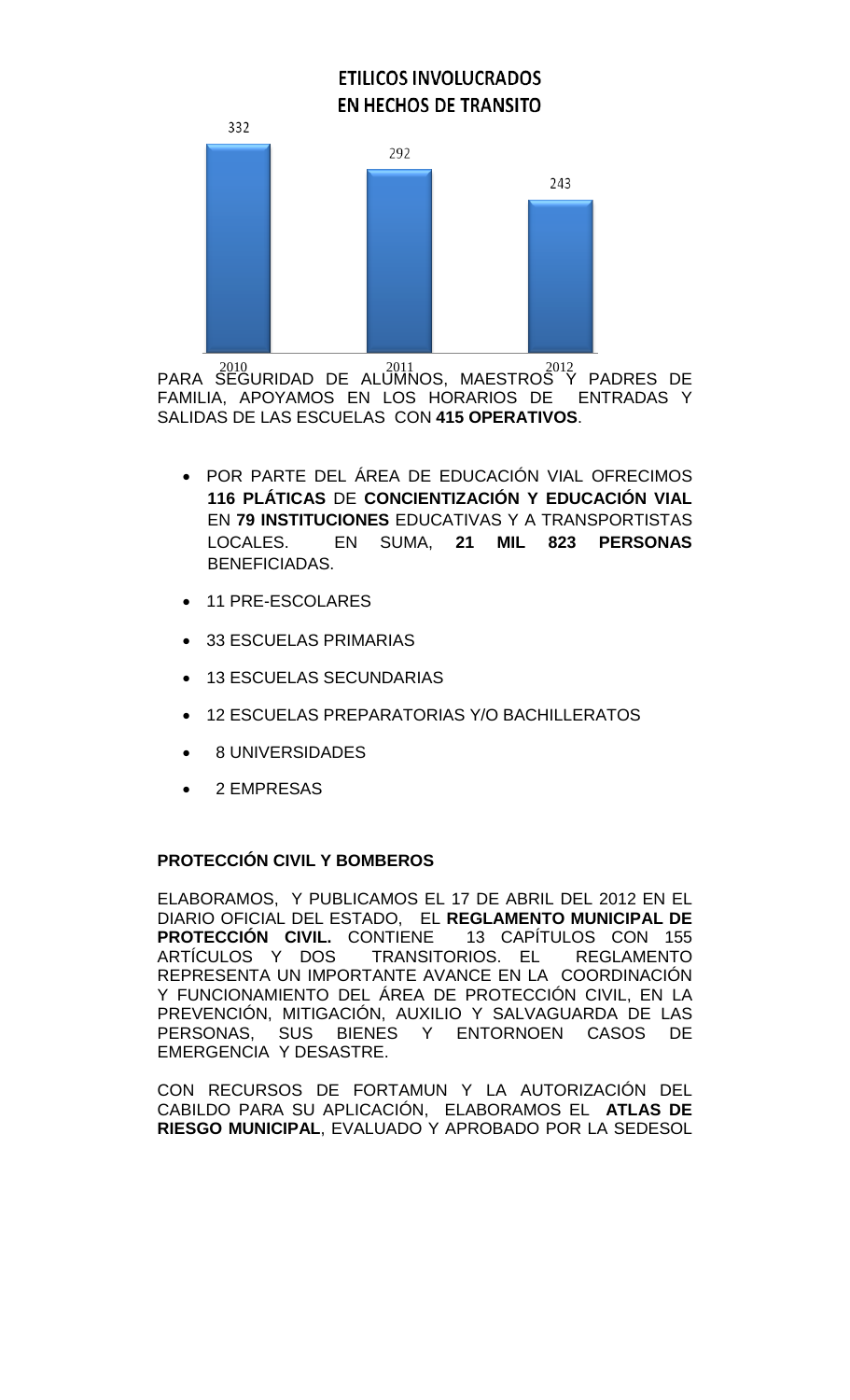**ETILICOS INVOLUCRADOS EN HECHOS DE TRANSITO**

| 2010 | 2011 | 2012 |
|---|---|---|
| 332 | 292 | 243 |

PARA SEGURIDAD DE ALUMNOS, MAESTROS Y PADRES DE FAMILIA, APOYAMOS EN LOS HORARIOS DE ENTRADAS Y SALIDAS DE LAS ESCUELAS CON **415 OPERATIVOS**.

- POR PARTE DEL ÁREA DE EDUCACIÓN VIAL OFRECIMOS **116 PLÁTICAS** DE **CONCIENTIZACIÓN Y EDUCACIÓN VIAL** EN **79 INSTITUCIONES** EDUCATIVAS Y A TRANSPORTISTAS LOCALES. EN SUMA, **21 MIL 823 PERSONAS** BENEFICIADAS.
- 11 PRE-ESCOLARES
- 33 ESCUELAS PRIMARIAS
- 13 ESCUELAS SECUNDARIAS
- 12 ESCUELAS PREPARATORIAS Y/O BACHILLERATOS
- 8 UNIVERSIDADES
- 2 EMPRESAS

**PROTECCIÓN CIVIL Y BOMBEROS**

ELABORAMOS, Y PUBLICAMOS EL 17 DE ABRIL DEL 2012 EN EL DIARIO OFICIAL DEL ESTADO, EL **REGLAMENTO MUNICIPAL DE PROTECCIÓN CIVIL.** CONTIENE 13 CAPÍTULOS CON 155 ARTÍCULOS Y DOS TRANSITORIOS. EL REGLAMENTO REPRESENTA UN IMPORTANTE AVANCE EN LA COORDINACIÓN Y FUNCIONAMIENTO DEL ÁREA DE PROTECCIÓN CIVIL, EN LA PREVENCIÓN, MITIGACIÓN, AUXILIO Y SALVAGUARDA DE LAS PERSONAS, SUS BIENES Y ENTORNOEN CASOS DE EMERGENCIA Y DESASTRE.

CON RECURSOS DE FORTAMUN Y LA AUTORIZACIÓN DEL CABILDO PARA SU APLICACIÓN, ELABORAMOS EL **ATLAS DE RIESGO MUNICIPAL**, EVALUADO Y APROBADO POR LA SEDESOL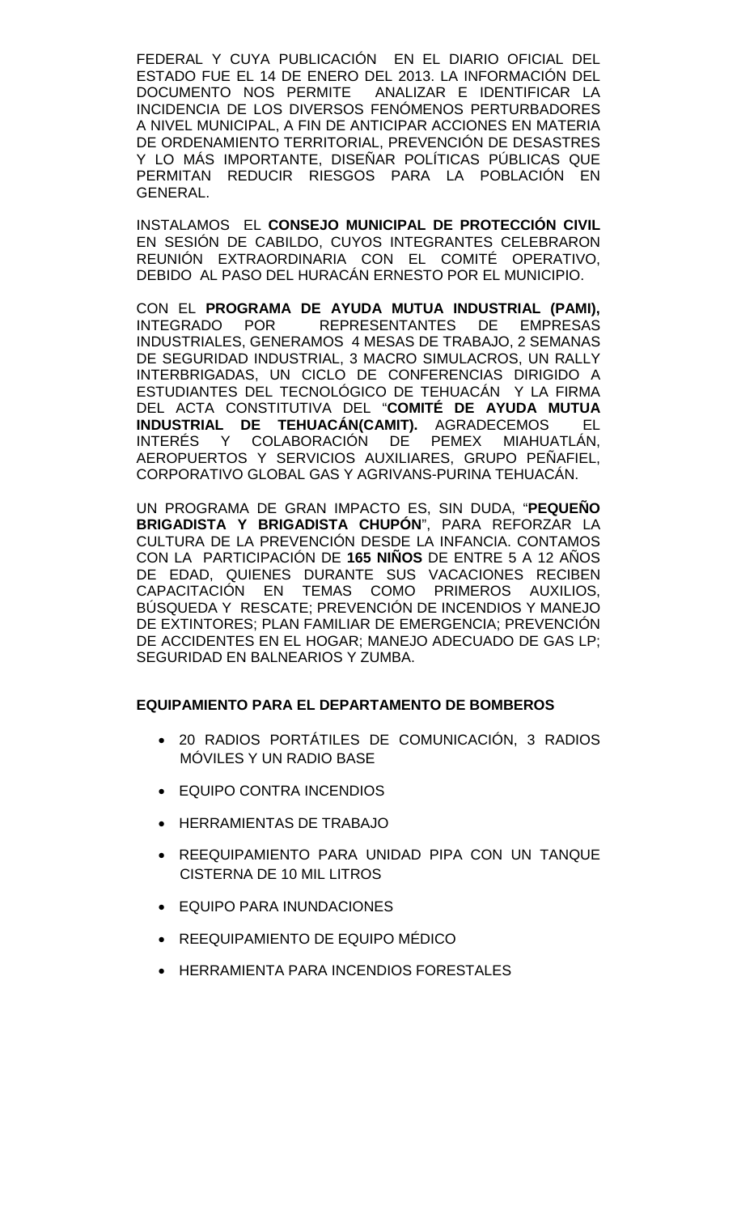FEDERAL Y CUYA PUBLICACIÓN EN EL DIARIO OFICIAL DEL ESTADO FUE EL 14 DE ENERO DEL 2013. LA INFORMACIÓN DEL DOCUMENTO NOS PERMITE ANALIZAR E IDENTIFICAR LA INCIDENCIA DE LOS DIVERSOS FENÓMENOS PERTURBADORES A NIVEL MUNICIPAL, A FIN DE ANTICIPAR ACCIONES EN MATERIA DE ORDENAMIENTO TERRITORIAL, PREVENCIÓN DE DESASTRES Y LO MÁS IMPORTANTE, DISEÑAR POLÍTICAS PÚBLICAS QUE PERMITAN REDUCIR RIESGOS PARA LA POBLACIÓN EN GENERAL.

INSTALAMOS EL **CONSEJO MUNICIPAL DE PROTECCIÓN CIVIL** EN SESIÓN DE CABILDO, CUYOS INTEGRANTES CELEBRARON REUNIÓN EXTRAORDINARIA CON EL COMITÉ OPERATIVO, DEBIDO AL PASO DEL HURACÁN ERNESTO POR EL MUNICIPIO.

CON EL **PROGRAMA DE AYUDA MUTUA INDUSTRIAL (PAMI),** INTEGRADO POR REPRESENTANTES DE EMPRESAS INDUSTRIALES, GENERAMOS 4 MESAS DE TRABAJO, 2 SEMANAS DE SEGURIDAD INDUSTRIAL, 3 MACRO SIMULACROS, UN RALLY INTERBRIGADAS, UN CICLO DE CONFERENCIAS DIRIGIDO A ESTUDIANTES DEL TECNOLÓGICO DE TEHUACÁN Y LA FIRMA DEL ACTA CONSTITUTIVA DEL "**COMITÉ DE AYUDA MUTUA INDUSTRIAL DE TEHUACÁN(CAMIT).** AGRADECEMOS EL INTERÉS Y COLABORACIÓN DE PEMEX MIAHUATLÁN, AEROPUERTOS Y SERVICIOS AUXILIARES, GRUPO PEÑAFIEL, CORPORATIVO GLOBAL GAS Y AGRIVANS-PURINA TEHUACÁN.

UN PROGRAMA DE GRAN IMPACTO ES, SIN DUDA, "**PEQUEÑO BRIGADISTA Y BRIGADISTA CHUPÓN**", PARA REFORZAR LA CULTURA DE LA PREVENCIÓN DESDE LA INFANCIA. CONTAMOS CON LA PARTICIPACIÓN DE **165 NIÑOS** DE ENTRE 5 A 12 AÑOS DE EDAD, QUIENES DURANTE SUS VACACIONES RECIBEN CAPACITACIÓN EN TEMAS COMO PRIMEROS AUXILIOS, BÚSQUEDA Y RESCATE; PREVENCIÓN DE INCENDIOS Y MANEJO DE EXTINTORES; PLAN FAMILIAR DE EMERGENCIA; PREVENCIÓN DE ACCIDENTES EN EL HOGAR; MANEJO ADECUADO DE GAS LP; SEGURIDAD EN BALNEARIOS Y ZUMBA.

**EQUIPAMIENTO PARA EL DEPARTAMENTO DE BOMBEROS**

- 20 RADIOS PORTÁTILES DE COMUNICACIÓN, 3 RADIOS MÓVILES Y UN RADIO BASE
- EQUIPO CONTRA INCENDIOS
- HERRAMIENTAS DE TRABAJO
- REEQUIPAMIENTO PARA UNIDAD PIPA CON UN TANQUE CISTERNA DE 10 MIL LITROS
- EQUIPO PARA INUNDACIONES
- REEQUIPAMIENTO DE EQUIPO MÉDICO
- HERRAMIENTA PARA INCENDIOS FORESTALES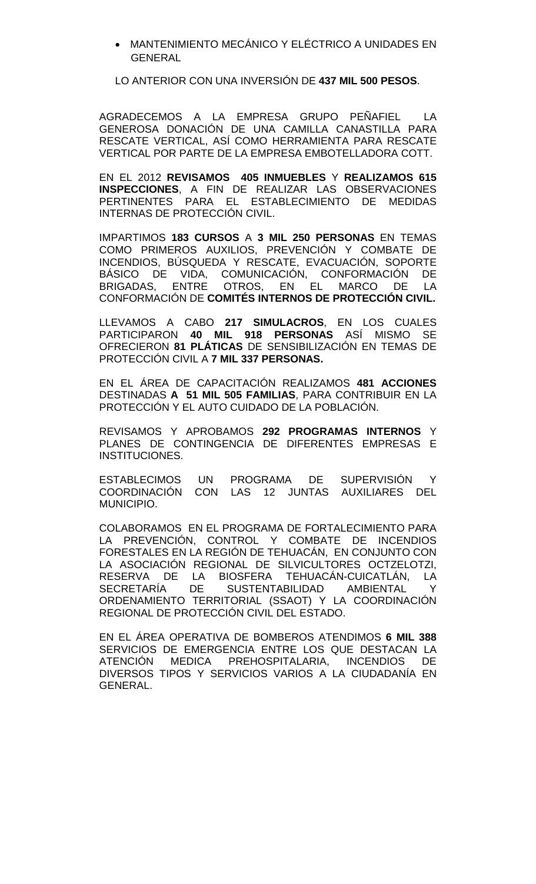- MANTENIMIENTO MECÁNICO Y ELÉCTRICO A UNIDADES EN GENERAL

LO ANTERIOR CON UNA INVERSIÓN DE **437 MIL 500 PESOS**.

AGRADECEMOS A LA EMPRESA GRUPO PEÑAFIEL LA GENEROSA DONACIÓN DE UNA CAMILLA CANASTILLA PARA RESCATE VERTICAL, ASÍ COMO HERRAMIENTA PARA RESCATE VERTICAL POR PARTE DE LA EMPRESA EMBOTELLADORA COTT.

EN EL 2012 **REVISAMOS 405 INMUEBLES** Y **REALIZAMOS 615 INSPECCIONES**, A FIN DE REALIZAR LAS OBSERVACIONES PERTINENTES PARA EL ESTABLECIMIENTO DE MEDIDAS INTERNAS DE PROTECCIÓN CIVIL.

IMPARTIMOS **183 CURSOS** A **3 MIL 250 PERSONAS** EN TEMAS COMO PRIMEROS AUXILIOS, PREVENCIÓN Y COMBATE DE INCENDIOS, BÚSQUEDA Y RESCATE, EVACUACIÓN, SOPORTE BÁSICO DE VIDA, COMUNICACIÓN, CONFORMACIÓN DE BRIGADAS, ENTRE OTROS, EN EL MARCO DE LA CONFORMACIÓN DE **COMITÉS INTERNOS DE PROTECCIÓN CIVIL.**

LLEVAMOS A CABO **217 SIMULACROS**, EN LOS CUALES PARTICIPARON **40 MIL 918 PERSONAS** ASÍ MISMO SE OFRECIERON **81 PLÁTICAS** DE SENSIBILIZACIÓN EN TEMAS DE PROTECCIÓN CIVIL A **7 MIL 337 PERSONAS.**

EN EL ÁREA DE CAPACITACIÓN REALIZAMOS **481 ACCIONES** DESTINADAS **A 51 MIL 505 FAMILIAS**, PARA CONTRIBUIR EN LA PROTECCIÓN Y EL AUTO CUIDADO DE LA POBLACIÓN.

REVISAMOS Y APROBAMOS **292 PROGRAMAS INTERNOS** Y PLANES DE CONTINGENCIA DE DIFERENTES EMPRESAS E INSTITUCIONES.

ESTABLECIMOS UN PROGRAMA DE SUPERVISIÓN Y COORDINACIÓN CON LAS 12 JUNTAS AUXILIARES DEL MUNICIPIO.

COLABORAMOS EN EL PROGRAMA DE FORTALECIMIENTO PARA LA PREVENCIÓN, CONTROL Y COMBATE DE INCENDIOS FORESTALES EN LA REGIÓN DE TEHUACÁN, EN CONJUNTO CON LA ASOCIACIÓN REGIONAL DE SILVICULTORES OCTZELOTZI, RESERVA DE LA BIOSFERA TEHUACÁN-CUICATLÁN, LA SECRETARÍA DE SUSTENTABILIDAD AMBIENTAL Y ORDENAMIENTO TERRITORIAL (SSAOT) Y LA COORDINACIÓN REGIONAL DE PROTECCIÓN CIVIL DEL ESTADO.

EN EL ÁREA OPERATIVA DE BOMBEROS ATENDIMOS **6 MIL 388** SERVICIOS DE EMERGENCIA ENTRE LOS QUE DESTACAN LA ATENCIÓN MEDICA PREHOSPITALARIA, INCENDIOS DE DIVERSOS TIPOS Y SERVICIOS VARIOS A LA CIUDADANÍA EN GENERAL.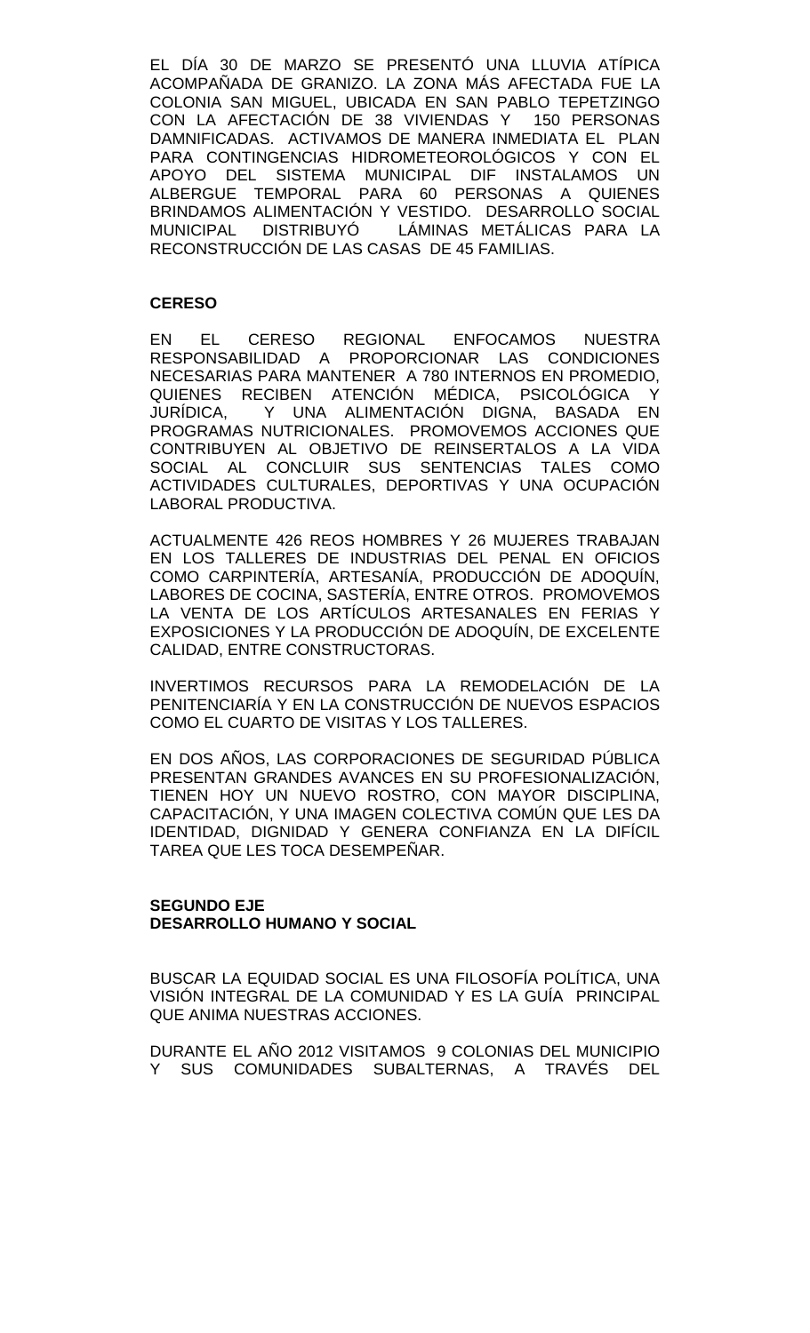EL DÍA 30 DE MARZO SE PRESENTÓ UNA LLUVIA ATÍPICA ACOMPAÑADA DE GRANIZO. LA ZONA MÁS AFECTADA FUE LA COLONIA SAN MIGUEL, UBICADA EN SAN PABLO TEPETZINGO CON LA AFECTACIÓN DE 38 VIVIENDAS Y 150 PERSONAS DAMNIFICADAS. ACTIVAMOS DE MANERA INMEDIATA EL PLAN PARA CONTINGENCIAS HIDROMETEOROLÓGICOS Y CON EL APOYO DEL SISTEMA MUNICIPAL DIF INSTALAMOS UN ALBERGUE TEMPORAL PARA 60 PERSONAS A QUIENES BRINDAMOS ALIMENTACIÓN Y VESTIDO. DESARROLLO SOCIAL MUNICIPAL DISTRIBUYÓ LÁMINAS METÁLICAS PARA LA RECONSTRUCCIÓN DE LAS CASAS DE 45 FAMILIAS.

**CERESO**

EN EL CERESO REGIONAL ENFOCAMOS NUESTRA RESPONSABILIDAD A PROPORCIONAR LAS CONDICIONES NECESARIAS PARA MANTENER A 780 INTERNOS EN PROMEDIO, QUIENES RECIBEN ATENCIÓN MÉDICA, PSICOLÓGICA Y JURÍDICA, Y UNA ALIMENTACIÓN DIGNA, BASADA EN PROGRAMAS NUTRICIONALES. PROMOVEMOS ACCIONES QUE CONTRIBUYEN AL OBJETIVO DE REINSERTALOS A LA VIDA SOCIAL AL CONCLUIR SUS SENTENCIAS TALES COMO ACTIVIDADES CULTURALES, DEPORTIVAS Y UNA OCUPACIÓN LABORAL PRODUCTIVA.

ACTUALMENTE 426 REOS HOMBRES Y 26 MUJERES TRABAJAN EN LOS TALLERES DE INDUSTRIAS DEL PENAL EN OFICIOS COMO CARPINTERÍA, ARTESANÍA, PRODUCCIÓN DE ADOQUÍN, LABORES DE COCINA, SASTERÍA, ENTRE OTROS. PROMOVEMOS LA VENTA DE LOS ARTÍCULOS ARTESANALES EN FERIAS Y EXPOSICIONES Y LA PRODUCCIÓN DE ADOQUÍN, DE EXCELENTE CALIDAD, ENTRE CONSTRUCTORAS.

INVERTIMOS RECURSOS PARA LA REMODELACIÓN DE LA PENITENCIARÍA Y EN LA CONSTRUCCIÓN DE NUEVOS ESPACIOS COMO EL CUARTO DE VISITAS Y LOS TALLERES.

EN DOS AÑOS, LAS CORPORACIONES DE SEGURIDAD PÚBLICA PRESENTAN GRANDES AVANCES EN SU PROFESIONALIZACIÓN, TIENEN HOY UN NUEVO ROSTRO, CON MAYOR DISCIPLINA, CAPACITACIÓN, Y UNA IMAGEN COLECTIVA COMÚN QUE LES DA IDENTIDAD, DIGNIDAD Y GENERA CONFIANZA EN LA DIFÍCIL TAREA QUE LES TOCA DESEMPEÑAR.

**SEGUNDO EJE**
**DESARROLLO HUMANO Y SOCIAL**

BUSCAR LA EQUIDAD SOCIAL ES UNA FILOSOFÍA POLÍTICA, UNA VISIÓN INTEGRAL DE LA COMUNIDAD Y ES LA GUÍA PRINCIPAL QUE ANIMA NUESTRAS ACCIONES.

DURANTE EL AÑO 2012 VISITAMOS 9 COLONIAS DEL MUNICIPIO Y SUS COMUNIDADES SUBALTERNAS, A TRAVÉS DEL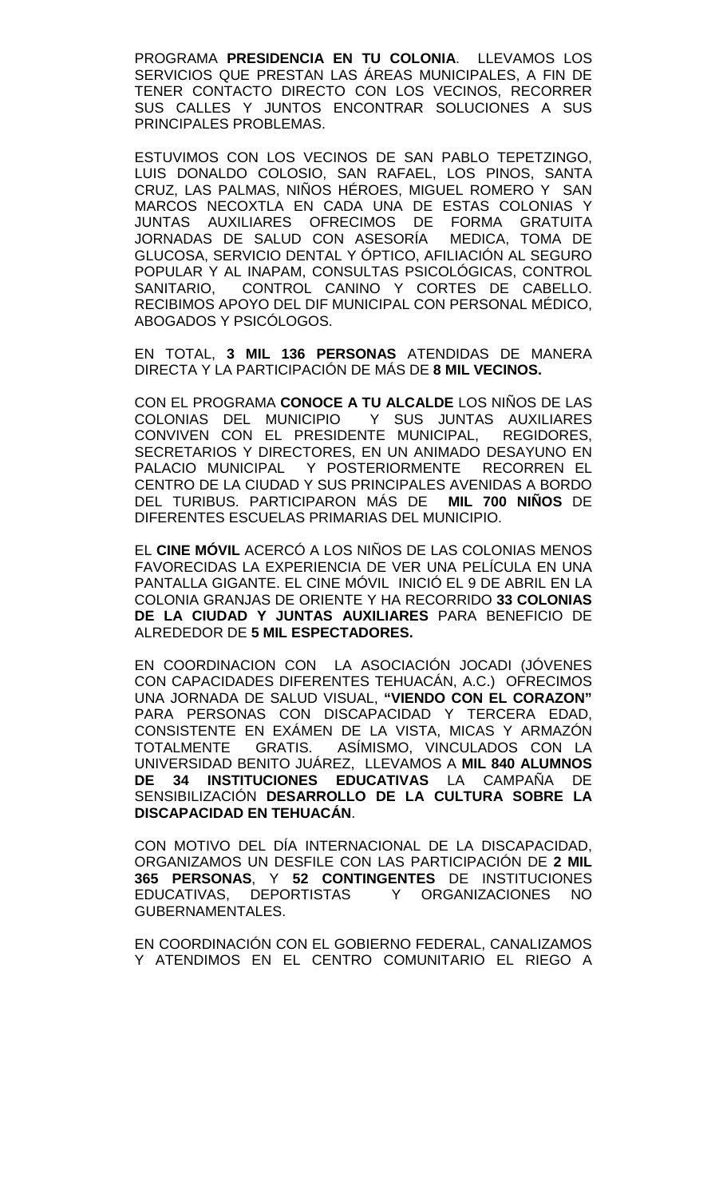PROGRAMA **PRESIDENCIA EN TU COLONIA**. LLEVAMOS LOS SERVICIOS QUE PRESTAN LAS ÁREAS MUNICIPALES, A FIN DE TENER CONTACTO DIRECTO CON LOS VECINOS, RECORRER SUS CALLES Y JUNTOS ENCONTRAR SOLUCIONES A SUS PRINCIPALES PROBLEMAS.

ESTUVIMOS CON LOS VECINOS DE SAN PABLO TEPETZINGO, LUIS DONALDO COLOSIO, SAN RAFAEL, LOS PINOS, SANTA CRUZ, LAS PALMAS, NIÑOS HÉROES, MIGUEL ROMERO Y SAN MARCOS NECOXTLA EN CADA UNA DE ESTAS COLONIAS Y JUNTAS AUXILIARES OFRECIMOS DE FORMA GRATUITA JORNADAS DE SALUD CON ASESORÍA MEDICA, TOMA DE GLUCOSA, SERVICIO DENTAL Y ÓPTICO, AFILIACIÓN AL SEGURO POPULAR Y AL INAPAM, CONSULTAS PSICOLÓGICAS, CONTROL SANITARIO, CONTROL CANINO Y CORTES DE CABELLO. RECIBIMOS APOYO DEL DIF MUNICIPAL CON PERSONAL MÉDICO, ABOGADOS Y PSICÓLOGOS.

EN TOTAL, **3 MIL 136 PERSONAS** ATENDIDAS DE MANERA DIRECTA Y LA PARTICIPACIÓN DE MÁS DE **8 MIL VECINOS.**

CON EL PROGRAMA **CONOCE A TU ALCALDE** LOS NIÑOS DE LAS COLONIAS DEL MUNICIPIO Y SUS JUNTAS AUXILIARES CONVIVEN CON EL PRESIDENTE MUNICIPAL, REGIDORES, SECRETARIOS Y DIRECTORES, EN UN ANIMADO DESAYUNO EN PALACIO MUNICIPAL Y POSTERIORMENTE RECORREN EL CENTRO DE LA CIUDAD Y SUS PRINCIPALES AVENIDAS A BORDO DEL TURIBUS. PARTICIPARON MÁS DE **MIL 700 NIÑOS** DE DIFERENTES ESCUELAS PRIMARIAS DEL MUNICIPIO.

EL **CINE MÓVIL** ACERCÓ A LOS NIÑOS DE LAS COLONIAS MENOS FAVORECIDAS LA EXPERIENCIA DE VER UNA PELÍCULA EN UNA PANTALLA GIGANTE. EL CINE MÓVIL INICIÓ EL 9 DE ABRIL EN LA COLONIA GRANJAS DE ORIENTE Y HA RECORRIDO **33 COLONIAS DE LA CIUDAD Y JUNTAS AUXILIARES** PARA BENEFICIO DE ALREDEDOR DE **5 MIL ESPECTADORES.**

EN COORDINACION CON LA ASOCIACIÓN JOCADI (JÓVENES CON CAPACIDADES DIFERENTES TEHUACÁN, A.C.) OFRECIMOS UNA JORNADA DE SALUD VISUAL, **"VIENDO CON EL CORAZON"** PARA PERSONAS CON DISCAPACIDAD Y TERCERA EDAD, CONSISTENTE EN EXÁMEN DE LA VISTA, MICAS Y ARMAZÓN TOTALMENTE GRATIS. ASÍMISMO, VINCULADOS CON LA UNIVERSIDAD BENITO JUÁREZ, LLEVAMOS A **MIL 840 ALUMNOS DE 34 INSTITUCIONES EDUCATIVAS** LA CAMPAÑA DE SENSIBILIZACIÓN **DESARROLLO DE LA CULTURA SOBRE LA DISCAPACIDAD EN TEHUACÁN**.

CON MOTIVO DEL DÍA INTERNACIONAL DE LA DISCAPACIDAD, ORGANIZAMOS UN DESFILE CON LAS PARTICIPACIÓN DE **2 MIL 365 PERSONAS**, Y **52 CONTINGENTES** DE INSTITUCIONES EDUCATIVAS, DEPORTISTAS Y ORGANIZACIONES NO GUBERNAMENTALES.

EN COORDINACIÓN CON EL GOBIERNO FEDERAL, CANALIZAMOS Y ATENDIMOS EN EL CENTRO COMUNITARIO EL RIEGO A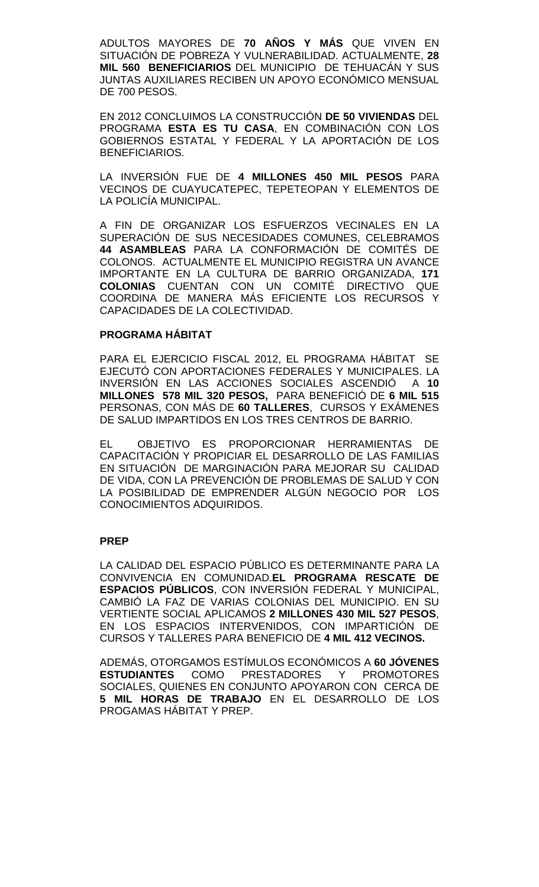ADULTOS MAYORES DE **70 AÑOS Y MÁS** QUE VIVEN EN SITUACIÓN DE POBREZA Y VULNERABILIDAD. ACTUALMENTE, **28 MIL 560 BENEFICIARIOS** DEL MUNICIPIO DE TEHUACÁN Y SUS JUNTAS AUXILIARES RECIBEN UN APOYO ECONÓMICO MENSUAL DE 700 PESOS.

EN 2012 CONCLUIMOS LA CONSTRUCCIÓN **DE 50 VIVIENDAS** DEL PROGRAMA **ESTA ES TU CASA**, EN COMBINACIÓN CON LOS GOBIERNOS ESTATAL Y FEDERAL Y LA APORTACIÓN DE LOS BENEFICIARIOS.

LA INVERSIÓN FUE DE **4 MILLONES 450 MIL PESOS** PARA VECINOS DE CUAYUCATEPEC, TEPETEOPAN Y ELEMENTOS DE LA POLICÍA MUNICIPAL.

A FIN DE ORGANIZAR LOS ESFUERZOS VECINALES EN LA SUPERACIÓN DE SUS NECESIDADES COMUNES, CELEBRAMOS **44 ASAMBLEAS** PARA LA CONFORMACIÓN DE COMITÉS DE COLONOS. ACTUALMENTE EL MUNICIPIO REGISTRA UN AVANCE IMPORTANTE EN LA CULTURA DE BARRIO ORGANIZADA, **171 COLONIAS** CUENTAN CON UN COMITÉ DIRECTIVO QUE COORDINA DE MANERA MÁS EFICIENTE LOS RECURSOS Y CAPACIDADES DE LA COLECTIVIDAD.

**PROGRAMA HÁBITAT**

PARA EL EJERCICIO FISCAL 2012, EL PROGRAMA HÁBITAT SE EJECUTÓ CON APORTACIONES FEDERALES Y MUNICIPALES. LA INVERSIÓN EN LAS ACCIONES SOCIALES ASCENDIÓ A **10 MILLONES 578 MIL 320 PESOS,** PARA BENEFICIÓ DE **6 MIL 515** PERSONAS, CON MÁS DE **60 TALLERES**, CURSOS Y EXÁMENES DE SALUD IMPARTIDOS EN LOS TRES CENTROS DE BARRIO.

EL OBJETIVO ES PROPORCIONAR HERRAMIENTAS DE CAPACITACIÓN Y PROPICIAR EL DESARROLLO DE LAS FAMILIAS EN SITUACIÓN DE MARGINACIÓN PARA MEJORAR SU CALIDAD DE VIDA, CON LA PREVENCIÓN DE PROBLEMAS DE SALUD Y CON LA POSIBILIDAD DE EMPRENDER ALGÚN NEGOCIO POR LOS CONOCIMIENTOS ADQUIRIDOS.

**PREP**

LA CALIDAD DEL ESPACIO PÚBLICO ES DETERMINANTE PARA LA CONVIVENCIA EN COMUNIDAD.**EL PROGRAMA RESCATE DE ESPACIOS PÚBLICOS**, CON INVERSIÓN FEDERAL Y MUNICIPAL, CAMBIÓ LA FAZ DE VARIAS COLONIAS DEL MUNICIPIO. EN SU VERTIENTE SOCIAL APLICAMOS **2 MILLONES 430 MIL 527 PESOS**, EN LOS ESPACIOS INTERVENIDOS, CON IMPARTICIÓN DE CURSOS Y TALLERES PARA BENEFICIO DE **4 MIL 412 VECINOS.**

ADEMÁS, OTORGAMOS ESTÍMULOS ECONÓMICOS A **60 JÓVENES ESTUDIANTES** COMO PRESTADORES Y PROMOTORES SOCIALES, QUIENES EN CONJUNTO APOYARON CON CERCA DE **5 MIL HORAS DE TRABAJO** EN EL DESARROLLO DE LOS PROGAMAS HÁBITAT Y PREP.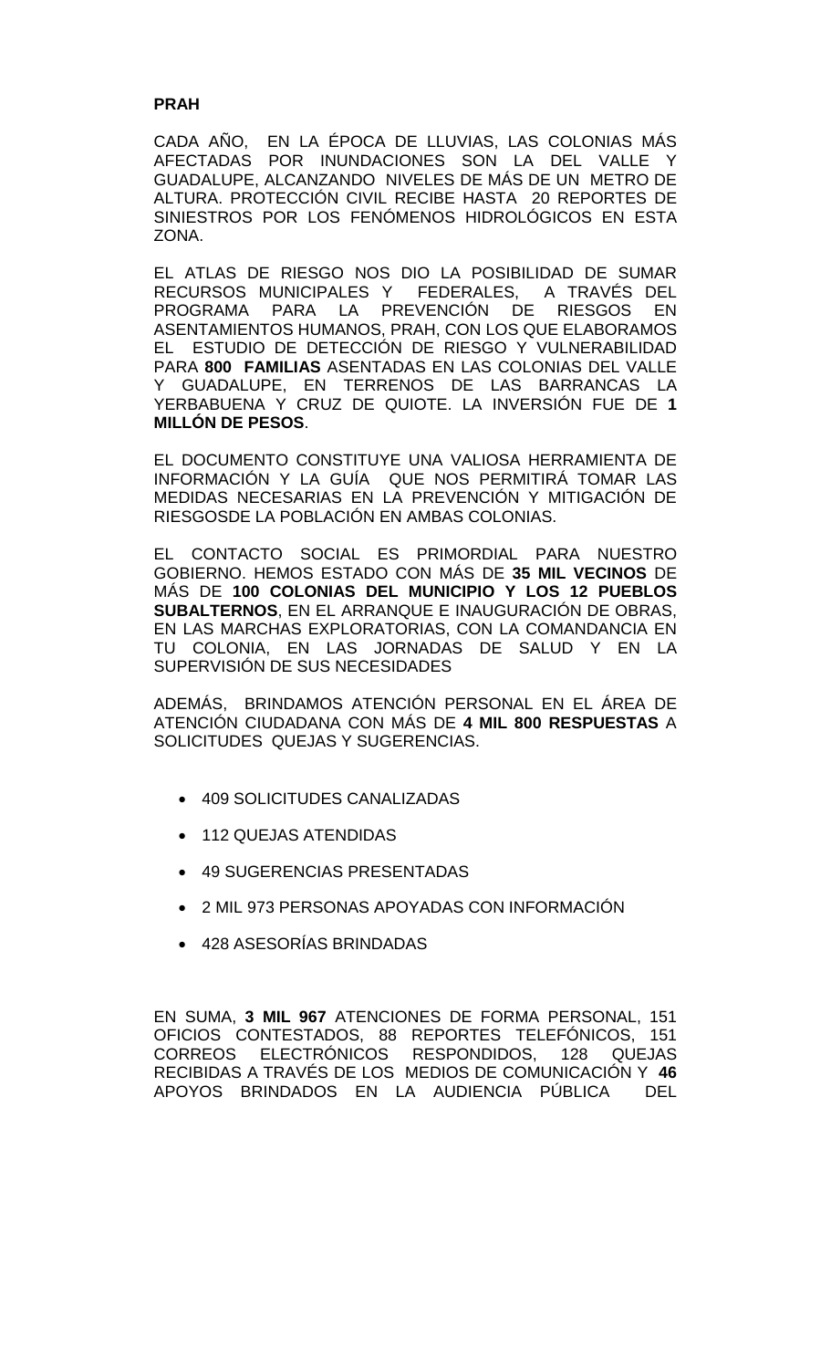**PRAH**

CADA AÑO, EN LA ÉPOCA DE LLUVIAS, LAS COLONIAS MÁS AFECTADAS POR INUNDACIONES SON LA DEL VALLE Y GUADALUPE, ALCANZANDO NIVELES DE MÁS DE UN METRO DE ALTURA. PROTECCIÓN CIVIL RECIBE HASTA 20 REPORTES DE SINIESTROS POR LOS FENÓMENOS HIDROLÓGICOS EN ESTA ZONA.

EL ATLAS DE RIESGO NOS DIO LA POSIBILIDAD DE SUMAR RECURSOS MUNICIPALES Y FEDERALES, A TRAVÉS DEL PROGRAMA PARA LA PREVENCIÓN DE RIESGOS EN ASENTAMIENTOS HUMANOS, PRAH, CON LOS QUE ELABORAMOS EL ESTUDIO DE DETECCIÓN DE RIESGO Y VULNERABILIDAD PARA **800 FAMILIAS** ASENTADAS EN LAS COLONIAS DEL VALLE Y GUADALUPE, EN TERRENOS DE LAS BARRANCAS LA YERBABUENA Y CRUZ DE QUIOTE. LA INVERSIÓN FUE DE **1 MILLÓN DE PESOS**.

EL DOCUMENTO CONSTITUYE UNA VALIOSA HERRAMIENTA DE INFORMACIÓN Y LA GUÍA QUE NOS PERMITIRÁ TOMAR LAS MEDIDAS NECESARIAS EN LA PREVENCIÓN Y MITIGACIÓN DE RIESGOSDE LA POBLACIÓN EN AMBAS COLONIAS.

EL CONTACTO SOCIAL ES PRIMORDIAL PARA NUESTRO GOBIERNO. HEMOS ESTADO CON MÁS DE **35 MIL VECINOS** DE MÁS DE **100 COLONIAS DEL MUNICIPIO Y LOS 12 PUEBLOS SUBALTERNOS**, EN EL ARRANQUE E INAUGURACIÓN DE OBRAS, EN LAS MARCHAS EXPLORATORIAS, CON LA COMANDANCIA EN TU COLONIA, EN LAS JORNADAS DE SALUD Y EN LA SUPERVISIÓN DE SUS NECESIDADES

ADEMÁS, BRINDAMOS ATENCIÓN PERSONAL EN EL ÁREA DE ATENCIÓN CIUDADANA CON MÁS DE **4 MIL 800 RESPUESTAS** A SOLICITUDES QUEJAS Y SUGERENCIAS.

- 409 SOLICITUDES CANALIZADAS
- 112 QUEJAS ATENDIDAS
- 49 SUGERENCIAS PRESENTADAS
- 2 MIL 973 PERSONAS APOYADAS CON INFORMACIÓN
- 428 ASESORÍAS BRINDADAS

EN SUMA, **3 MIL 967** ATENCIONES DE FORMA PERSONAL, 151 OFICIOS CONTESTADOS, 88 REPORTES TELEFÓNICOS, 151 CORREOS ELECTRÓNICOS RESPONDIDOS, 128 QUEJAS RECIBIDAS A TRAVÉS DE LOS MEDIOS DE COMUNICACIÓN Y **46** APOYOS BRINDADOS EN LA AUDIENCIA PÚBLICA DEL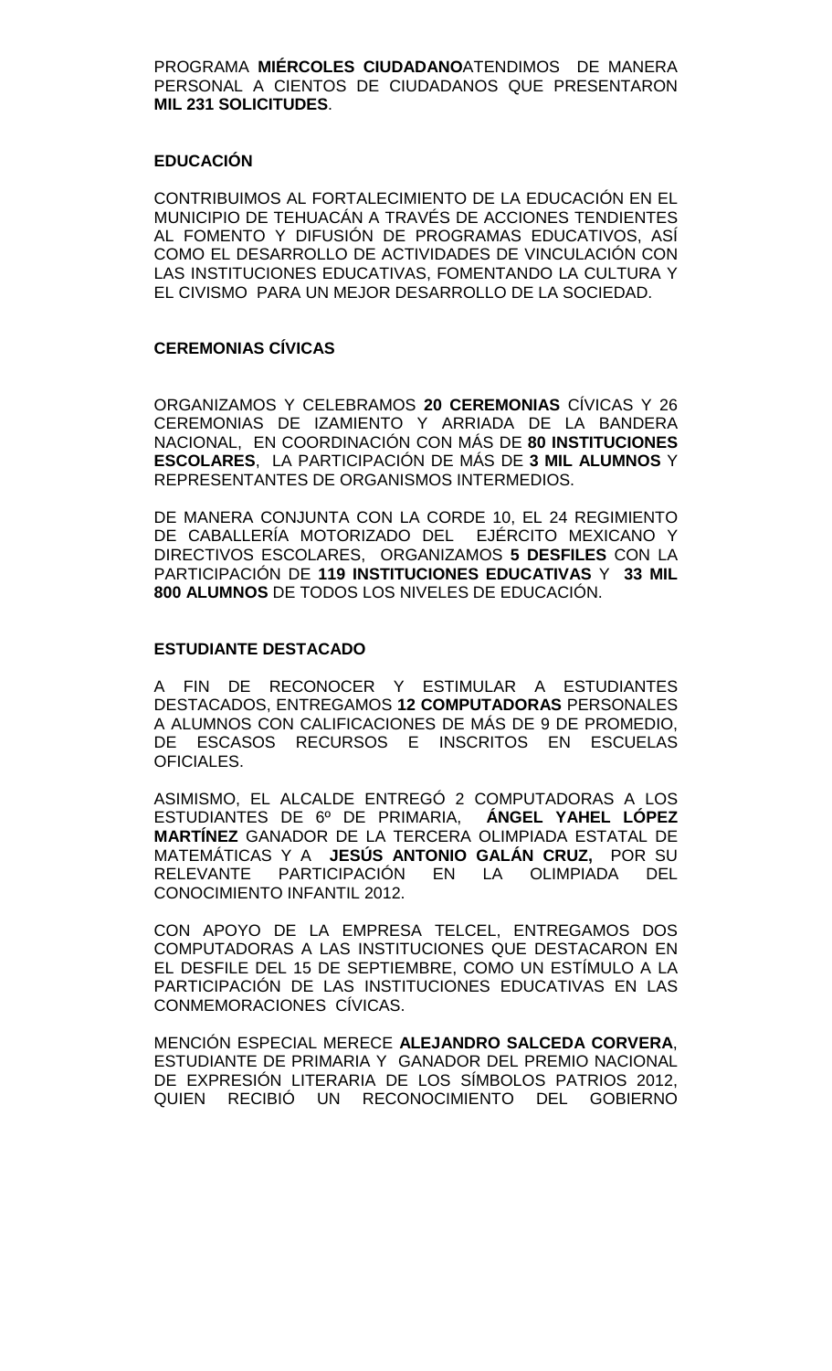PROGRAMA **MIÉRCOLES CIUDADANO**ATENDIMOS DE MANERA PERSONAL A CIENTOS DE CIUDADANOS QUE PRESENTARON **MIL 231 SOLICITUDES**.

### EDUCACIÓN

CONTRIBUIMOS AL FORTALECIMIENTO DE LA EDUCACIÓN EN EL MUNICIPIO DE TEHUACÁN A TRAVÉS DE ACCIONES TENDIENTES AL FOMENTO Y DIFUSIÓN DE PROGRAMAS EDUCATIVOS, ASÍ COMO EL DESARROLLO DE ACTIVIDADES DE VINCULACIÓN CON LAS INSTITUCIONES EDUCATIVAS, FOMENTANDO LA CULTURA Y EL CIVISMO PARA UN MEJOR DESARROLLO DE LA SOCIEDAD.

### CEREMONIAS CÍVICAS

ORGANIZAMOS Y CELEBRAMOS **20 CEREMONIAS** CÍVICAS Y 26 CEREMONIAS DE IZAMIENTO Y ARRIADA DE LA BANDERA NACIONAL, EN COORDINACIÓN CON MÁS DE **80 INSTITUCIONES ESCOLARES**, LA PARTICIPACIÓN DE MÁS DE **3 MIL ALUMNOS** Y REPRESENTANTES DE ORGANISMOS INTERMEDIOS.

DE MANERA CONJUNTA CON LA CORDE 10, EL 24 REGIMIENTO DE CABALLERÍA MOTORIZADO DEL EJÉRCITO MEXICANO Y DIRECTIVOS ESCOLARES, ORGANIZAMOS **5 DESFILES** CON LA PARTICIPACIÓN DE **119 INSTITUCIONES EDUCATIVAS** Y **33 MIL 800 ALUMNOS** DE TODOS LOS NIVELES DE EDUCACIÓN.

### ESTUDIANTE DESTACADO

A FIN DE RECONOCER Y ESTIMULAR A ESTUDIANTES DESTACADOS, ENTREGAMOS **12 COMPUTADORAS** PERSONALES A ALUMNOS CON CALIFICACIONES DE MÁS DE 9 DE PROMEDIO, DE ESCASOS RECURSOS E INSCRITOS EN ESCUELAS OFICIALES.

ASIMISMO, EL ALCALDE ENTREGÓ 2 COMPUTADORAS A LOS ESTUDIANTES DE 6º DE PRIMARIA, **ÁNGEL YAHEL LÓPEZ MARTÍNEZ** GANADOR DE LA TERCERA OLIMPIADA ESTATAL DE MATEMÁTICAS Y A **JESÚS ANTONIO GALÁN CRUZ,** POR SU RELEVANTE PARTICIPACIÓN EN LA OLIMPIADA DEL CONOCIMIENTO INFANTIL 2012.

CON APOYO DE LA EMPRESA TELCEL, ENTREGAMOS DOS COMPUTADORAS A LAS INSTITUCIONES QUE DESTACARON EN EL DESFILE DEL 15 DE SEPTIEMBRE, COMO UN ESTÍMULO A LA PARTICIPACIÓN DE LAS INSTITUCIONES EDUCATIVAS EN LAS CONMEMORACIONES CÍVICAS.

MENCIÓN ESPECIAL MERECE **ALEJANDRO SALCEDA CORVERA**, ESTUDIANTE DE PRIMARIA Y GANADOR DEL PREMIO NACIONAL DE EXPRESIÓN LITERARIA DE LOS SÍMBOLOS PATRIOS 2012, QUIEN RECIBIÓ UN RECONOCIMIENTO DEL GOBIERNO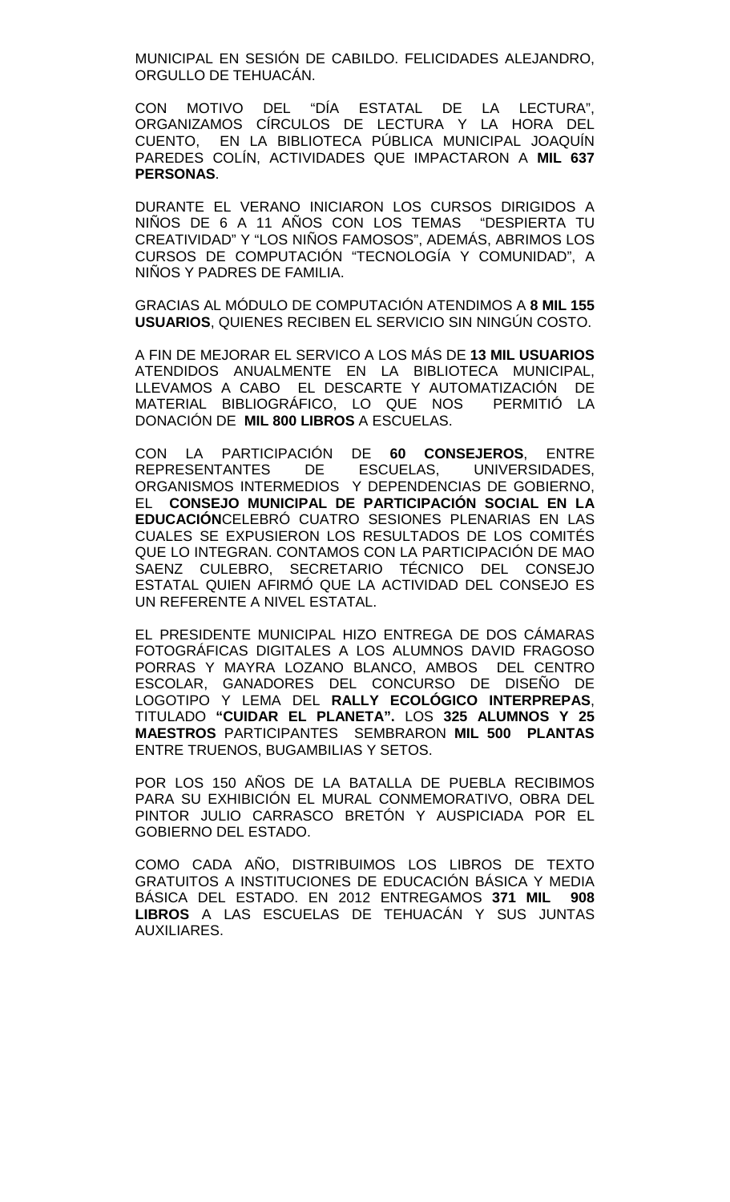MUNICIPAL EN SESIÓN DE CABILDO. FELICIDADES ALEJANDRO, ORGULLO DE TEHUACÁN.

CON MOTIVO DEL "DÍA ESTATAL DE LA LECTURA", ORGANIZAMOS CÍRCULOS DE LECTURA Y LA HORA DEL CUENTO, EN LA BIBLIOTECA PÚBLICA MUNICIPAL JOAQUÍN PAREDES COLÍN, ACTIVIDADES QUE IMPACTARON A **MIL 637 PERSONAS**.

DURANTE EL VERANO INICIARON LOS CURSOS DIRIGIDOS A NIÑOS DE 6 A 11 AÑOS CON LOS TEMAS "DESPIERTA TU CREATIVIDAD" Y "LOS NIÑOS FAMOSOS", ADEMÁS, ABRIMOS LOS CURSOS DE COMPUTACIÓN "TECNOLOGÍA Y COMUNIDAD", A NIÑOS Y PADRES DE FAMILIA.

GRACIAS AL MÓDULO DE COMPUTACIÓN ATENDIMOS A **8 MIL 155 USUARIOS**, QUIENES RECIBEN EL SERVICIO SIN NINGÚN COSTO.

A FIN DE MEJORAR EL SERVICO A LOS MÁS DE **13 MIL USUARIOS** ATENDIDOS ANUALMENTE EN LA BIBLIOTECA MUNICIPAL, LLEVAMOS A CABO EL DESCARTE Y AUTOMATIZACIÓN DE MATERIAL BIBLIOGRÁFICO, LO QUE NOS PERMITIÓ LA DONACIÓN DE **MIL 800 LIBROS** A ESCUELAS.

CON LA PARTICIPACIÓN DE **60 CONSEJEROS**, ENTRE REPRESENTANTES DE ESCUELAS, UNIVERSIDADES, ORGANISMOS INTERMEDIOS Y DEPENDENCIAS DE GOBIERNO, EL **CONSEJO MUNICIPAL DE PARTICIPACIÓN SOCIAL EN LA EDUCACIÓN**CELEBRÓ CUATRO SESIONES PLENARIAS EN LAS CUALES SE EXPUSIERON LOS RESULTADOS DE LOS COMITÉS QUE LO INTEGRAN. CONTAMOS CON LA PARTICIPACIÓN DE MAO SAENZ CULEBRO, SECRETARIO TÉCNICO DEL CONSEJO ESTATAL QUIEN AFIRMÓ QUE LA ACTIVIDAD DEL CONSEJO ES UN REFERENTE A NIVEL ESTATAL.

EL PRESIDENTE MUNICIPAL HIZO ENTREGA DE DOS CÁMARAS FOTOGRÁFICAS DIGITALES A LOS ALUMNOS DAVID FRAGOSO PORRAS Y MAYRA LOZANO BLANCO, AMBOS DEL CENTRO ESCOLAR, GANADORES DEL CONCURSO DE DISEÑO DE LOGOTIPO Y LEMA DEL **RALLY ECOLÓGICO INTERPREPAS**, TITULADO **"CUIDAR EL PLANETA".** LOS **325 ALUMNOS Y 25 MAESTROS** PARTICIPANTES SEMBRARON **MIL 500 PLANTAS** ENTRE TRUENOS, BUGAMBILIAS Y SETOS.

POR LOS 150 AÑOS DE LA BATALLA DE PUEBLA RECIBIMOS PARA SU EXHIBICIÓN EL MURAL CONMEMORATIVO, OBRA DEL PINTOR JULIO CARRASCO BRETÓN Y AUSPICIADA POR EL GOBIERNO DEL ESTADO.

COMO CADA AÑO, DISTRIBUIMOS LOS LIBROS DE TEXTO GRATUITOS A INSTITUCIONES DE EDUCACIÓN BÁSICA Y MEDIA BÁSICA DEL ESTADO. EN 2012 ENTREGAMOS **371 MIL 908 LIBROS** A LAS ESCUELAS DE TEHUACÁN Y SUS JUNTAS AUXILIARES.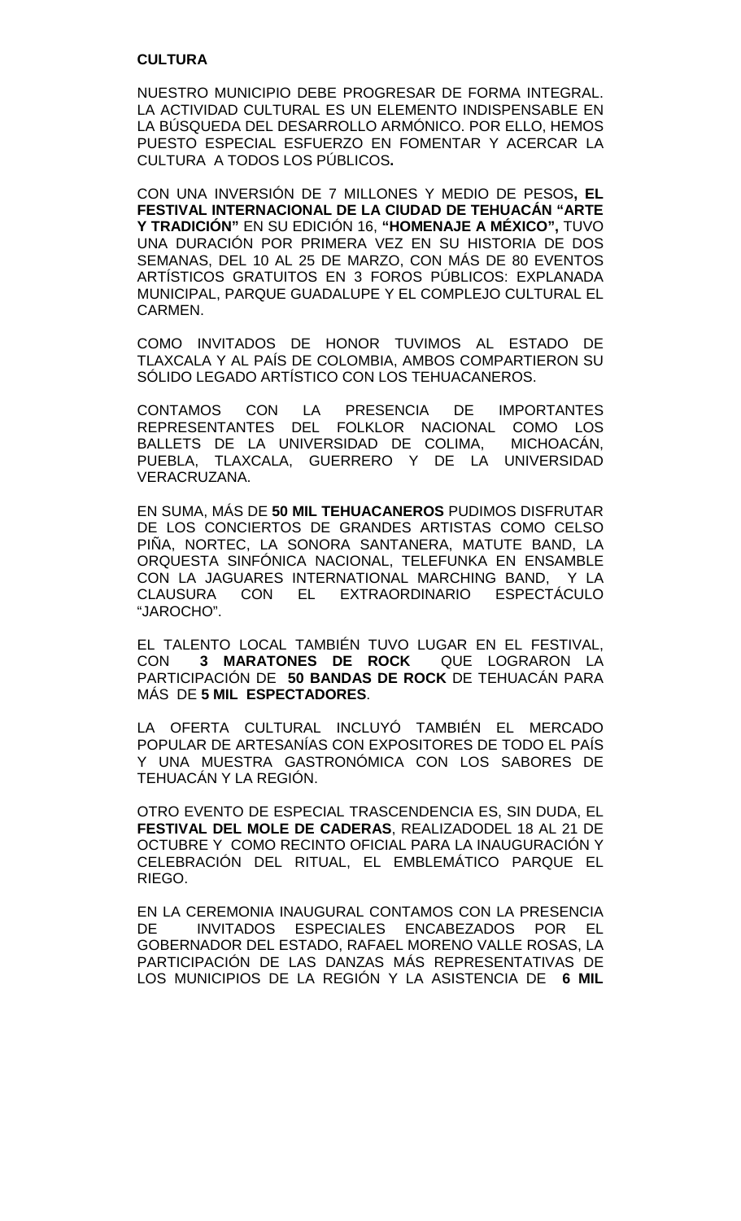**CULTURA**

NUESTRO MUNICIPIO DEBE PROGRESAR DE FORMA INTEGRAL. LA ACTIVIDAD CULTURAL ES UN ELEMENTO INDISPENSABLE EN LA BÚSQUEDA DEL DESARROLLO ARMÓNICO. POR ELLO, HEMOS PUESTO ESPECIAL ESFUERZO EN FOMENTAR Y ACERCAR LA CULTURA A TODOS LOS PÚBLICOS**.**

CON UNA INVERSIÓN DE 7 MILLONES Y MEDIO DE PESOS**, EL FESTIVAL INTERNACIONAL DE LA CIUDAD DE TEHUACÁN "ARTE Y TRADICIÓN"** EN SU EDICIÓN 16, **"HOMENAJE A MÉXICO",** TUVO UNA DURACIÓN POR PRIMERA VEZ EN SU HISTORIA DE DOS SEMANAS, DEL 10 AL 25 DE MARZO, CON MÁS DE 80 EVENTOS ARTÍSTICOS GRATUITOS EN 3 FOROS PÚBLICOS: EXPLANADA MUNICIPAL, PARQUE GUADALUPE Y EL COMPLEJO CULTURAL EL CARMEN.

COMO INVITADOS DE HONOR TUVIMOS AL ESTADO DE TLAXCALA Y AL PAÍS DE COLOMBIA, AMBOS COMPARTIERON SU SÓLIDO LEGADO ARTÍSTICO CON LOS TEHUACANEROS.

CONTAMOS CON LA PRESENCIA DE IMPORTANTES REPRESENTANTES DEL FOLKLOR NACIONAL COMO LOS BALLETS DE LA UNIVERSIDAD DE COLIMA, MICHOACÁN, PUEBLA, TLAXCALA, GUERRERO Y DE LA UNIVERSIDAD VERACRUZANA.

EN SUMA, MÁS DE **50 MIL TEHUACANEROS** PUDIMOS DISFRUTAR DE LOS CONCIERTOS DE GRANDES ARTISTAS COMO CELSO PIÑA, NORTEC, LA SONORA SANTANERA, MATUTE BAND, LA ORQUESTA SINFÓNICA NACIONAL, TELEFUNKA EN ENSAMBLE CON LA JAGUARES INTERNATIONAL MARCHING BAND, Y LA CLAUSURA CON EL EXTRAORDINARIO ESPECTÁCULO "JAROCHO".

EL TALENTO LOCAL TAMBIÉN TUVO LUGAR EN EL FESTIVAL, CON **3 MARATONES DE ROCK** QUE LOGRARON LA PARTICIPACIÓN DE **50 BANDAS DE ROCK** DE TEHUACÁN PARA MÁS DE **5 MIL ESPECTADORES**.

LA OFERTA CULTURAL INCLUYÓ TAMBIÉN EL MERCADO POPULAR DE ARTESANÍAS CON EXPOSITORES DE TODO EL PAÍS Y UNA MUESTRA GASTRONÓMICA CON LOS SABORES DE TEHUACÁN Y LA REGIÓN.

OTRO EVENTO DE ESPECIAL TRASCENDENCIA ES, SIN DUDA, EL **FESTIVAL DEL MOLE DE CADERAS**, REALIZADODEL 18 AL 21 DE OCTUBRE Y COMO RECINTO OFICIAL PARA LA INAUGURACIÓN Y CELEBRACIÓN DEL RITUAL, EL EMBLEMÁTICO PARQUE EL RIEGO.

EN LA CEREMONIA INAUGURAL CONTAMOS CON LA PRESENCIA DE INVITADOS ESPECIALES ENCABEZADOS POR EL GOBERNADOR DEL ESTADO, RAFAEL MORENO VALLE ROSAS, LA PARTICIPACIÓN DE LAS DANZAS MÁS REPRESENTATIVAS DE LOS MUNICIPIOS DE LA REGIÓN Y LA ASISTENCIA DE **6 MIL**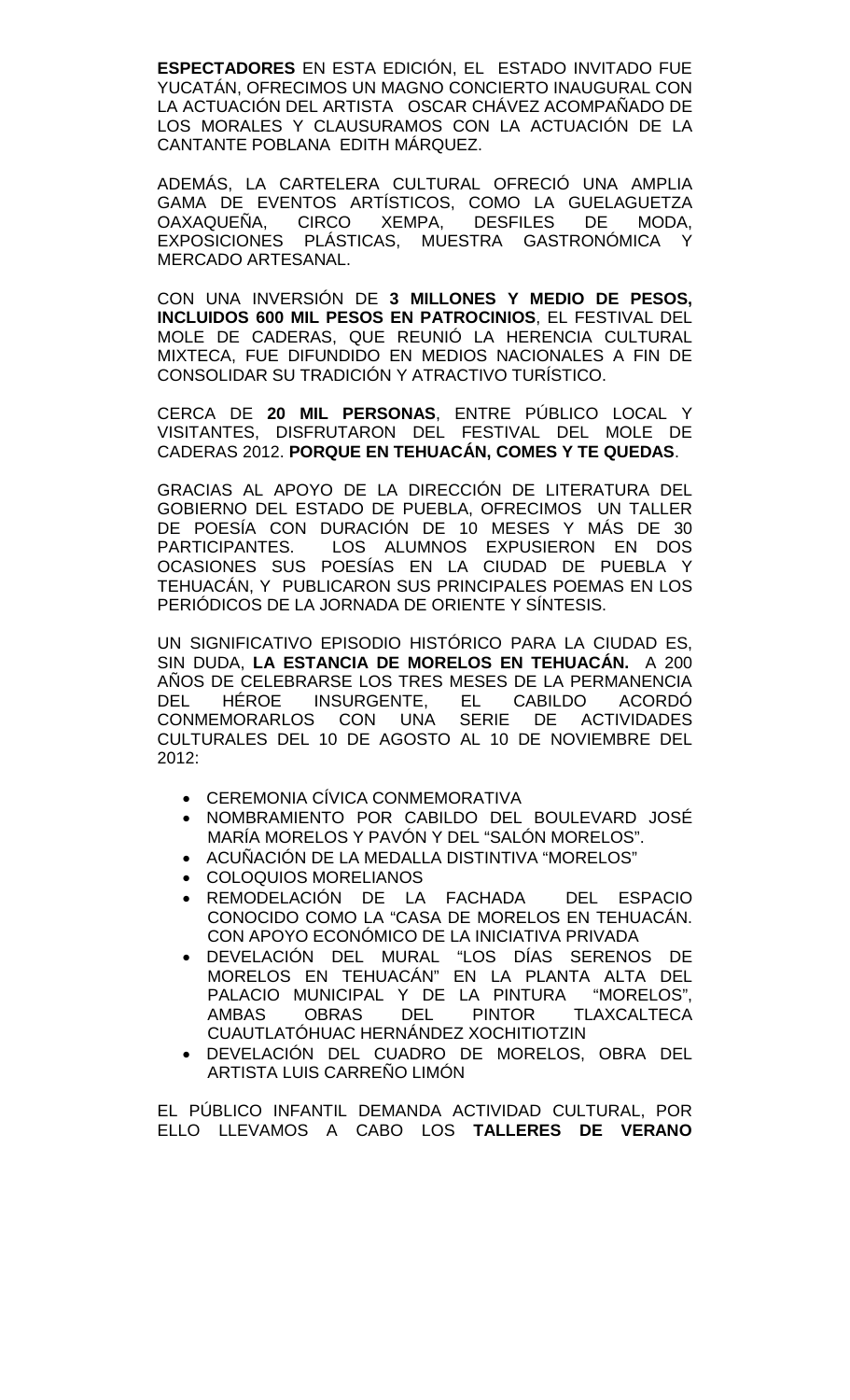**ESPECTADORES** EN ESTA EDICIÓN, EL ESTADO INVITADO FUE YUCATÁN, OFRECIMOS UN MAGNO CONCIERTO INAUGURAL CON LA ACTUACIÓN DEL ARTISTA OSCAR CHÁVEZ ACOMPAÑADO DE LOS MORALES Y CLAUSURAMOS CON LA ACTUACIÓN DE LA CANTANTE POBLANA EDITH MÁRQUEZ.

ADEMÁS, LA CARTELERA CULTURAL OFRECIÓ UNA AMPLIA GAMA DE EVENTOS ARTÍSTICOS, COMO LA GUELAGUETZA OAXAQUEÑA, CIRCO XEMPA, DESFILES DE MODA, EXPOSICIONES PLÁSTICAS, MUESTRA GASTRONÓMICA Y MERCADO ARTESANAL.

CON UNA INVERSIÓN DE **3 MILLONES Y MEDIO DE PESOS, INCLUIDOS 600 MIL PESOS EN PATROCINIOS**, EL FESTIVAL DEL MOLE DE CADERAS, QUE REUNIÓ LA HERENCIA CULTURAL MIXTECA, FUE DIFUNDIDO EN MEDIOS NACIONALES A FIN DE CONSOLIDAR SU TRADICIÓN Y ATRACTIVO TURÍSTICO.

CERCA DE **20 MIL PERSONAS**, ENTRE PÚBLICO LOCAL Y VISITANTES, DISFRUTARON DEL FESTIVAL DEL MOLE DE CADERAS 2012. **PORQUE EN TEHUACÁN, COMES Y TE QUEDAS**.

GRACIAS AL APOYO DE LA DIRECCIÓN DE LITERATURA DEL GOBIERNO DEL ESTADO DE PUEBLA, OFRECIMOS UN TALLER DE POESÍA CON DURACIÓN DE 10 MESES Y MÁS DE 30 PARTICIPANTES. LOS ALUMNOS EXPUSIERON EN DOS OCASIONES SUS POESÍAS EN LA CIUDAD DE PUEBLA Y TEHUACÁN, Y PUBLICARON SUS PRINCIPALES POEMAS EN LOS PERIÓDICOS DE LA JORNADA DE ORIENTE Y SÍNTESIS.

UN SIGNIFICATIVO EPISODIO HISTÓRICO PARA LA CIUDAD ES, SIN DUDA, **LA ESTANCIA DE MORELOS EN TEHUACÁN.** A 200 AÑOS DE CELEBRARSE LOS TRES MESES DE LA PERMANENCIA DEL HÉROE INSURGENTE, EL CABILDO ACORDÓ CONMEMORARLOS CON UNA SERIE DE ACTIVIDADES CULTURALES DEL 10 DE AGOSTO AL 10 DE NOVIEMBRE DEL 2012:

- CEREMONIA CÍVICA CONMEMORATIVA
- NOMBRAMIENTO POR CABILDO DEL BOULEVARD JOSÉ MARÍA MORELOS Y PAVÓN Y DEL "SALÓN MORELOS".
- ACUÑACIÓN DE LA MEDALLA DISTINTIVA "MORELOS"
- COLOQUIOS MORELIANOS
- REMODELACIÓN DE LA FACHADA DEL ESPACIO CONOCIDO COMO LA "CASA DE MORELOS EN TEHUACÁN. CON APOYO ECONÓMICO DE LA INICIATIVA PRIVADA
- DEVELACIÓN DEL MURAL "LOS DÍAS SERENOS DE MORELOS EN TEHUACÁN" EN LA PLANTA ALTA DEL PALACIO MUNICIPAL Y DE LA PINTURA "MORELOS", AMBAS OBRAS DEL PINTOR TLAXCALTECA CUAUTLATÓHUAC HERNÁNDEZ XOCHITIOTZIN
- DEVELACIÓN DEL CUADRO DE MORELOS, OBRA DEL ARTISTA LUIS CARREÑO LIMÓN

EL PÚBLICO INFANTIL DEMANDA ACTIVIDAD CULTURAL, POR ELLO LLEVAMOS A CABO LOS **TALLERES DE VERANO**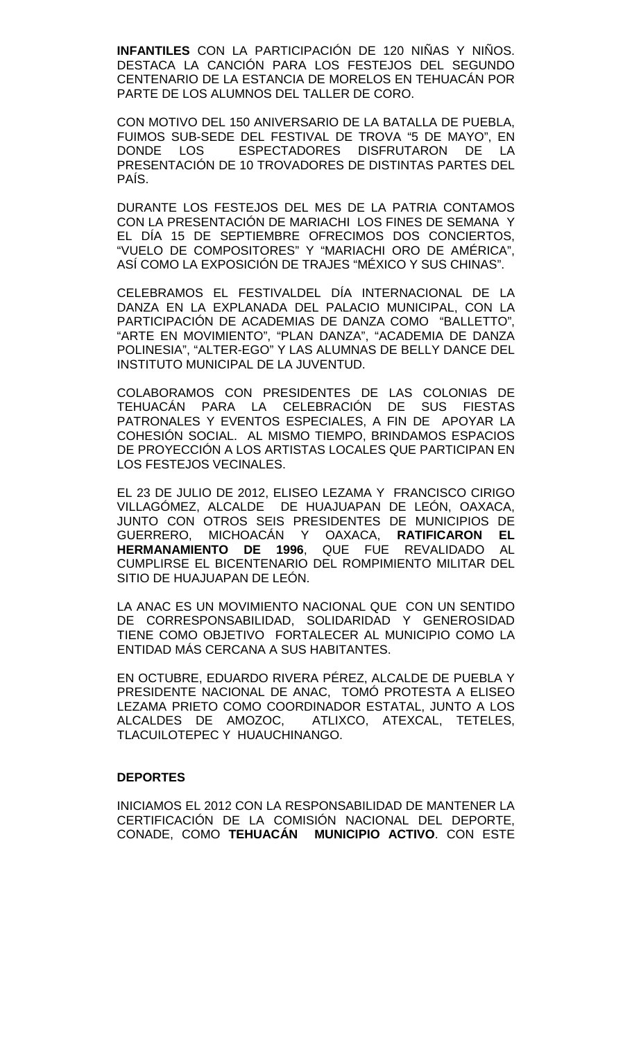**INFANTILES** CON LA PARTICIPACIÓN DE 120 NIÑAS Y NIÑOS. DESTACA LA CANCIÓN PARA LOS FESTEJOS DEL SEGUNDO CENTENARIO DE LA ESTANCIA DE MORELOS EN TEHUACÁN POR PARTE DE LOS ALUMNOS DEL TALLER DE CORO.

CON MOTIVO DEL 150 ANIVERSARIO DE LA BATALLA DE PUEBLA, FUIMOS SUB-SEDE DEL FESTIVAL DE TROVA "5 DE MAYO", EN DONDE LOS ESPECTADORES DISFRUTARON DE LA PRESENTACIÓN DE 10 TROVADORES DE DISTINTAS PARTES DEL PAÍS.

DURANTE LOS FESTEJOS DEL MES DE LA PATRIA CONTAMOS CON LA PRESENTACIÓN DE MARIACHI LOS FINES DE SEMANA Y EL DÍA 15 DE SEPTIEMBRE OFRECIMOS DOS CONCIERTOS, "VUELO DE COMPOSITORES" Y "MARIACHI ORO DE AMÉRICA", ASÍ COMO LA EXPOSICIÓN DE TRAJES "MÉXICO Y SUS CHINAS".

CELEBRAMOS EL FESTIVALDEL DÍA INTERNACIONAL DE LA DANZA EN LA EXPLANADA DEL PALACIO MUNICIPAL, CON LA PARTICIPACIÓN DE ACADEMIAS DE DANZA COMO "BALLETTO", "ARTE EN MOVIMIENTO", "PLAN DANZA", "ACADEMIA DE DANZA POLINESIA", "ALTER-EGO" Y LAS ALUMNAS DE BELLY DANCE DEL INSTITUTO MUNICIPAL DE LA JUVENTUD.

COLABORAMOS CON PRESIDENTES DE LAS COLONIAS DE TEHUACÁN PARA LA CELEBRACIÓN DE SUS FIESTAS PATRONALES Y EVENTOS ESPECIALES, A FIN DE APOYAR LA COHESIÓN SOCIAL. AL MISMO TIEMPO, BRINDAMOS ESPACIOS DE PROYECCIÓN A LOS ARTISTAS LOCALES QUE PARTICIPAN EN LOS FESTEJOS VECINALES.

EL 23 DE JULIO DE 2012, ELISEO LEZAMA Y FRANCISCO CIRIGO VILLAGÓMEZ, ALCALDE DE HUAJUAPAN DE LEÓN, OAXACA, JUNTO CON OTROS SEIS PRESIDENTES DE MUNICIPIOS DE GUERRERO, MICHOACÁN Y OAXACA, **RATIFICARON EL HERMANAMIENTO DE 1996**, QUE FUE REVALIDADO AL CUMPLIRSE EL BICENTENARIO DEL ROMPIMIENTO MILITAR DEL SITIO DE HUAJUAPAN DE LEÓN.

LA ANAC ES UN MOVIMIENTO NACIONAL QUE CON UN SENTIDO DE CORRESPONSABILIDAD, SOLIDARIDAD Y GENEROSIDAD TIENE COMO OBJETIVO FORTALECER AL MUNICIPIO COMO LA ENTIDAD MÁS CERCANA A SUS HABITANTES.

EN OCTUBRE, EDUARDO RIVERA PÉREZ, ALCALDE DE PUEBLA Y PRESIDENTE NACIONAL DE ANAC, TOMÓ PROTESTA A ELISEO LEZAMA PRIETO COMO COORDINADOR ESTATAL, JUNTO A LOS ALCALDES DE AMOZOC, ATLIXCO, ATEXCAL, TETELES, TLACUILOTEPEC Y HUAUCHINANGO.

**DEPORTES**

INICIAMOS EL 2012 CON LA RESPONSABILIDAD DE MANTENER LA CERTIFICACIÓN DE LA COMISIÓN NACIONAL DEL DEPORTE, CONADE, COMO **TEHUACÁN MUNICIPIO ACTIVO**. CON ESTE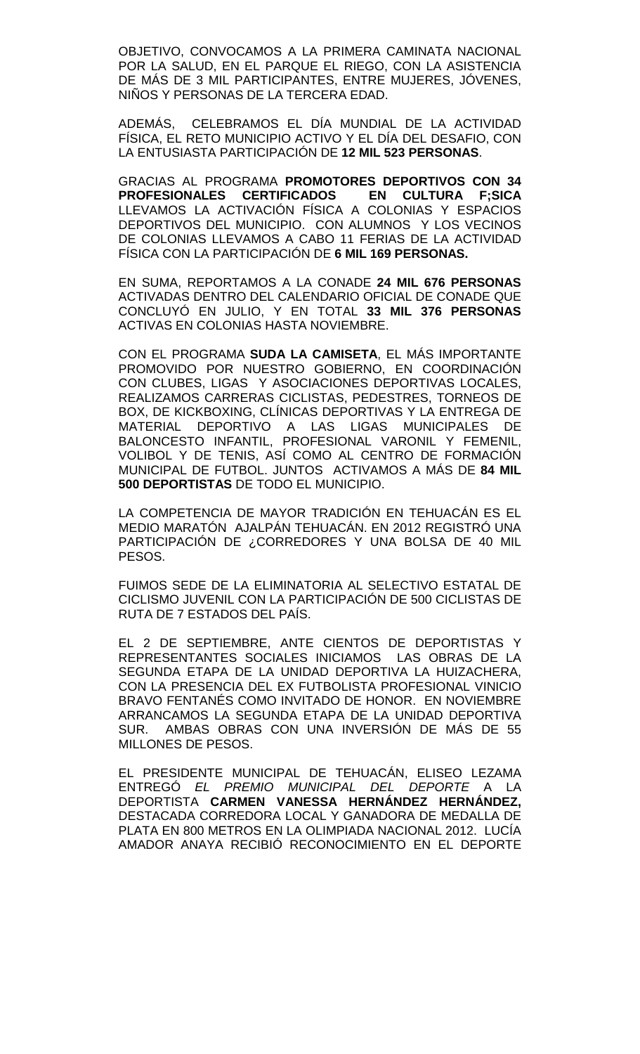OBJETIVO, CONVOCAMOS A LA PRIMERA CAMINATA NACIONAL POR LA SALUD, EN EL PARQUE EL RIEGO, CON LA ASISTENCIA DE MÁS DE 3 MIL PARTICIPANTES, ENTRE MUJERES, JÓVENES, NIÑOS Y PERSONAS DE LA TERCERA EDAD.

ADEMÁS, CELEBRAMOS EL DÍA MUNDIAL DE LA ACTIVIDAD FÍSICA, EL RETO MUNICIPIO ACTIVO Y EL DÍA DEL DESAFIO, CON LA ENTUSIASTA PARTICIPACIÓN DE **12 MIL 523 PERSONAS**.

GRACIAS AL PROGRAMA **PROMOTORES DEPORTIVOS CON 34 PROFESIONALES CERTIFICADOS EN CULTURA F;SICA** LLEVAMOS LA ACTIVACIÓN FÍSICA A COLONIAS Y ESPACIOS DEPORTIVOS DEL MUNICIPIO. CON ALUMNOS Y LOS VECINOS DE COLONIAS LLEVAMOS A CABO 11 FERIAS DE LA ACTIVIDAD FÍSICA CON LA PARTICIPACIÓN DE **6 MIL 169 PERSONAS.**

EN SUMA, REPORTAMOS A LA CONADE **24 MIL 676 PERSONAS** ACTIVADAS DENTRO DEL CALENDARIO OFICIAL DE CONADE QUE CONCLUYÓ EN JULIO, Y EN TOTAL **33 MIL 376 PERSONAS** ACTIVAS EN COLONIAS HASTA NOVIEMBRE.

CON EL PROGRAMA **SUDA LA CAMISETA**, EL MÁS IMPORTANTE PROMOVIDO POR NUESTRO GOBIERNO, EN COORDINACIÓN CON CLUBES, LIGAS Y ASOCIACIONES DEPORTIVAS LOCALES, REALIZAMOS CARRERAS CICLISTAS, PEDESTRES, TORNEOS DE BOX, DE KICKBOXING, CLÍNICAS DEPORTIVAS Y LA ENTREGA DE MATERIAL DEPORTIVO A LAS LIGAS MUNICIPALES DE BALONCESTO INFANTIL, PROFESIONAL VARONIL Y FEMENIL, VOLIBOL Y DE TENIS, ASÍ COMO AL CENTRO DE FORMACIÓN MUNICIPAL DE FUTBOL. JUNTOS ACTIVAMOS A MÁS DE **84 MIL 500 DEPORTISTAS** DE TODO EL MUNICIPIO.

LA COMPETENCIA DE MAYOR TRADICIÓN EN TEHUACÁN ES EL MEDIO MARATÓN AJALPÁN TEHUACÁN. EN 2012 REGISTRÓ UNA PARTICIPACIÓN DE ¿CORREDORES Y UNA BOLSA DE 40 MIL PESOS.

FUIMOS SEDE DE LA ELIMINATORIA AL SELECTIVO ESTATAL DE CICLISMO JUVENIL CON LA PARTICIPACIÓN DE 500 CICLISTAS DE RUTA DE 7 ESTADOS DEL PAÍS.

EL 2 DE SEPTIEMBRE, ANTE CIENTOS DE DEPORTISTAS Y REPRESENTANTES SOCIALES INICIAMOS LAS OBRAS DE LA SEGUNDA ETAPA DE LA UNIDAD DEPORTIVA LA HUIZACHERA, CON LA PRESENCIA DEL EX FUTBOLISTA PROFESIONAL VINICIO BRAVO FENTANÉS COMO INVITADO DE HONOR. EN NOVIEMBRE ARRANCAMOS LA SEGUNDA ETAPA DE LA UNIDAD DEPORTIVA SUR. AMBAS OBRAS CON UNA INVERSIÓN DE MÁS DE 55 MILLONES DE PESOS.

EL PRESIDENTE MUNICIPAL DE TEHUACÁN, ELISEO LEZAMA ENTREGÓ *EL PREMIO MUNICIPAL DEL DEPORTE* A LA DEPORTISTA **CARMEN VANESSA HERNÁNDEZ HERNÁNDEZ,** DESTACADA CORREDORA LOCAL Y GANADORA DE MEDALLA DE PLATA EN 800 METROS EN LA OLIMPIADA NACIONAL 2012. LUCÍA AMADOR ANAYA RECIBIÓ RECONOCIMIENTO EN EL DEPORTE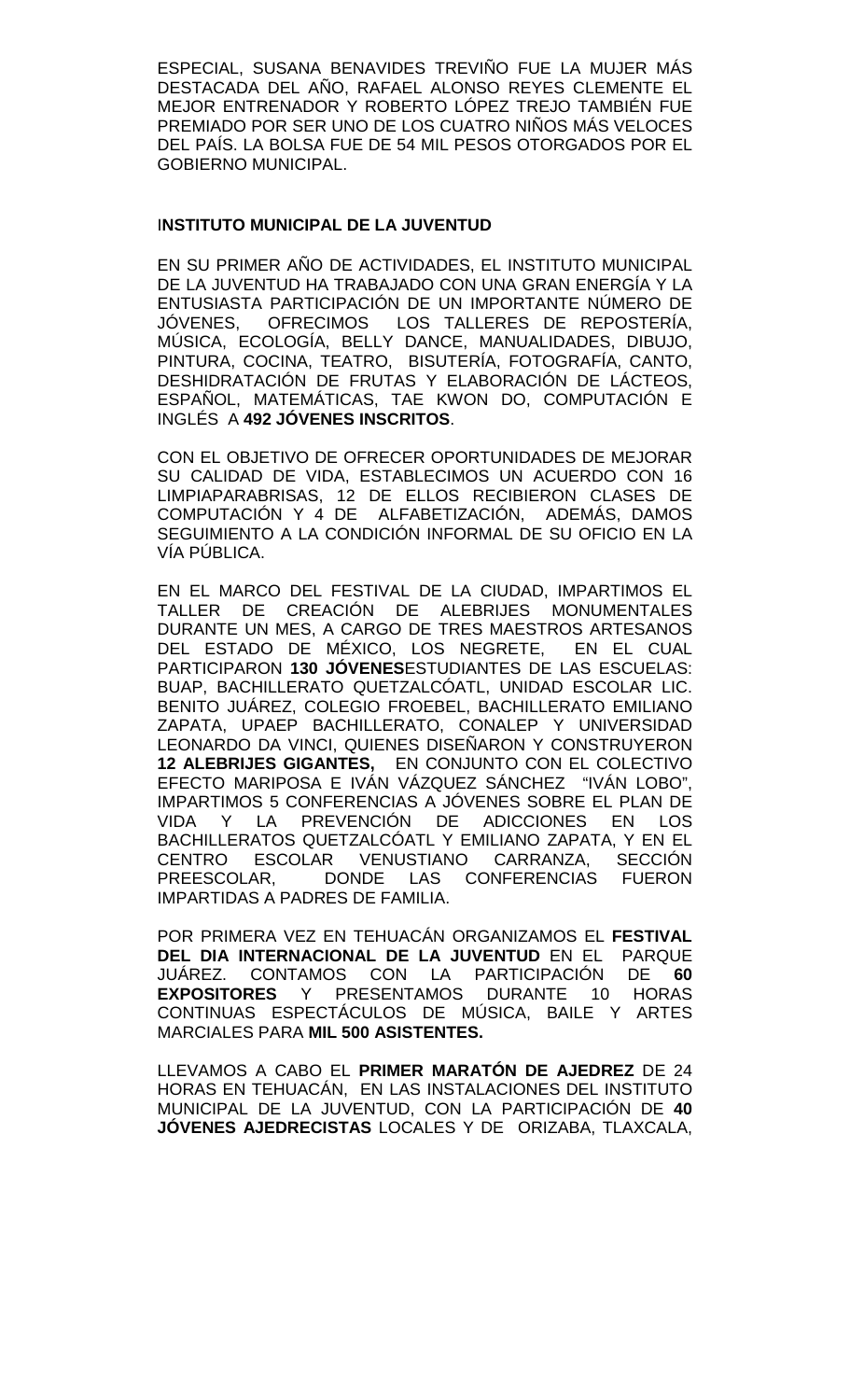ESPECIAL, SUSANA BENAVIDES TREVIÑO FUE LA MUJER MÁS DESTACADA DEL AÑO, RAFAEL ALONSO REYES CLEMENTE EL MEJOR ENTRENADOR Y ROBERTO LÓPEZ TREJO TAMBIÉN FUE PREMIADO POR SER UNO DE LOS CUATRO NIÑOS MÁS VELOCES DEL PAÍS. LA BOLSA FUE DE 54 MIL PESOS OTORGADOS POR EL GOBIERNO MUNICIPAL.

## INSTITUTO MUNICIPAL DE LA JUVENTUD

EN SU PRIMER AÑO DE ACTIVIDADES, EL INSTITUTO MUNICIPAL DE LA JUVENTUD HA TRABAJADO CON UNA GRAN ENERGÍA Y LA ENTUSIASTA PARTICIPACIÓN DE UN IMPORTANTE NÚMERO DE JÓVENES, OFRECIMOS LOS TALLERES DE REPOSTERÍA, MÚSICA, ECOLOGÍA, BELLY DANCE, MANUALIDADES, DIBUJO, PINTURA, COCINA, TEATRO, BISUTERÍA, FOTOGRAFÍA, CANTO, DESHIDRATACIÓN DE FRUTAS Y ELABORACIÓN DE LÁCTEOS, ESPAÑOL, MATEMÁTICAS, TAE KWON DO, COMPUTACIÓN E INGLÉS A **492 JÓVENES INSCRITOS**.

CON EL OBJETIVO DE OFRECER OPORTUNIDADES DE MEJORAR SU CALIDAD DE VIDA, ESTABLECIMOS UN ACUERDO CON 16 LIMPIAPARABRISAS, 12 DE ELLOS RECIBIERON CLASES DE COMPUTACIÓN Y 4 DE ALFABETIZACIÓN, ADEMÁS, DAMOS SEGUIMIENTO A LA CONDICIÓN INFORMAL DE SU OFICIO EN LA VÍA PÚBLICA.

EN EL MARCO DEL FESTIVAL DE LA CIUDAD, IMPARTIMOS EL TALLER DE CREACIÓN DE ALEBRIJES MONUMENTALES DURANTE UN MES, A CARGO DE TRES MAESTROS ARTESANOS DEL ESTADO DE MÉXICO, LOS NEGRETE, EN EL CUAL PARTICIPARON **130 JÓVENES**ESTUDIANTES DE LAS ESCUELAS: BUAP, BACHILLERATO QUETZALCÓATL, UNIDAD ESCOLAR LIC. BENITO JUÁREZ, COLEGIO FROEBEL, BACHILLERATO EMILIANO ZAPATA, UPAEP BACHILLERATO, CONALEP Y UNIVERSIDAD LEONARDO DA VINCI, QUIENES DISEÑARON Y CONSTRUYERON **12 ALEBRIJES GIGANTES,** EN CONJUNTO CON EL COLECTIVO EFECTO MARIPOSA E IVÁN VÁZQUEZ SÁNCHEZ "IVÁN LOBO", IMPARTIMOS 5 CONFERENCIAS A JÓVENES SOBRE EL PLAN DE VIDA Y LA PREVENCIÓN DE ADICCIONES EN LOS BACHILLERATOS QUETZALCÓATL Y EMILIANO ZAPATA, Y EN EL CENTRO ESCOLAR VENUSTIANO CARRANZA, SECCIÓN PREESCOLAR, DONDE LAS CONFERENCIAS FUERON IMPARTIDAS A PADRES DE FAMILIA.

POR PRIMERA VEZ EN TEHUACÁN ORGANIZAMOS EL **FESTIVAL DEL DIA INTERNACIONAL DE LA JUVENTUD** EN EL PARQUE JUÁREZ. CONTAMOS CON LA PARTICIPACIÓN DE **60 EXPOSITORES** Y PRESENTAMOS DURANTE 10 HORAS CONTINUAS ESPECTÁCULOS DE MÚSICA, BAILE Y ARTES MARCIALES PARA **MIL 500 ASISTENTES.**

LLEVAMOS A CABO EL **PRIMER MARATÓN DE AJEDREZ** DE 24 HORAS EN TEHUACÁN, EN LAS INSTALACIONES DEL INSTITUTO MUNICIPAL DE LA JUVENTUD, CON LA PARTICIPACIÓN DE **40 JÓVENES AJEDRECISTAS** LOCALES Y DE ORIZABA, TLAXCALA,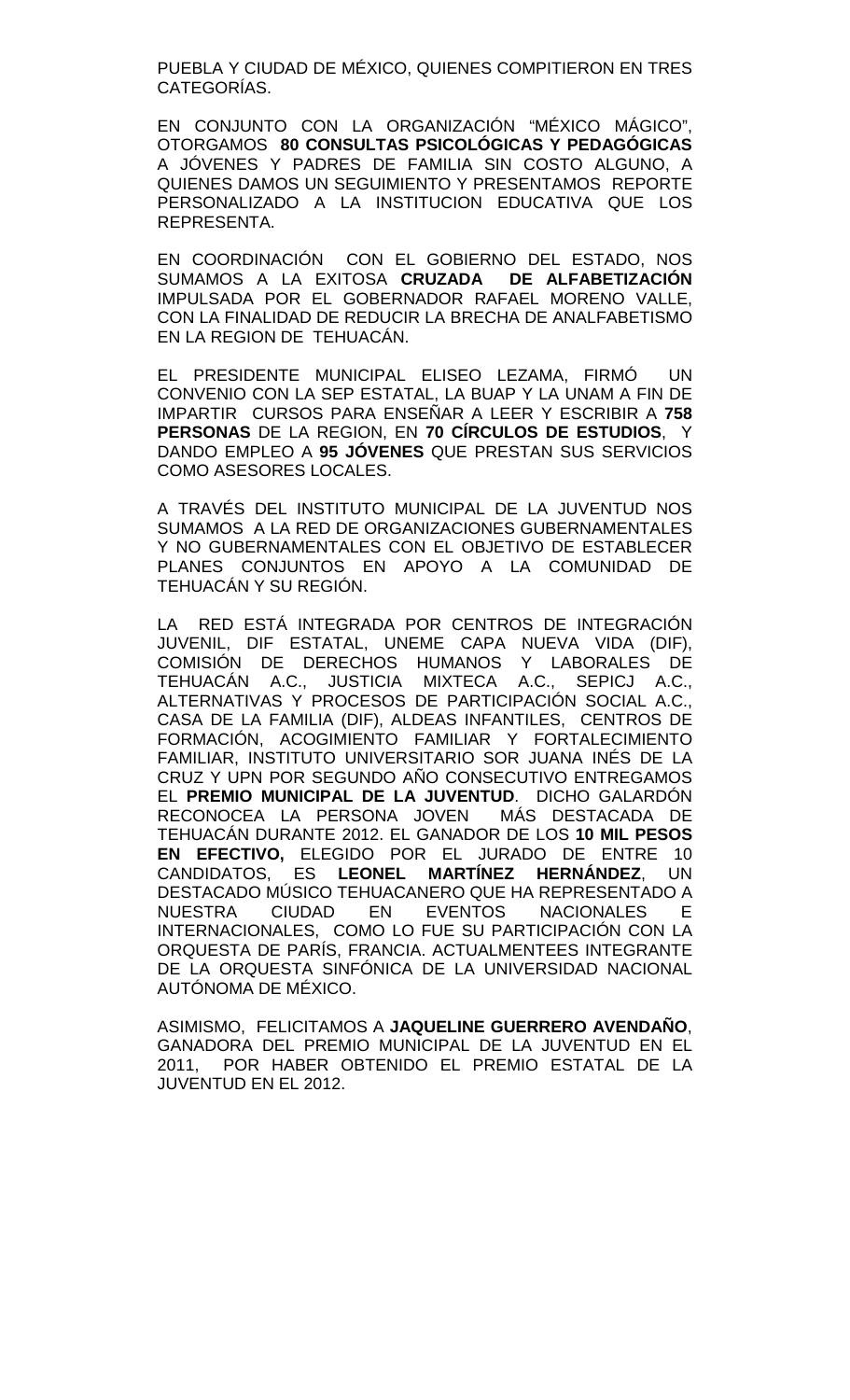PUEBLA Y CIUDAD DE MÉXICO, QUIENES COMPITIERON EN TRES CATEGORÍAS.

EN CONJUNTO CON LA ORGANIZACIÓN "MÉXICO MÁGICO", OTORGAMOS **80 CONSULTAS PSICOLÓGICAS Y PEDAGÓGICAS** A JÓVENES Y PADRES DE FAMILIA SIN COSTO ALGUNO, A QUIENES DAMOS UN SEGUIMIENTO Y PRESENTAMOS REPORTE PERSONALIZADO A LA INSTITUCION EDUCATIVA QUE LOS REPRESENTA.

EN COORDINACIÓN CON EL GOBIERNO DEL ESTADO, NOS SUMAMOS A LA EXITOSA **CRUZADA DE ALFABETIZACIÓN** IMPULSADA POR EL GOBERNADOR RAFAEL MORENO VALLE, CON LA FINALIDAD DE REDUCIR LA BRECHA DE ANALFABETISMO EN LA REGION DE TEHUACÁN.

EL PRESIDENTE MUNICIPAL ELISEO LEZAMA, FIRMÓ UN CONVENIO CON LA SEP ESTATAL, LA BUAP Y LA UNAM A FIN DE IMPARTIR CURSOS PARA ENSEÑAR A LEER Y ESCRIBIR A **758 PERSONAS** DE LA REGION, EN **70 CÍRCULOS DE ESTUDIOS**, Y DANDO EMPLEO A **95 JÓVENES** QUE PRESTAN SUS SERVICIOS COMO ASESORES LOCALES.

A TRAVÉS DEL INSTITUTO MUNICIPAL DE LA JUVENTUD NOS SUMAMOS A LA RED DE ORGANIZACIONES GUBERNAMENTALES Y NO GUBERNAMENTALES CON EL OBJETIVO DE ESTABLECER PLANES CONJUNTOS EN APOYO A LA COMUNIDAD DE TEHUACÁN Y SU REGIÓN.

LA RED ESTÁ INTEGRADA POR CENTROS DE INTEGRACIÓN JUVENIL, DIF ESTATAL, UNEME CAPA NUEVA VIDA (DIF), COMISIÓN DE DERECHOS HUMANOS Y LABORALES DE TEHUACÁN A.C., JUSTICIA MIXTECA A.C., SEPICJ A.C., ALTERNATIVAS Y PROCESOS DE PARTICIPACIÓN SOCIAL A.C., CASA DE LA FAMILIA (DIF), ALDEAS INFANTILES, CENTROS DE FORMACIÓN, ACOGIMIENTO FAMILIAR Y FORTALECIMIENTO FAMILIAR, INSTITUTO UNIVERSITARIO SOR JUANA INÉS DE LA CRUZ Y UPN POR SEGUNDO AÑO CONSECUTIVO ENTREGAMOS EL **PREMIO MUNICIPAL DE LA JUVENTUD**. DICHO GALARDÓN RECONOCEA LA PERSONA JOVEN MÁS DESTACADA DE TEHUACÁN DURANTE 2012. EL GANADOR DE LOS **10 MIL PESOS EN EFECTIVO,** ELEGIDO POR EL JURADO DE ENTRE 10 CANDIDATOS, ES **LEONEL MARTÍNEZ HERNÁNDEZ**, UN DESTACADO MÚSICO TEHUACANERO QUE HA REPRESENTADO A NUESTRA CIUDAD EN EVENTOS NACIONALES E INTERNACIONALES, COMO LO FUE SU PARTICIPACIÓN CON LA ORQUESTA DE PARÍS, FRANCIA. ACTUALMENTEES INTEGRANTE DE LA ORQUESTA SINFÓNICA DE LA UNIVERSIDAD NACIONAL AUTÓNOMA DE MÉXICO.

ASIMISMO, FELICITAMOS A **JAQUELINE GUERRERO AVENDAÑO**, GANADORA DEL PREMIO MUNICIPAL DE LA JUVENTUD EN EL 2011, POR HABER OBTENIDO EL PREMIO ESTATAL DE LA JUVENTUD EN EL 2012.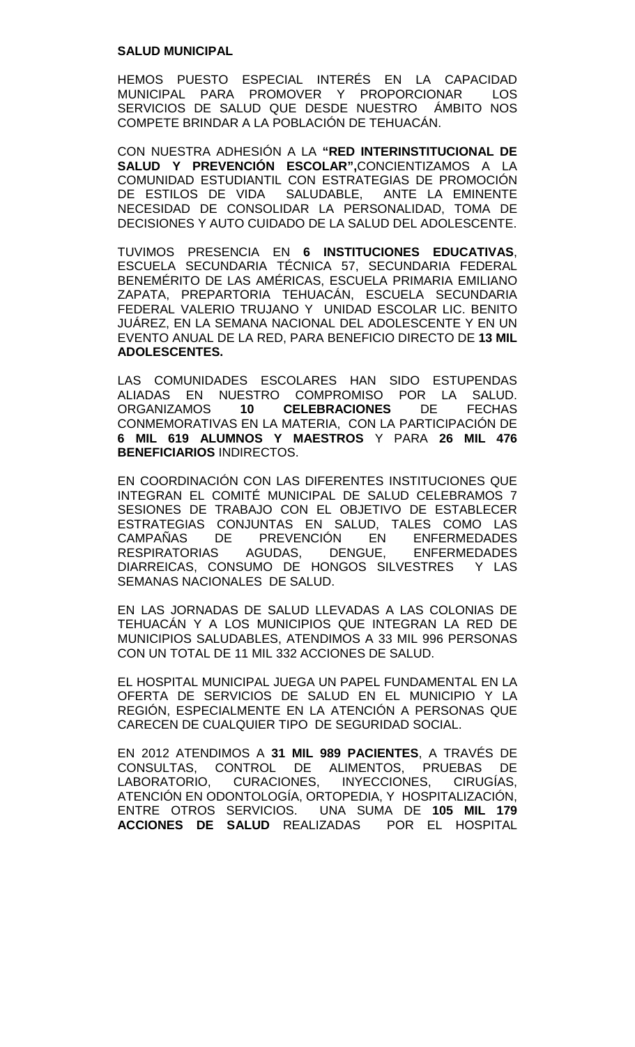**SALUD MUNICIPAL**

HEMOS PUESTO ESPECIAL INTERÉS EN LA CAPACIDAD MUNICIPAL PARA PROMOVER Y PROPORCIONAR LOS SERVICIOS DE SALUD QUE DESDE NUESTRO ÁMBITO NOS COMPETE BRINDAR A LA POBLACIÓN DE TEHUACÁN.

CON NUESTRA ADHESIÓN A LA **"RED INTERINSTITUCIONAL DE SALUD Y PREVENCIÓN ESCOLAR",**CONCIENTIZAMOS A LA COMUNIDAD ESTUDIANTIL CON ESTRATEGIAS DE PROMOCIÓN DE ESTILOS DE VIDA SALUDABLE, ANTE LA EMINENTE NECESIDAD DE CONSOLIDAR LA PERSONALIDAD, TOMA DE DECISIONES Y AUTO CUIDADO DE LA SALUD DEL ADOLESCENTE.

TUVIMOS PRESENCIA EN **6 INSTITUCIONES EDUCATIVAS**, ESCUELA SECUNDARIA TÉCNICA 57, SECUNDARIA FEDERAL BENEMÉRITO DE LAS AMÉRICAS, ESCUELA PRIMARIA EMILIANO ZAPATA, PREPARTORIA TEHUACÁN, ESCUELA SECUNDARIA FEDERAL VALERIO TRUJANO Y UNIDAD ESCOLAR LIC. BENITO JUÁREZ, EN LA SEMANA NACIONAL DEL ADOLESCENTE Y EN UN EVENTO ANUAL DE LA RED, PARA BENEFICIO DIRECTO DE **13 MIL ADOLESCENTES.**

LAS COMUNIDADES ESCOLARES HAN SIDO ESTUPENDAS ALIADAS EN NUESTRO COMPROMISO POR LA SALUD. ORGANIZAMOS **10 CELEBRACIONES** DE FECHAS CONMEMORATIVAS EN LA MATERIA, CON LA PARTICIPACIÓN DE **6 MIL 619 ALUMNOS Y MAESTROS** Y PARA **26 MIL 476 BENEFICIARIOS** INDIRECTOS.

EN COORDINACIÓN CON LAS DIFERENTES INSTITUCIONES QUE INTEGRAN EL COMITÉ MUNICIPAL DE SALUD CELEBRAMOS 7 SESIONES DE TRABAJO CON EL OBJETIVO DE ESTABLECER ESTRATEGIAS CONJUNTAS EN SALUD, TALES COMO LAS CAMPAÑAS DE PREVENCIÓN EN ENFERMEDADES RESPIRATORIAS AGUDAS, DENGUE, ENFERMEDADES DIARREICAS, CONSUMO DE HONGOS SILVESTRES Y LAS SEMANAS NACIONALES DE SALUD.

EN LAS JORNADAS DE SALUD LLEVADAS A LAS COLONIAS DE TEHUACÁN Y A LOS MUNICIPIOS QUE INTEGRAN LA RED DE MUNICIPIOS SALUDABLES, ATENDIMOS A 33 MIL 996 PERSONAS CON UN TOTAL DE 11 MIL 332 ACCIONES DE SALUD.

EL HOSPITAL MUNICIPAL JUEGA UN PAPEL FUNDAMENTAL EN LA OFERTA DE SERVICIOS DE SALUD EN EL MUNICIPIO Y LA REGIÓN, ESPECIALMENTE EN LA ATENCIÓN A PERSONAS QUE CARECEN DE CUALQUIER TIPO DE SEGURIDAD SOCIAL.

EN 2012 ATENDIMOS A **31 MIL 989 PACIENTES**, A TRAVÉS DE CONSULTAS, CONTROL DE ALIMENTOS, PRUEBAS DE LABORATORIO, CURACIONES, INYECCIONES, CIRUGÍAS, ATENCIÓN EN ODONTOLOGÍA, ORTOPEDIA, Y HOSPITALIZACIÓN, ENTRE OTROS SERVICIOS. UNA SUMA DE **105 MIL 179 ACCIONES DE SALUD** REALIZADAS POR EL HOSPITAL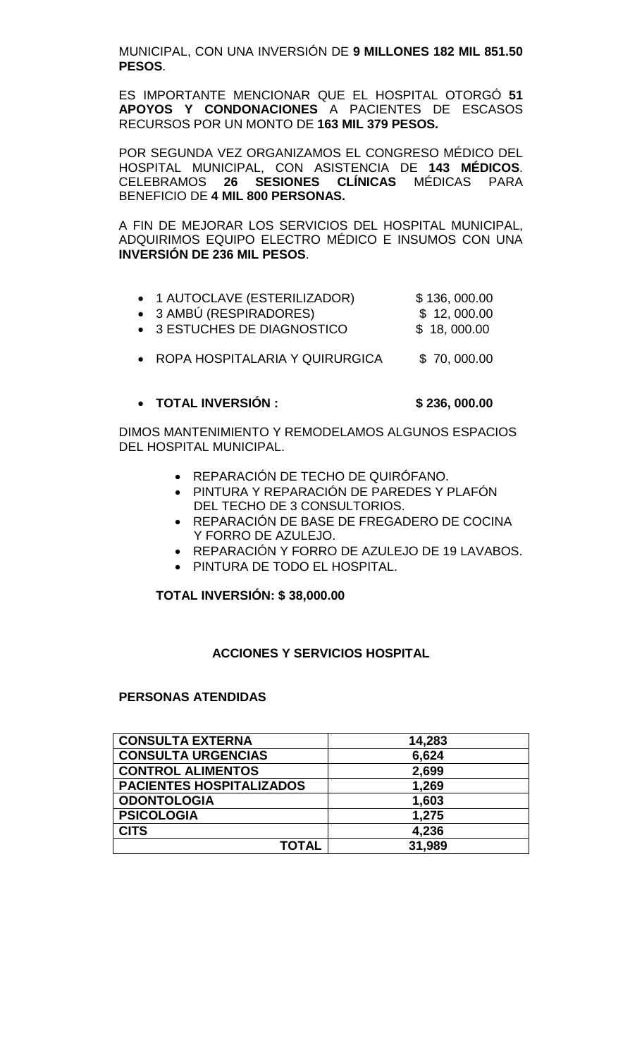MUNICIPAL, CON UNA INVERSIÓN DE **9 MILLONES 182 MIL 851.50 PESOS**.

ES IMPORTANTE MENCIONAR QUE EL HOSPITAL OTORGÓ **51 APOYOS Y CONDONACIONES** A PACIENTES DE ESCASOS RECURSOS POR UN MONTO DE **163 MIL 379 PESOS.**

POR SEGUNDA VEZ ORGANIZAMOS EL CONGRESO MÉDICO DEL HOSPITAL MUNICIPAL, CON ASISTENCIA DE **143 MÉDICOS**. CELEBRAMOS **26 SESIONES CLÍNICAS** MÉDICAS PARA BENEFICIO DE **4 MIL 800 PERSONAS.**

A FIN DE MEJORAR LOS SERVICIOS DEL HOSPITAL MUNICIPAL, ADQUIRIMOS EQUIPO ELECTRO MÉDICO E INSUMOS CON UNA **INVERSIÓN DE 236 MIL PESOS**.

- 1 AUTOCLAVE (ESTERILIZADOR) $ 136, 000.00
- 3 AMBÚ (RESPIRADORES) $ 12, 000.00
- 3 ESTUCHES DE DIAGNOSTICO $ 18, 000.00
- ROPA HOSPITALARIA Y QUIRURGICA $ 70, 000.00

- **TOTAL INVERSIÓN : $ 236, 000.00**

DIMOS MANTENIMIENTO Y REMODELAMOS ALGUNOS ESPACIOS DEL HOSPITAL MUNICIPAL.

- REPARACIÓN DE TECHO DE QUIRÓFANO.
- PINTURA Y REPARACIÓN DE PAREDES Y PLAFÓN DEL TECHO DE 3 CONSULTORIOS.
- REPARACIÓN DE BASE DE FREGADERO DE COCINA Y FORRO DE AZULEJO.
- REPARACIÓN Y FORRO DE AZULEJO DE 19 LAVABOS.
- PINTURA DE TODO EL HOSPITAL.

**TOTAL INVERSIÓN: $ 38,000.00**

**ACCIONES Y SERVICIOS HOSPITAL**

**PERSONAS ATENDIDAS**

| | |
|---|---|
| **CONSULTA EXTERNA** | **14,283** |
| **CONSULTA URGENCIAS** | **6,624** |
| **CONTROL ALIMENTOS** | **2,699** |
| **PACIENTES HOSPITALIZADOS** | **1,269** |
| **ODONTOLOGIA** | **1,603** |
| **PSICOLOGIA** | **1,275** |
| **CITS** | **4,236** |
| **TOTAL** | **31,989** |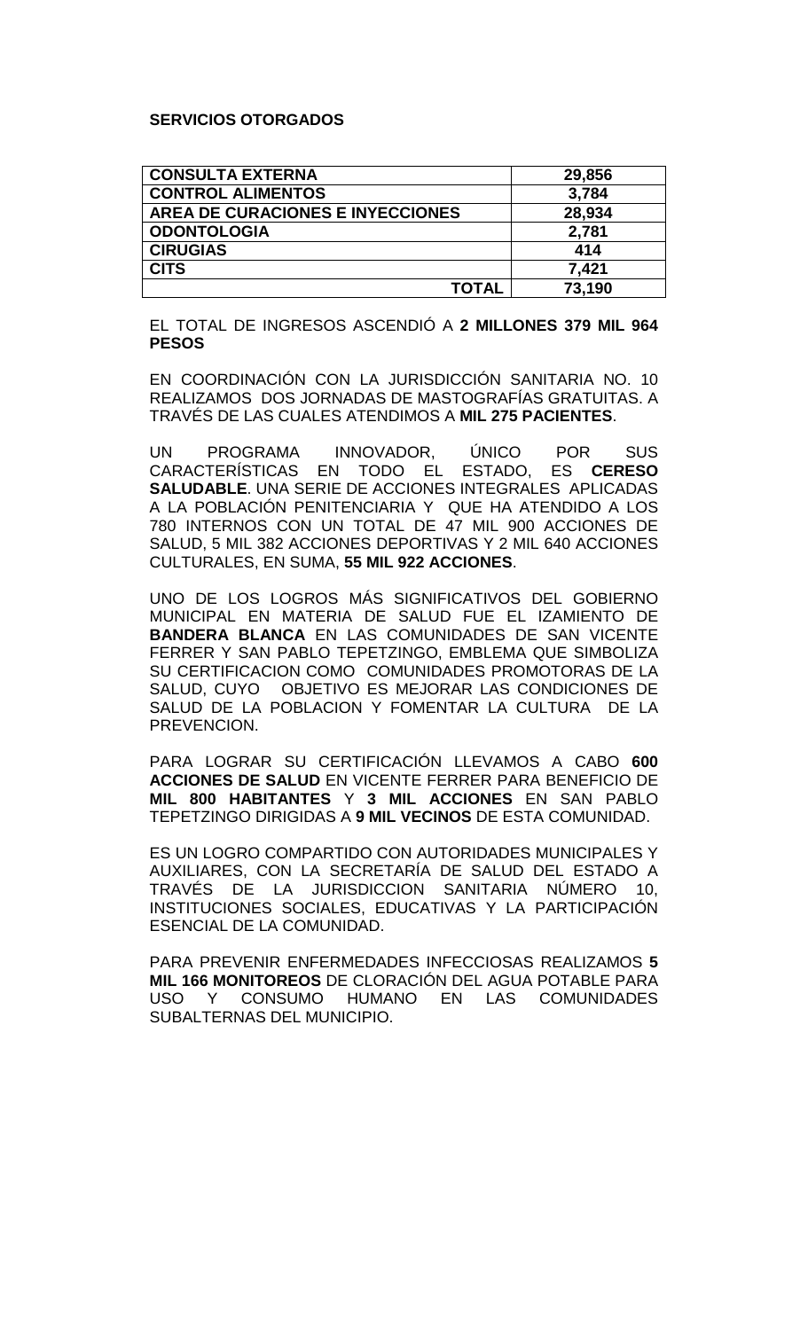**SERVICIOS OTORGADOS**

| | |
|---|---|
| **CONSULTA EXTERNA** | **29,856** |
| **CONTROL ALIMENTOS** | **3,784** |
| **AREA DE CURACIONES E INYECCIONES** | **28,934** |
| **ODONTOLOGIA** | **2,781** |
| **CIRUGIAS** | **414** |
| **CITS** | **7,421** |
| **TOTAL** | **73,190** |

EL TOTAL DE INGRESOS ASCENDIÓ A **2 MILLONES 379 MIL 964 PESOS**

EN COORDINACIÓN CON LA JURISDICCIÓN SANITARIA NO. 10 REALIZAMOS DOS JORNADAS DE MASTOGRAFÍAS GRATUITAS. A TRAVÉS DE LAS CUALES ATENDIMOS A **MIL 275 PACIENTES**.

UN PROGRAMA INNOVADOR, ÚNICO POR SUS CARACTERÍSTICAS EN TODO EL ESTADO, ES **CERESO SALUDABLE**. UNA SERIE DE ACCIONES INTEGRALES APLICADAS A LA POBLACIÓN PENITENCIARIA Y QUE HA ATENDIDO A LOS 780 INTERNOS CON UN TOTAL DE 47 MIL 900 ACCIONES DE SALUD, 5 MIL 382 ACCIONES DEPORTIVAS Y 2 MIL 640 ACCIONES CULTURALES, EN SUMA, **55 MIL 922 ACCIONES**.

UNO DE LOS LOGROS MÁS SIGNIFICATIVOS DEL GOBIERNO MUNICIPAL EN MATERIA DE SALUD FUE EL IZAMIENTO DE **BANDERA BLANCA** EN LAS COMUNIDADES DE SAN VICENTE FERRER Y SAN PABLO TEPETZINGO, EMBLEMA QUE SIMBOLIZA SU CERTIFICACION COMO COMUNIDADES PROMOTORAS DE LA SALUD, CUYO OBJETIVO ES MEJORAR LAS CONDICIONES DE SALUD DE LA POBLACION Y FOMENTAR LA CULTURA DE LA PREVENCION.

PARA LOGRAR SU CERTIFICACIÓN LLEVAMOS A CABO **600 ACCIONES DE SALUD** EN VICENTE FERRER PARA BENEFICIO DE **MIL 800 HABITANTES** Y **3 MIL ACCIONES** EN SAN PABLO TEPETZINGO DIRIGIDAS A **9 MIL VECINOS** DE ESTA COMUNIDAD.

ES UN LOGRO COMPARTIDO CON AUTORIDADES MUNICIPALES Y AUXILIARES, CON LA SECRETARÍA DE SALUD DEL ESTADO A TRAVÉS DE LA JURISDICCION SANITARIA NÚMERO 10, INSTITUCIONES SOCIALES, EDUCATIVAS Y LA PARTICIPACIÓN ESENCIAL DE LA COMUNIDAD.

PARA PREVENIR ENFERMEDADES INFECCIOSAS REALIZAMOS **5 MIL 166 MONITOREOS** DE CLORACIÓN DEL AGUA POTABLE PARA USO Y CONSUMO HUMANO EN LAS COMUNIDADES SUBALTERNAS DEL MUNICIPIO.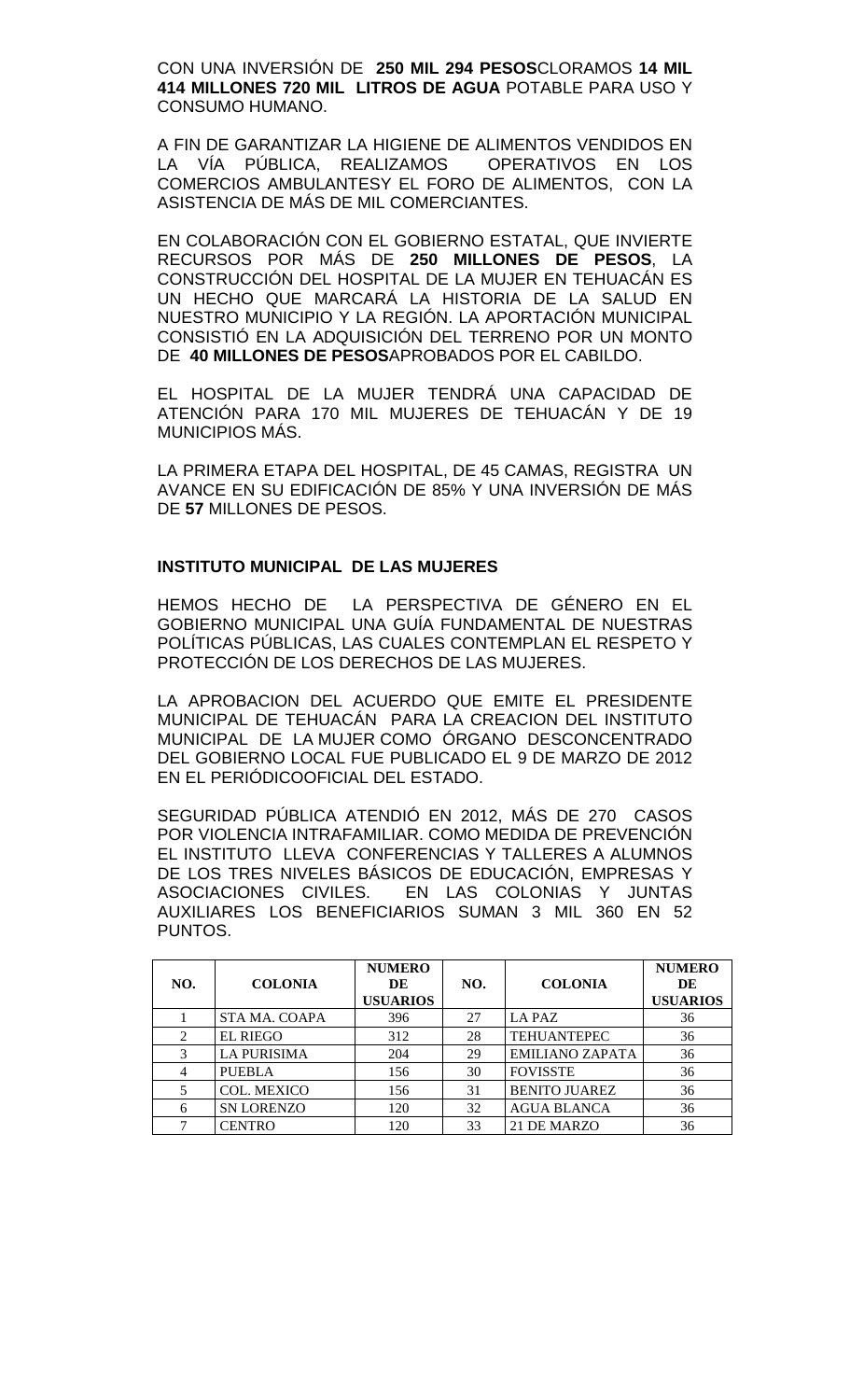CON UNA INVERSIÓN DE **250 MIL 294 PESOS**CLORAMOS **14 MIL 414 MILLONES 720 MIL LITROS DE AGUA** POTABLE PARA USO Y CONSUMO HUMANO.

A FIN DE GARANTIZAR LA HIGIENE DE ALIMENTOS VENDIDOS EN LA VÍA PÚBLICA, REALIZAMOS OPERATIVOS EN LOS COMERCIOS AMBULANTESY EL FORO DE ALIMENTOS, CON LA ASISTENCIA DE MÁS DE MIL COMERCIANTES.

EN COLABORACIÓN CON EL GOBIERNO ESTATAL, QUE INVIERTE RECURSOS POR MÁS DE **250 MILLONES DE PESOS**, LA CONSTRUCCIÓN DEL HOSPITAL DE LA MUJER EN TEHUACÁN ES UN HECHO QUE MARCARÁ LA HISTORIA DE LA SALUD EN NUESTRO MUNICIPIO Y LA REGIÓN. LA APORTACIÓN MUNICIPAL CONSISTIÓ EN LA ADQUISICIÓN DEL TERRENO POR UN MONTO DE **40 MILLONES DE PESOS**APROBADOS POR EL CABILDO.

EL HOSPITAL DE LA MUJER TENDRÁ UNA CAPACIDAD DE ATENCIÓN PARA 170 MIL MUJERES DE TEHUACÁN Y DE 19 MUNICIPIOS MÁS.

LA PRIMERA ETAPA DEL HOSPITAL, DE 45 CAMAS, REGISTRA UN AVANCE EN SU EDIFICACIÓN DE 85% Y UNA INVERSIÓN DE MÁS DE **57** MILLONES DE PESOS.

**INSTITUTO MUNICIPAL DE LAS MUJERES**

HEMOS HECHO DE LA PERSPECTIVA DE GÉNERO EN EL GOBIERNO MUNICIPAL UNA GUÍA FUNDAMENTAL DE NUESTRAS POLÍTICAS PÚBLICAS, LAS CUALES CONTEMPLAN EL RESPETO Y PROTECCIÓN DE LOS DERECHOS DE LAS MUJERES.

LA APROBACION DEL ACUERDO QUE EMITE EL PRESIDENTE MUNICIPAL DE TEHUACÁN PARA LA CREACION DEL INSTITUTO MUNICIPAL DE LA MUJER COMO ÓRGANO DESCONCENTRADO DEL GOBIERNO LOCAL FUE PUBLICADO EL 9 DE MARZO DE 2012 EN EL PERIÓDICOOFICIAL DEL ESTADO.

SEGURIDAD PÚBLICA ATENDIÓ EN 2012, MÁS DE 270 CASOS POR VIOLENCIA INTRAFAMILIAR. COMO MEDIDA DE PREVENCIÓN EL INSTITUTO LLEVA CONFERENCIAS Y TALLERES A ALUMNOS DE LOS TRES NIVELES BÁSICOS DE EDUCACIÓN, EMPRESAS Y ASOCIACIONES CIVILES. EN LAS COLONIAS Y JUNTAS AUXILIARES LOS BENEFICIARIOS SUMAN 3 MIL 360 EN 52 PUNTOS.

| NO. | COLONIA | NUMERO DE USUARIOS | NO. | COLONIA | NUMERO DE USUARIOS |
|---|---|---|---|---|---|
| 1 | STA MA. COAPA | 396 | 27 | LA PAZ | 36 |
| 2 | EL RIEGO | 312 | 28 | TEHUANTEPEC | 36 |
| 3 | LA PURISIMA | 204 | 29 | EMILIANO ZAPATA | 36 |
| 4 | PUEBLA | 156 | 30 | FOVISSTE | 36 |
| 5 | COL. MEXICO | 156 | 31 | BENITO JUAREZ | 36 |
| 6 | SN LORENZO | 120 | 32 | AGUA BLANCA | 36 |
| 7 | CENTRO | 120 | 33 | 21 DE MARZO | 36 |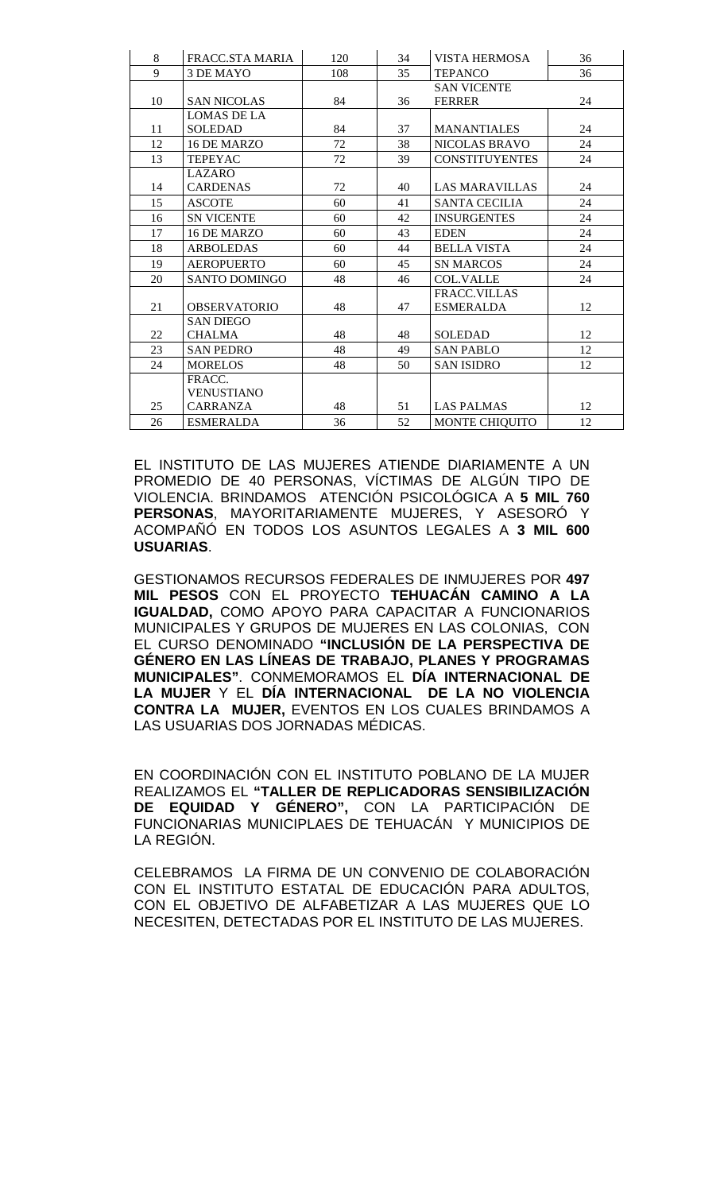| | | | | | |
|---|---|---|---|---|---|
| 8 | FRACC.STA MARIA | 120 | 34 | VISTA HERMOSA | 36 |
| 9 | 3 DE MAYO | 108 | 35 | TEPANCO | 36 |
| 10 | SAN NICOLAS | 84 | 36 | SAN VICENTE FERRER | 24 |
| 11 | LOMAS DE LA SOLEDAD | 84 | 37 | MANANTIALES | 24 |
| 12 | 16 DE MARZO | 72 | 38 | NICOLAS BRAVO | 24 |
| 13 | TEPEYAC | 72 | 39 | CONSTITUYENTES | 24 |
| 14 | LAZARO CARDENAS | 72 | 40 | LAS MARAVILLAS | 24 |
| 15 | ASCOTE | 60 | 41 | SANTA CECILIA | 24 |
| 16 | SN VICENTE | 60 | 42 | INSURGENTES | 24 |
| 17 | 16 DE MARZO | 60 | 43 | EDEN | 24 |
| 18 | ARBOLEDAS | 60 | 44 | BELLA VISTA | 24 |
| 19 | AEROPUERTO | 60 | 45 | SN MARCOS | 24 |
| 20 | SANTO DOMINGO | 48 | 46 | COL.VALLE | 24 |
| 21 | OBSERVATORIO | 48 | 47 | FRACC.VILLAS ESMERALDA | 12 |
| 22 | SAN DIEGO CHALMA | 48 | 48 | SOLEDAD | 12 |
| 23 | SAN PEDRO | 48 | 49 | SAN PABLO | 12 |
| 24 | MORELOS | 48 | 50 | SAN ISIDRO | 12 |
| 25 | FRACC. VENUSTIANO CARRANZA | 48 | 51 | LAS PALMAS | 12 |
| 26 | ESMERALDA | 36 | 52 | MONTE CHIQUITO | 12 |

EL INSTITUTO DE LAS MUJERES ATIENDE DIARIAMENTE A UN PROMEDIO DE 40 PERSONAS, VÍCTIMAS DE ALGÚN TIPO DE VIOLENCIA. BRINDAMOS ATENCIÓN PSICOLÓGICA A **5 MIL 760 PERSONAS**, MAYORITARIAMENTE MUJERES, Y ASESORÓ Y ACOMPAÑÓ EN TODOS LOS ASUNTOS LEGALES A **3 MIL 600 USUARIAS**.

GESTIONAMOS RECURSOS FEDERALES DE INMUJERES POR **497 MIL PESOS** CON EL PROYECTO **TEHUACÁN CAMINO A LA IGUALDAD,** COMO APOYO PARA CAPACITAR A FUNCIONARIOS MUNICIPALES Y GRUPOS DE MUJERES EN LAS COLONIAS, CON EL CURSO DENOMINADO **"INCLUSIÓN DE LA PERSPECTIVA DE GÉNERO EN LAS LÍNEAS DE TRABAJO, PLANES Y PROGRAMAS MUNICIPALES"**. CONMEMORAMOS EL **DÍA INTERNACIONAL DE LA MUJER** Y EL **DÍA INTERNACIONAL DE LA NO VIOLENCIA CONTRA LA MUJER,** EVENTOS EN LOS CUALES BRINDAMOS A LAS USUARIAS DOS JORNADAS MÉDICAS.

EN COORDINACIÓN CON EL INSTITUTO POBLANO DE LA MUJER REALIZAMOS EL **"TALLER DE REPLICADORAS SENSIBILIZACIÓN DE EQUIDAD Y GÉNERO",** CON LA PARTICIPACIÓN DE FUNCIONARIAS MUNICIPLAES DE TEHUACÁN Y MUNICIPIOS DE LA REGIÓN.

CELEBRAMOS LA FIRMA DE UN CONVENIO DE COLABORACIÓN CON EL INSTITUTO ESTATAL DE EDUCACIÓN PARA ADULTOS, CON EL OBJETIVO DE ALFABETIZAR A LAS MUJERES QUE LO NECESITEN, DETECTADAS POR EL INSTITUTO DE LAS MUJERES.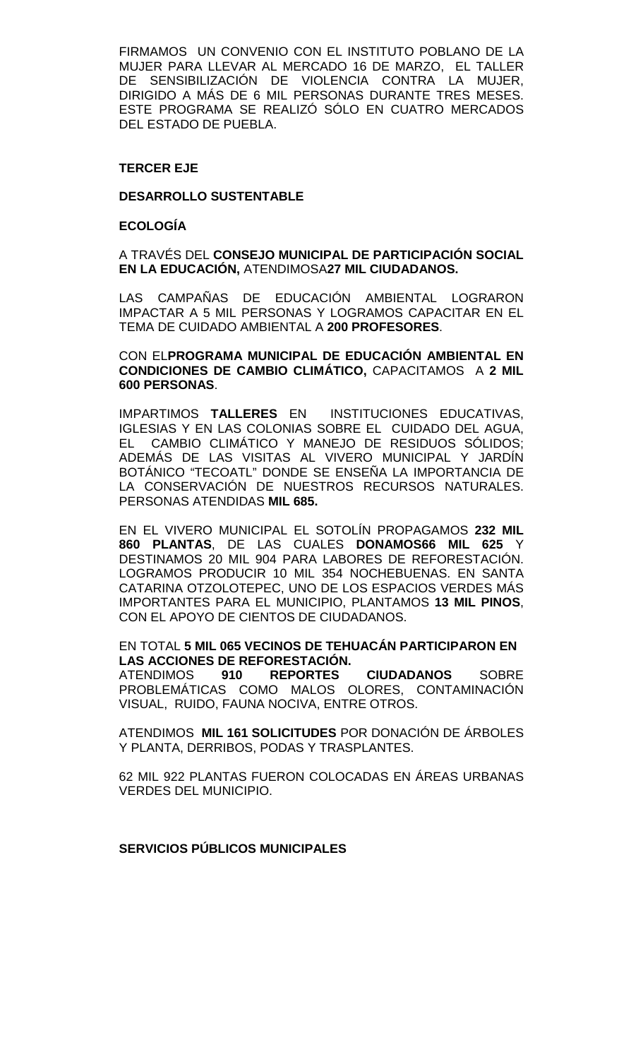FIRMAMOS UN CONVENIO CON EL INSTITUTO POBLANO DE LA MUJER PARA LLEVAR AL MERCADO 16 DE MARZO, EL TALLER DE SENSIBILIZACIÓN DE VIOLENCIA CONTRA LA MUJER, DIRIGIDO A MÁS DE 6 MIL PERSONAS DURANTE TRES MESES. ESTE PROGRAMA SE REALIZÓ SÓLO EN CUATRO MERCADOS DEL ESTADO DE PUEBLA.

**TERCER EJE**

**DESARROLLO SUSTENTABLE**

**ECOLOGÍA**

A TRAVÉS DEL **CONSEJO MUNICIPAL DE PARTICIPACIÓN SOCIAL EN LA EDUCACIÓN,** ATENDIMOSA**27 MIL CIUDADANOS.**

LAS CAMPAÑAS DE EDUCACIÓN AMBIENTAL LOGRARON IMPACTAR A 5 MIL PERSONAS Y LOGRAMOS CAPACITAR EN EL TEMA DE CUIDADO AMBIENTAL A **200 PROFESORES**.

CON EL**PROGRAMA MUNICIPAL DE EDUCACIÓN AMBIENTAL EN CONDICIONES DE CAMBIO CLIMÁTICO,** CAPACITAMOS A **2 MIL 600 PERSONAS**.

IMPARTIMOS **TALLERES** EN INSTITUCIONES EDUCATIVAS, IGLESIAS Y EN LAS COLONIAS SOBRE EL CUIDADO DEL AGUA, EL CAMBIO CLIMÁTICO Y MANEJO DE RESIDUOS SÓLIDOS; ADEMÁS DE LAS VISITAS AL VIVERO MUNICIPAL Y JARDÍN BOTÁNICO "TECOATL" DONDE SE ENSEÑA LA IMPORTANCIA DE LA CONSERVACIÓN DE NUESTROS RECURSOS NATURALES. PERSONAS ATENDIDAS **MIL 685.**

EN EL VIVERO MUNICIPAL EL SOTOLÍN PROPAGAMOS **232 MIL 860 PLANTAS**, DE LAS CUALES **DONAMOS66 MIL 625** Y DESTINAMOS 20 MIL 904 PARA LABORES DE REFORESTACIÓN. LOGRAMOS PRODUCIR 10 MIL 354 NOCHEBUENAS. EN SANTA CATARINA OTZOLOTEPEC, UNO DE LOS ESPACIOS VERDES MÁS IMPORTANTES PARA EL MUNICIPIO, PLANTAMOS **13 MIL PINOS**, CON EL APOYO DE CIENTOS DE CIUDADANOS.

EN TOTAL **5 MIL 065 VECINOS DE TEHUACÁN PARTICIPARON EN LAS ACCIONES DE REFORESTACIÓN.**
ATENDIMOS **910 REPORTES CIUDADANOS** SOBRE PROBLEMÁTICAS COMO MALOS OLORES, CONTAMINACIÓN VISUAL, RUIDO, FAUNA NOCIVA, ENTRE OTROS.

ATENDIMOS **MIL 161 SOLICITUDES** POR DONACIÓN DE ÁRBOLES Y PLANTA, DERRIBOS, PODAS Y TRASPLANTES.

62 MIL 922 PLANTAS FUERON COLOCADAS EN ÁREAS URBANAS VERDES DEL MUNICIPIO.

**SERVICIOS PÚBLICOS MUNICIPALES**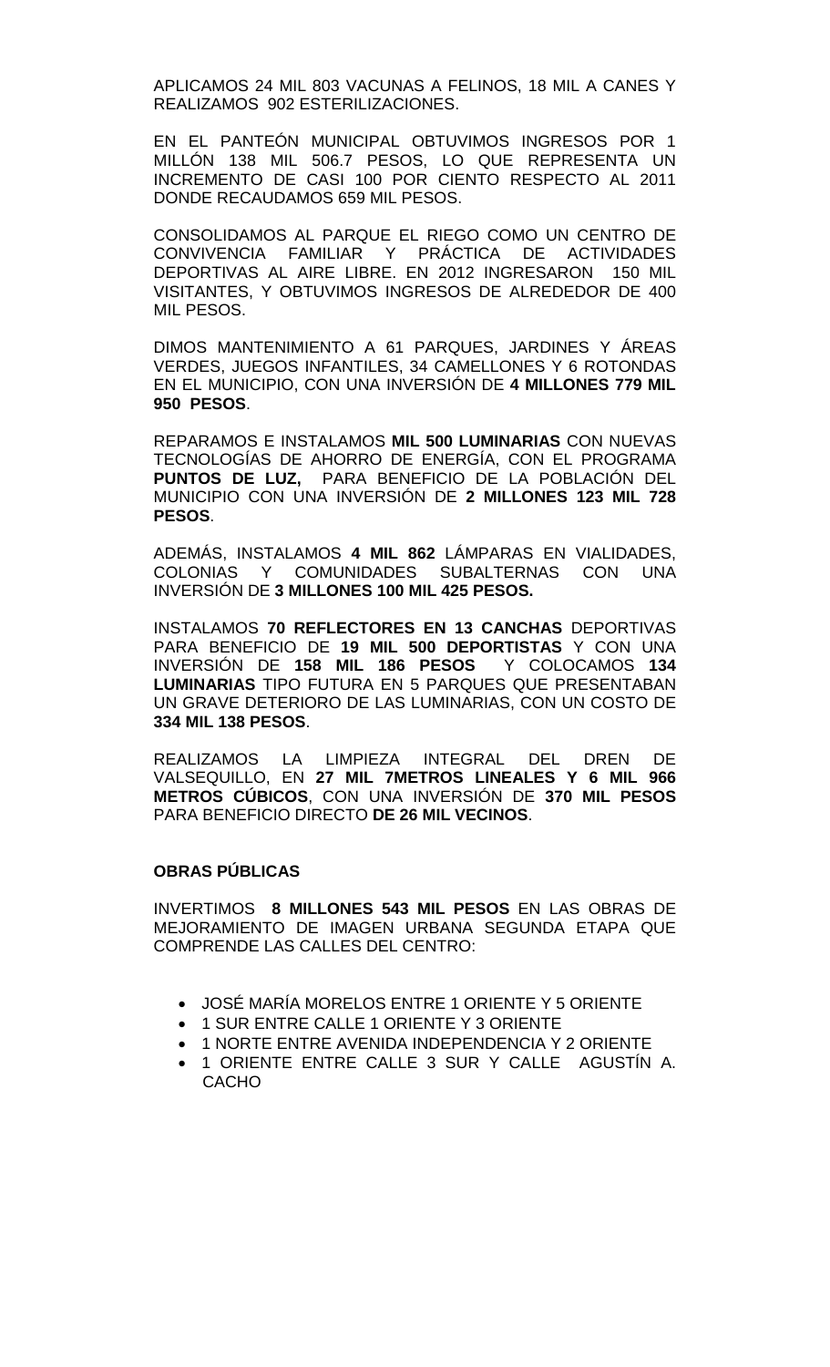APLICAMOS 24 MIL 803 VACUNAS A FELINOS, 18 MIL A CANES Y REALIZAMOS 902 ESTERILIZACIONES.

EN EL PANTEÓN MUNICIPAL OBTUVIMOS INGRESOS POR 1 MILLÓN 138 MIL 506.7 PESOS, LO QUE REPRESENTA UN INCREMENTO DE CASI 100 POR CIENTO RESPECTO AL 2011 DONDE RECAUDAMOS 659 MIL PESOS.

CONSOLIDAMOS AL PARQUE EL RIEGO COMO UN CENTRO DE CONVIVENCIA FAMILIAR Y PRÁCTICA DE ACTIVIDADES DEPORTIVAS AL AIRE LIBRE. EN 2012 INGRESARON 150 MIL VISITANTES, Y OBTUVIMOS INGRESOS DE ALREDEDOR DE 400 MIL PESOS.

DIMOS MANTENIMIENTO A 61 PARQUES, JARDINES Y ÁREAS VERDES, JUEGOS INFANTILES, 34 CAMELLONES Y 6 ROTONDAS EN EL MUNICIPIO, CON UNA INVERSIÓN DE **4 MILLONES 779 MIL 950 PESOS**.

REPARAMOS E INSTALAMOS **MIL 500 LUMINARIAS** CON NUEVAS TECNOLOGÍAS DE AHORRO DE ENERGÍA, CON EL PROGRAMA **PUNTOS DE LUZ,** PARA BENEFICIO DE LA POBLACIÓN DEL MUNICIPIO CON UNA INVERSIÓN DE **2 MILLONES 123 MIL 728 PESOS**.

ADEMÁS, INSTALAMOS **4 MIL 862** LÁMPARAS EN VIALIDADES, COLONIAS Y COMUNIDADES SUBALTERNAS CON UNA INVERSIÓN DE **3 MILLONES 100 MIL 425 PESOS.**

INSTALAMOS **70 REFLECTORES EN 13 CANCHAS** DEPORTIVAS PARA BENEFICIO DE **19 MIL 500 DEPORTISTAS** Y CON UNA INVERSIÓN DE **158 MIL 186 PESOS** Y COLOCAMOS **134 LUMINARIAS** TIPO FUTURA EN 5 PARQUES QUE PRESENTABAN UN GRAVE DETERIORO DE LAS LUMINARIAS, CON UN COSTO DE **334 MIL 138 PESOS**.

REALIZAMOS LA LIMPIEZA INTEGRAL DEL DREN DE VALSEQUILLO, EN **27 MIL 7METROS LINEALES Y 6 MIL 966 METROS CÚBICOS**, CON UNA INVERSIÓN DE **370 MIL PESOS** PARA BENEFICIO DIRECTO **DE 26 MIL VECINOS**.

**OBRAS PÚBLICAS**

INVERTIMOS **8 MILLONES 543 MIL PESOS** EN LAS OBRAS DE MEJORAMIENTO DE IMAGEN URBANA SEGUNDA ETAPA QUE COMPRENDE LAS CALLES DEL CENTRO:

- JOSÉ MARÍA MORELOS ENTRE 1 ORIENTE Y 5 ORIENTE
- 1 SUR ENTRE CALLE 1 ORIENTE Y 3 ORIENTE
- 1 NORTE ENTRE AVENIDA INDEPENDENCIA Y 2 ORIENTE
- 1 ORIENTE ENTRE CALLE 3 SUR Y CALLE AGUSTÍN A. CACHO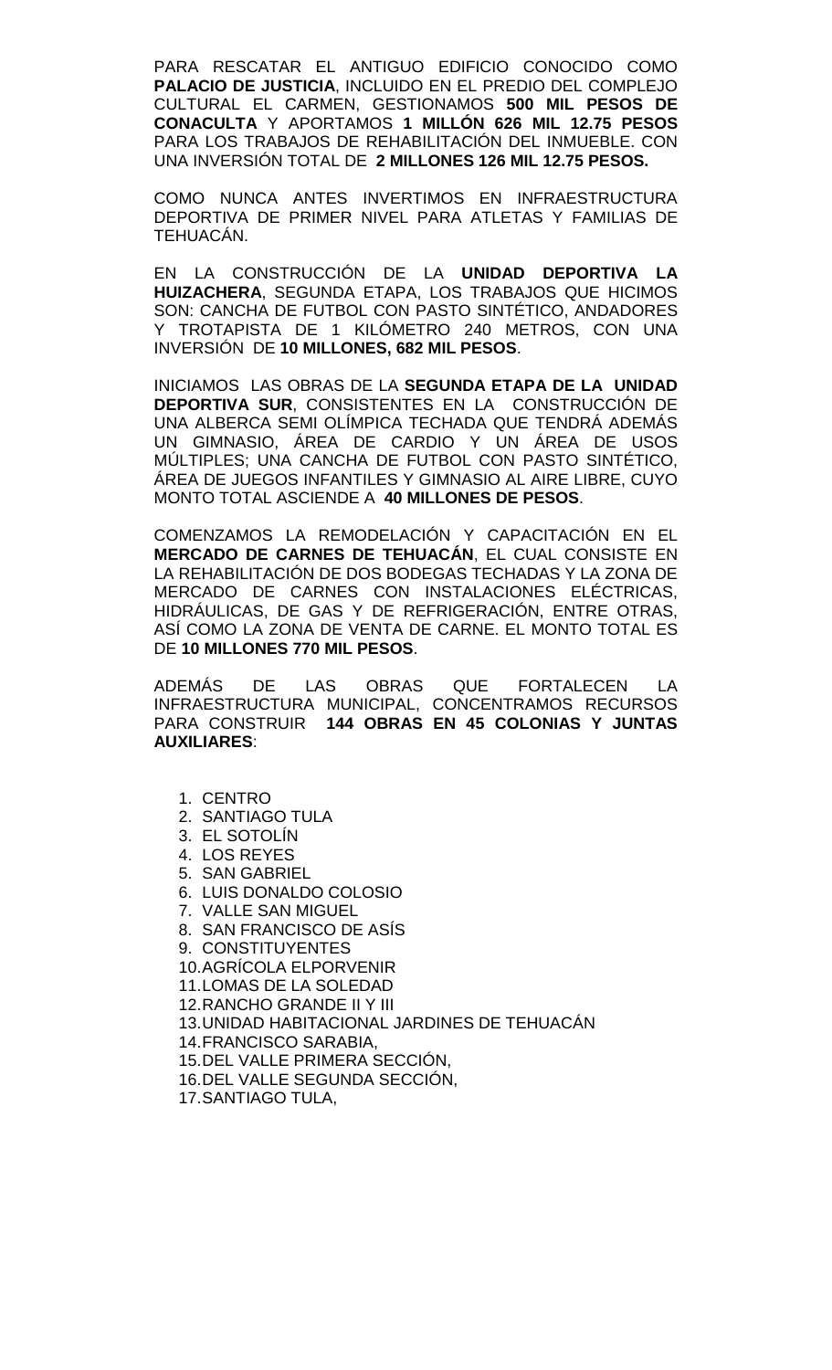PARA RESCATAR EL ANTIGUO EDIFICIO CONOCIDO COMO **PALACIO DE JUSTICIA**, INCLUIDO EN EL PREDIO DEL COMPLEJO CULTURAL EL CARMEN, GESTIONAMOS **500 MIL PESOS DE CONACULTA** Y APORTAMOS **1 MILLÓN 626 MIL 12.75 PESOS** PARA LOS TRABAJOS DE REHABILITACIÓN DEL INMUEBLE. CON UNA INVERSIÓN TOTAL DE **2 MILLONES 126 MIL 12.75 PESOS.**

COMO NUNCA ANTES INVERTIMOS EN INFRAESTRUCTURA DEPORTIVA DE PRIMER NIVEL PARA ATLETAS Y FAMILIAS DE TEHUACÁN.

EN LA CONSTRUCCIÓN DE LA **UNIDAD DEPORTIVA LA HUIZACHERA**, SEGUNDA ETAPA, LOS TRABAJOS QUE HICIMOS SON: CANCHA DE FUTBOL CON PASTO SINTÉTICO, ANDADORES Y TROTAPISTA DE 1 KILÓMETRO 240 METROS, CON UNA INVERSIÓN DE **10 MILLONES, 682 MIL PESOS**.

INICIAMOS LAS OBRAS DE LA **SEGUNDA ETAPA DE LA UNIDAD DEPORTIVA SUR**, CONSISTENTES EN LA CONSTRUCCIÓN DE UNA ALBERCA SEMI OLÍMPICA TECHADA QUE TENDRÁ ADEMÁS UN GIMNASIO, ÁREA DE CARDIO Y UN ÁREA DE USOS MÚLTIPLES; UNA CANCHA DE FUTBOL CON PASTO SINTÉTICO, ÁREA DE JUEGOS INFANTILES Y GIMNASIO AL AIRE LIBRE, CUYO MONTO TOTAL ASCIENDE A **40 MILLONES DE PESOS**.

COMENZAMOS LA REMODELACIÓN Y CAPACITACIÓN EN EL **MERCADO DE CARNES DE TEHUACÁN**, EL CUAL CONSISTE EN LA REHABILITACIÓN DE DOS BODEGAS TECHADAS Y LA ZONA DE MERCADO DE CARNES CON INSTALACIONES ELÉCTRICAS, HIDRÁULICAS, DE GAS Y DE REFRIGERACIÓN, ENTRE OTRAS, ASÍ COMO LA ZONA DE VENTA DE CARNE. EL MONTO TOTAL ES DE **10 MILLONES 770 MIL PESOS**.

ADEMÁS DE LAS OBRAS QUE FORTALECEN LA INFRAESTRUCTURA MUNICIPAL, CONCENTRAMOS RECURSOS PARA CONSTRUIR **144 OBRAS EN 45 COLONIAS Y JUNTAS AUXILIARES**:

1. CENTRO
2. SANTIAGO TULA
3. EL SOTOLÍN
4. LOS REYES
5. SAN GABRIEL
6. LUIS DONALDO COLOSIO
7. VALLE SAN MIGUEL
8. SAN FRANCISCO DE ASÍS
9. CONSTITUYENTES
10. AGRÍCOLA ELPORVENIR
11. LOMAS DE LA SOLEDAD
12. RANCHO GRANDE II Y III
13. UNIDAD HABITACIONAL JARDINES DE TEHUACÁN
14. FRANCISCO SARABIA,
15. DEL VALLE PRIMERA SECCIÓN,
16. DEL VALLE SEGUNDA SECCIÓN,
17. SANTIAGO TULA,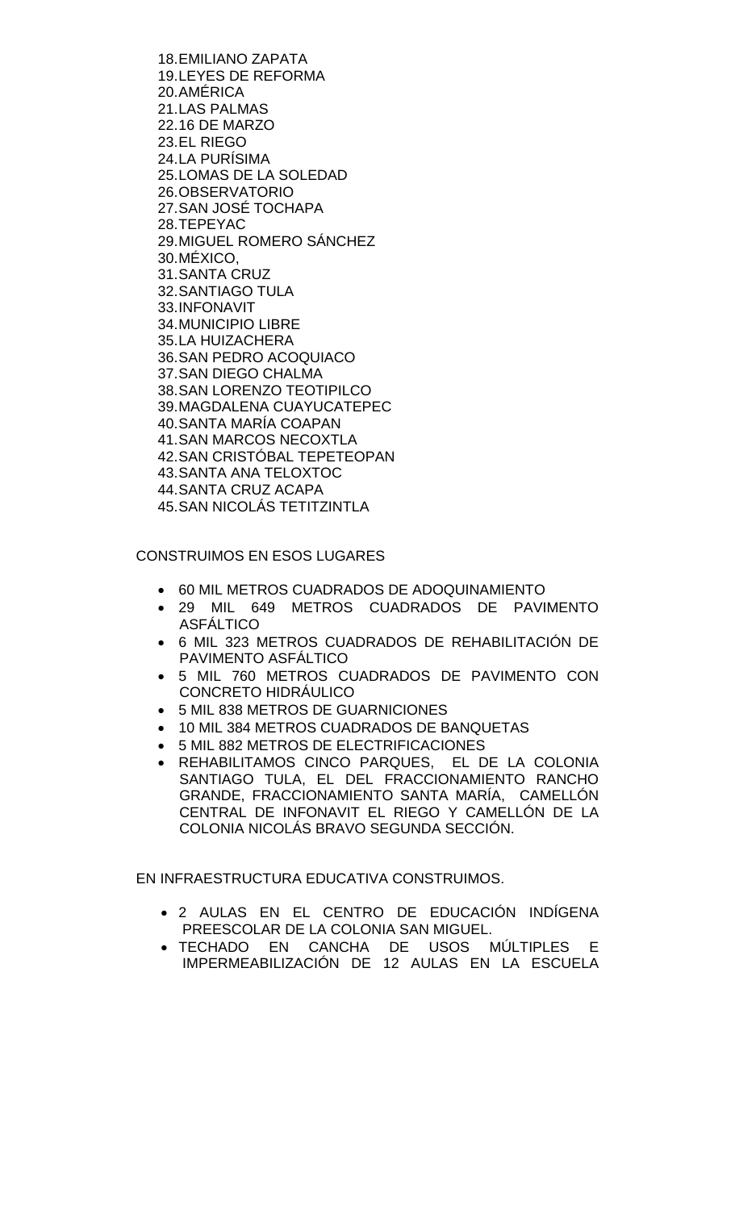18. EMILIANO ZAPATA
19. LEYES DE REFORMA
20. AMÉRICA
21. LAS PALMAS
22. 16 DE MARZO
23. EL RIEGO
24. LA PURÍSIMA
25. LOMAS DE LA SOLEDAD
26. OBSERVATORIO
27. SAN JOSÉ TOCHAPA
28. TEPEYAC
29. MIGUEL ROMERO SÁNCHEZ
30. MÉXICO,
31. SANTA CRUZ
32. SANTIAGO TULA
33. INFONAVIT
34. MUNICIPIO LIBRE
35. LA HUIZACHERA
36. SAN PEDRO ACOQUIACO
37. SAN DIEGO CHALMA
38. SAN LORENZO TEOTIPILCO
39. MAGDALENA CUAYUCATEPEC
40. SANTA MARÍA COAPAN
41. SAN MARCOS NECOXTLA
42. SAN CRISTÓBAL TEPETEOPAN
43. SANTA ANA TELOXTOC
44. SANTA CRUZ ACAPA
45. SAN NICOLÁS TETITZINTLA

CONSTRUIMOS EN ESOS LUGARES

- 60 MIL METROS CUADRADOS DE ADOQUINAMIENTO
- 29 MIL 649 METROS CUADRADOS DE PAVIMENTO ASFÁLTICO
- 6 MIL 323 METROS CUADRADOS DE REHABILITACIÓN DE PAVIMENTO ASFÁLTICO
- 5 MIL 760 METROS CUADRADOS DE PAVIMENTO CON CONCRETO HIDRÁULICO
- 5 MIL 838 METROS DE GUARNICIONES
- 10 MIL 384 METROS CUADRADOS DE BANQUETAS
- 5 MIL 882 METROS DE ELECTRIFICACIONES
- REHABILITAMOS CINCO PARQUES, EL DE LA COLONIA SANTIAGO TULA, EL DEL FRACCIONAMIENTO RANCHO GRANDE, FRACCIONAMIENTO SANTA MARÍA, CAMELLÓN CENTRAL DE INFONAVIT EL RIEGO Y CAMELLÓN DE LA COLONIA NICOLÁS BRAVO SEGUNDA SECCIÓN.

EN INFRAESTRUCTURA EDUCATIVA CONSTRUIMOS.

- 2 AULAS EN EL CENTRO DE EDUCACIÓN INDÍGENA PREESCOLAR DE LA COLONIA SAN MIGUEL.
- TECHADO EN CANCHA DE USOS MÚLTIPLES E IMPERMEABILIZACIÓN DE 12 AULAS EN LA ESCUELA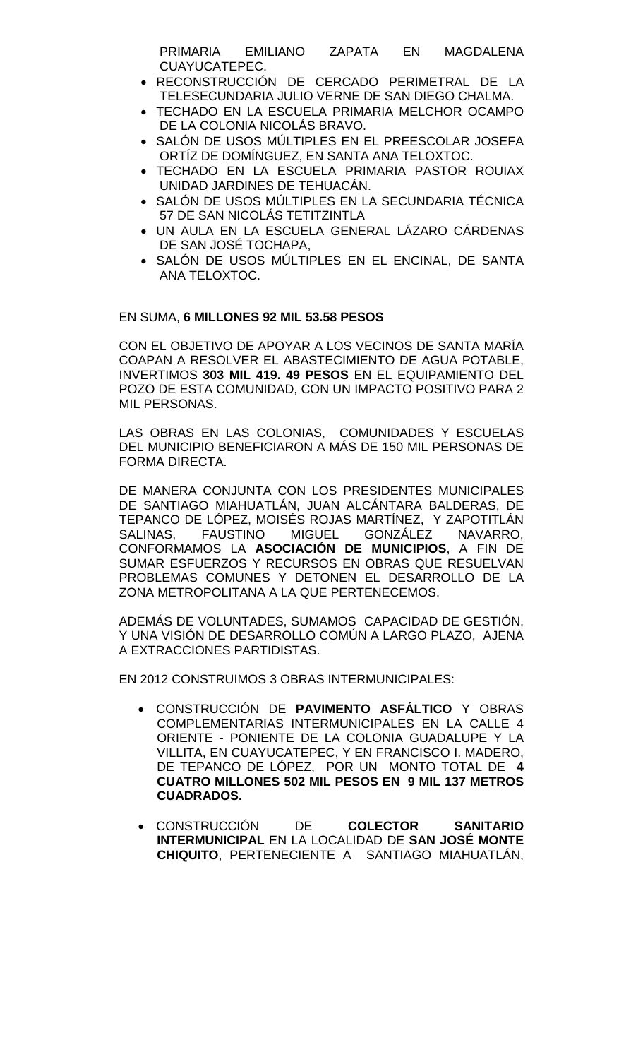PRIMARIA EMILIANO ZAPATA EN MAGDALENA CUAYUCATEPEC.

- RECONSTRUCCIÓN DE CERCADO PERIMETRAL DE LA TELESECUNDARIA JULIO VERNE DE SAN DIEGO CHALMA.
- TECHADO EN LA ESCUELA PRIMARIA MELCHOR OCAMPO DE LA COLONIA NICOLÁS BRAVO.
- SALÓN DE USOS MÚLTIPLES EN EL PREESCOLAR JOSEFA ORTÍZ DE DOMÍNGUEZ, EN SANTA ANA TELOXTOC.
- TECHADO EN LA ESCUELA PRIMARIA PASTOR ROUIAX UNIDAD JARDINES DE TEHUACÁN.
- SALÓN DE USOS MÚLTIPLES EN LA SECUNDARIA TÉCNICA 57 DE SAN NICOLÁS TETITZINTLA
- UN AULA EN LA ESCUELA GENERAL LÁZARO CÁRDENAS DE SAN JOSÉ TOCHAPA,
- SALÓN DE USOS MÚLTIPLES EN EL ENCINAL, DE SANTA ANA TELOXTOC.

EN SUMA, **6 MILLONES 92 MIL 53.58 PESOS**

CON EL OBJETIVO DE APOYAR A LOS VECINOS DE SANTA MARÍA COAPAN A RESOLVER EL ABASTECIMIENTO DE AGUA POTABLE, INVERTIMOS **303 MIL 419. 49 PESOS** EN EL EQUIPAMIENTO DEL POZO DE ESTA COMUNIDAD, CON UN IMPACTO POSITIVO PARA 2 MIL PERSONAS.

LAS OBRAS EN LAS COLONIAS, COMUNIDADES Y ESCUELAS DEL MUNICIPIO BENEFICIARON A MÁS DE 150 MIL PERSONAS DE FORMA DIRECTA.

DE MANERA CONJUNTA CON LOS PRESIDENTES MUNICIPALES DE SANTIAGO MIAHUATLÁN, JUAN ALCÁNTARA BALDERAS, DE TEPANCO DE LÓPEZ, MOISÉS ROJAS MARTÍNEZ, Y ZAPOTITLÁN SALINAS, FAUSTINO MIGUEL GONZÁLEZ NAVARRO, CONFORMAMOS LA **ASOCIACIÓN DE MUNICIPIOS**, A FIN DE SUMAR ESFUERZOS Y RECURSOS EN OBRAS QUE RESUELVAN PROBLEMAS COMUNES Y DETONEN EL DESARROLLO DE LA ZONA METROPOLITANA A LA QUE PERTENECEMOS.

ADEMÁS DE VOLUNTADES, SUMAMOS CAPACIDAD DE GESTIÓN, Y UNA VISIÓN DE DESARROLLO COMÚN A LARGO PLAZO, AJENA A EXTRACCIONES PARTIDISTAS.

EN 2012 CONSTRUIMOS 3 OBRAS INTERMUNICIPALES:

- CONSTRUCCIÓN DE **PAVIMENTO ASFÁLTICO** Y OBRAS COMPLEMENTARIAS INTERMUNICIPALES EN LA CALLE 4 ORIENTE - PONIENTE DE LA COLONIA GUADALUPE Y LA VILLITA, EN CUAYUCATEPEC, Y EN FRANCISCO I. MADERO, DE TEPANCO DE LÓPEZ, POR UN MONTO TOTAL DE **4 CUATRO MILLONES 502 MIL PESOS EN 9 MIL 137 METROS CUADRADOS.**

- CONSTRUCCIÓN DE **COLECTOR SANITARIO INTERMUNICIPAL** EN LA LOCALIDAD DE **SAN JOSÉ MONTE CHIQUITO**, PERTENECIENTE A SANTIAGO MIAHUATLÁN,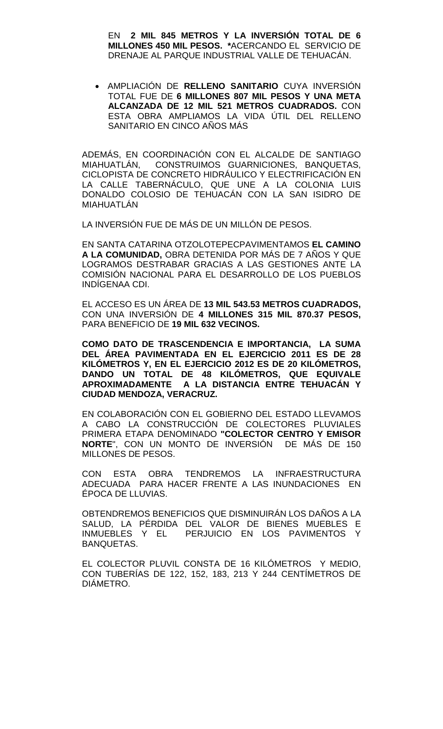EN **2 MIL 845 METROS Y LA INVERSIÓN TOTAL DE 6 MILLONES 450 MIL PESOS. ***ACERCANDO EL SERVICIO DE DRENAJE AL PARQUE INDUSTRIAL VALLE DE TEHUACÁN.

- AMPLIACIÓN DE **RELLENO SANITARIO** CUYA INVERSIÓN TOTAL FUE DE **6 MILLONES 807 MIL PESOS Y UNA META ALCANZADA DE 12 MIL 521 METROS CUADRADOS.** CON ESTA OBRA AMPLIAMOS LA VIDA ÚTIL DEL RELLENO SANITARIO EN CINCO AÑOS MÁS

ADEMÁS, EN COORDINACIÓN CON EL ALCALDE DE SANTIAGO MIAHUATLÁN, CONSTRUIMOS GUARNICIONES, BANQUETAS, CICLOPISTA DE CONCRETO HIDRÁULICO Y ELECTRIFICACIÓN EN LA CALLE TABERNÁCULO, QUE UNE A LA COLONIA LUIS DONALDO COLOSIO DE TEHUACÁN CON LA SAN ISIDRO DE MIAHUATLÁN

LA INVERSIÓN FUE DE MÁS DE UN MILLÓN DE PESOS.

EN SANTA CATARINA OTZOLOTEPECPAVIMENTAMOS **EL CAMINO A LA COMUNIDAD,** OBRA DETENIDA POR MÁS DE 7 AÑOS Y QUE LOGRAMOS DESTRABAR GRACIAS A LAS GESTIONES ANTE LA COMISIÓN NACIONAL PARA EL DESARROLLO DE LOS PUEBLOS INDÍGENAA CDI.

EL ACCESO ES UN ÁREA DE **13 MIL 543.53 METROS CUADRADOS,** CON UNA INVERSIÓN DE **4 MILLONES 315 MIL 870.37 PESOS,** PARA BENEFICIO DE **19 MIL 632 VECINOS.**

**COMO DATO DE TRASCENDENCIA E IMPORTANCIA, LA SUMA DEL ÁREA PAVIMENTADA EN EL EJERCICIO 2011 ES DE 28 KILÓMETROS Y, EN EL EJERCICIO 2012 ES DE 20 KILÓMETROS, DANDO UN TOTAL DE 48 KILÓMETROS, QUE EQUIVALE APROXIMADAMENTE A LA DISTANCIA ENTRE TEHUACÁN Y CIUDAD MENDOZA, VERACRUZ.**

EN COLABORACIÓN CON EL GOBIERNO DEL ESTADO LLEVAMOS A CABO LA CONSTRUCCIÓN DE COLECTORES PLUVIALES PRIMERA ETAPA DENOMINADO **"COLECTOR CENTRO Y EMISOR NORTE**", CON UN MONTO DE INVERSIÓN DE MÁS DE 150 MILLONES DE PESOS.

CON ESTA OBRA TENDREMOS LA INFRAESTRUCTURA ADECUADA PARA HACER FRENTE A LAS INUNDACIONES EN ÉPOCA DE LLUVIAS.

OBTENDREMOS BENEFICIOS QUE DISMINUIRÁN LOS DAÑOS A LA SALUD, LA PÉRDIDA DEL VALOR DE BIENES MUEBLES E INMUEBLES Y EL PERJUICIO EN LOS PAVIMENTOS Y BANQUETAS.

EL COLECTOR PLUVIL CONSTA DE 16 KILÓMETROS Y MEDIO, CON TUBERÍAS DE 122, 152, 183, 213 Y 244 CENTÍMETROS DE DIÁMETRO.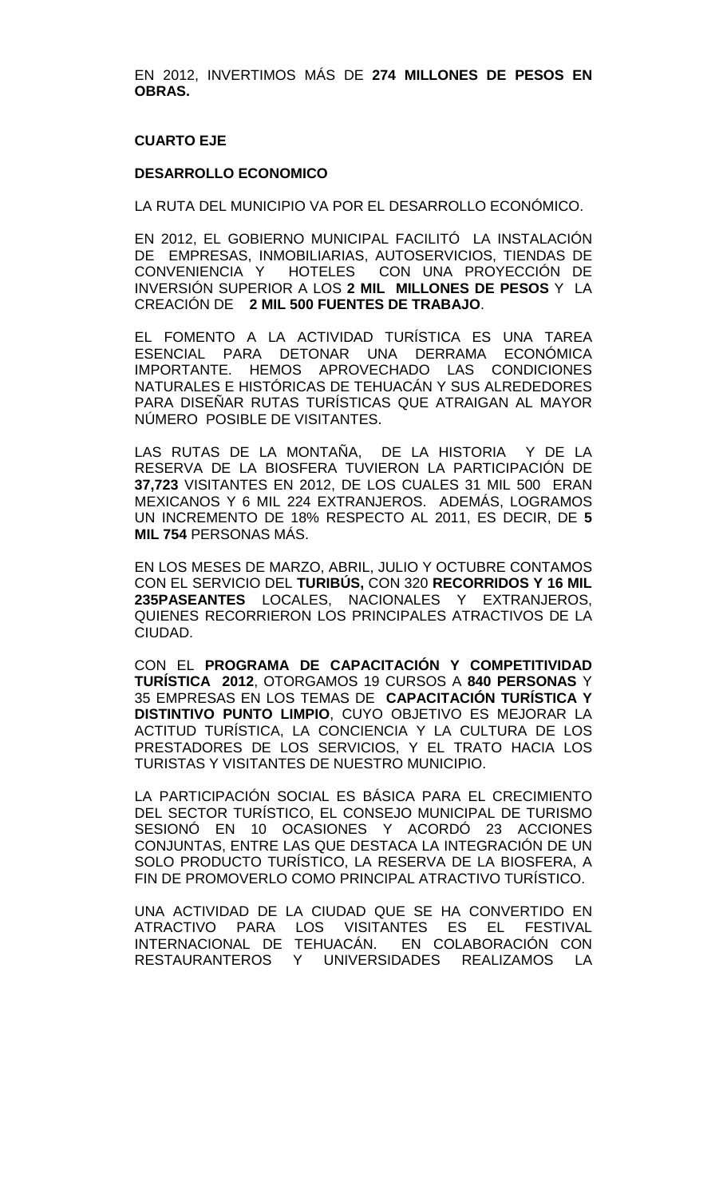EN 2012, INVERTIMOS MÁS DE **274 MILLONES DE PESOS EN OBRAS.**

**CUARTO EJE**

**DESARROLLO ECONOMICO**

LA RUTA DEL MUNICIPIO VA POR EL DESARROLLO ECONÓMICO.

EN 2012, EL GOBIERNO MUNICIPAL FACILITÓ LA INSTALACIÓN DE EMPRESAS, INMOBILIARIAS, AUTOSERVICIOS, TIENDAS DE CONVENIENCIA Y HOTELES CON UNA PROYECCIÓN DE INVERSIÓN SUPERIOR A LOS **2 MIL MILLONES DE PESOS** Y LA CREACIÓN DE **2 MIL 500 FUENTES DE TRABAJO**.

EL FOMENTO A LA ACTIVIDAD TURÍSTICA ES UNA TAREA ESENCIAL PARA DETONAR UNA DERRAMA ECONÓMICA IMPORTANTE. HEMOS APROVECHADO LAS CONDICIONES NATURALES E HISTÓRICAS DE TEHUACÁN Y SUS ALREDEDORES PARA DISEÑAR RUTAS TURÍSTICAS QUE ATRAIGAN AL MAYOR NÚMERO POSIBLE DE VISITANTES.

LAS RUTAS DE LA MONTAÑA, DE LA HISTORIA Y DE LA RESERVA DE LA BIOSFERA TUVIERON LA PARTICIPACIÓN DE **37,723** VISITANTES EN 2012, DE LOS CUALES 31 MIL 500 ERAN MEXICANOS Y 6 MIL 224 EXTRANJEROS. ADEMÁS, LOGRAMOS UN INCREMENTO DE 18% RESPECTO AL 2011, ES DECIR, DE **5 MIL 754** PERSONAS MÁS.

EN LOS MESES DE MARZO, ABRIL, JULIO Y OCTUBRE CONTAMOS CON EL SERVICIO DEL **TURIBÚS,** CON 320 **RECORRIDOS Y 16 MIL 235PASEANTES** LOCALES, NACIONALES Y EXTRANJEROS, QUIENES RECORRIERON LOS PRINCIPALES ATRACTIVOS DE LA CIUDAD.

CON EL **PROGRAMA DE CAPACITACIÓN Y COMPETITIVIDAD TURÍSTICA 2012**, OTORGAMOS 19 CURSOS A **840 PERSONAS** Y 35 EMPRESAS EN LOS TEMAS DE **CAPACITACIÓN TURÍSTICA Y DISTINTIVO PUNTO LIMPIO**, CUYO OBJETIVO ES MEJORAR LA ACTITUD TURÍSTICA, LA CONCIENCIA Y LA CULTURA DE LOS PRESTADORES DE LOS SERVICIOS, Y EL TRATO HACIA LOS TURISTAS Y VISITANTES DE NUESTRO MUNICIPIO.

LA PARTICIPACIÓN SOCIAL ES BÁSICA PARA EL CRECIMIENTO DEL SECTOR TURÍSTICO, EL CONSEJO MUNICIPAL DE TURISMO SESIONÓ EN 10 OCASIONES Y ACORDÓ 23 ACCIONES CONJUNTAS, ENTRE LAS QUE DESTACA LA INTEGRACIÓN DE UN SOLO PRODUCTO TURÍSTICO, LA RESERVA DE LA BIOSFERA, A FIN DE PROMOVERLO COMO PRINCIPAL ATRACTIVO TURÍSTICO.

UNA ACTIVIDAD DE LA CIUDAD QUE SE HA CONVERTIDO EN ATRACTIVO PARA LOS VISITANTES ES EL FESTIVAL INTERNACIONAL DE TEHUACÁN. EN COLABORACIÓN CON RESTAURANTEROS Y UNIVERSIDADES REALIZAMOS LA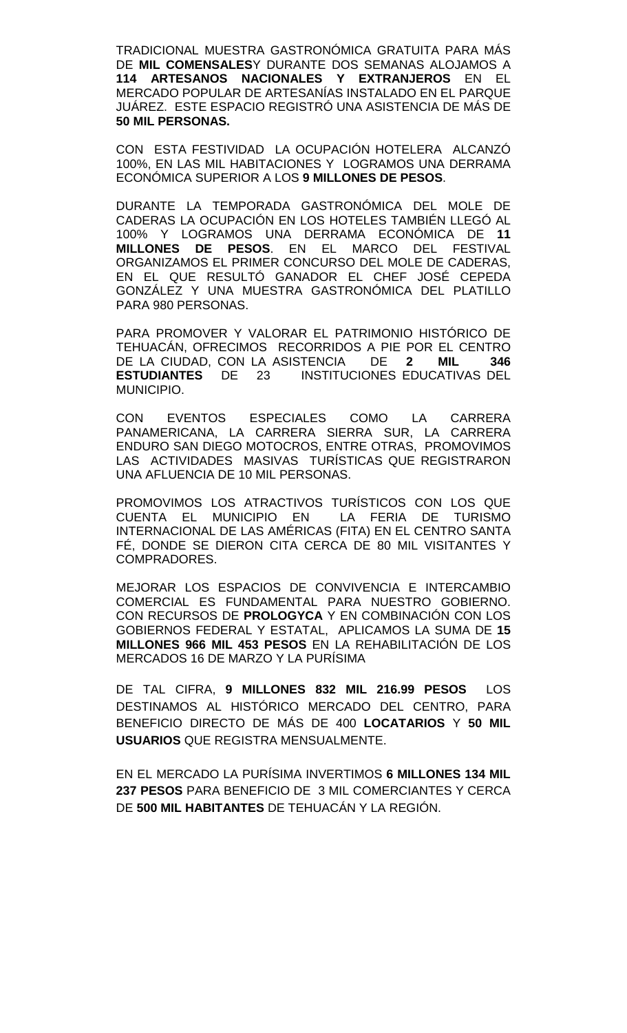TRADICIONAL MUESTRA GASTRONÓMICA GRATUITA PARA MÁS DE **MIL COMENSALES**Y DURANTE DOS SEMANAS ALOJAMOS A **114 ARTESANOS NACIONALES Y EXTRANJEROS** EN EL MERCADO POPULAR DE ARTESANÍAS INSTALADO EN EL PARQUE JUÁREZ. ESTE ESPACIO REGISTRÓ UNA ASISTENCIA DE MÁS DE **50 MIL PERSONAS.**

CON ESTA FESTIVIDAD LA OCUPACIÓN HOTELERA ALCANZÓ 100%, EN LAS MIL HABITACIONES Y LOGRAMOS UNA DERRAMA ECONÓMICA SUPERIOR A LOS **9 MILLONES DE PESOS**.

DURANTE LA TEMPORADA GASTRONÓMICA DEL MOLE DE CADERAS LA OCUPACIÓN EN LOS HOTELES TAMBIÉN LLEGÓ AL 100% Y LOGRAMOS UNA DERRAMA ECONÓMICA DE **11 MILLONES DE PESOS**. EN EL MARCO DEL FESTIVAL ORGANIZAMOS EL PRIMER CONCURSO DEL MOLE DE CADERAS, EN EL QUE RESULTÓ GANADOR EL CHEF JOSÉ CEPEDA GONZÁLEZ Y UNA MUESTRA GASTRONÓMICA DEL PLATILLO PARA 980 PERSONAS.

PARA PROMOVER Y VALORAR EL PATRIMONIO HISTÓRICO DE TEHUACÁN, OFRECIMOS RECORRIDOS A PIE POR EL CENTRO DE LA CIUDAD, CON LA ASISTENCIA DE **2 MIL 346 ESTUDIANTES** DE 23 INSTITUCIONES EDUCATIVAS DEL MUNICIPIO.

CON EVENTOS ESPECIALES COMO LA CARRERA PANAMERICANA, LA CARRERA SIERRA SUR, LA CARRERA ENDURO SAN DIEGO MOTOCROS, ENTRE OTRAS, PROMOVIMOS LAS ACTIVIDADES MASIVAS TURÍSTICAS QUE REGISTRARON UNA AFLUENCIA DE 10 MIL PERSONAS.

PROMOVIMOS LOS ATRACTIVOS TURÍSTICOS CON LOS QUE CUENTA EL MUNICIPIO EN LA FERIA DE TURISMO INTERNACIONAL DE LAS AMÉRICAS (FITA) EN EL CENTRO SANTA FÉ, DONDE SE DIERON CITA CERCA DE 80 MIL VISITANTES Y COMPRADORES.

MEJORAR LOS ESPACIOS DE CONVIVENCIA E INTERCAMBIO COMERCIAL ES FUNDAMENTAL PARA NUESTRO GOBIERNO. CON RECURSOS DE **PROLOGYCA** Y EN COMBINACIÓN CON LOS GOBIERNOS FEDERAL Y ESTATAL, APLICAMOS LA SUMA DE **15 MILLONES 966 MIL 453 PESOS** EN LA REHABILITACIÓN DE LOS MERCADOS 16 DE MARZO Y LA PURÍSIMA

DE TAL CIFRA, **9 MILLONES 832 MIL 216.99 PESOS** LOS DESTINAMOS AL HISTÓRICO MERCADO DEL CENTRO, PARA BENEFICIO DIRECTO DE MÁS DE 400 **LOCATARIOS** Y **50 MIL USUARIOS** QUE REGISTRA MENSUALMENTE.

EN EL MERCADO LA PURÍSIMA INVERTIMOS **6 MILLONES 134 MIL 237 PESOS** PARA BENEFICIO DE 3 MIL COMERCIANTES Y CERCA DE **500 MIL HABITANTES** DE TEHUACÁN Y LA REGIÓN.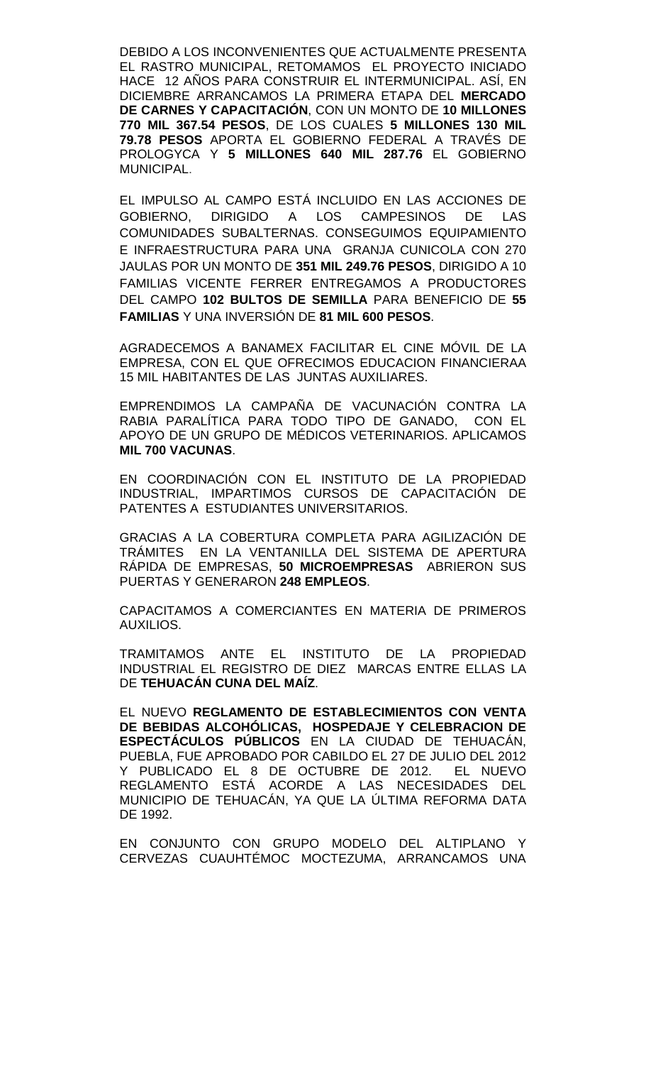DEBIDO A LOS INCONVENIENTES QUE ACTUALMENTE PRESENTA EL RASTRO MUNICIPAL, RETOMAMOS EL PROYECTO INICIADO HACE 12 AÑOS PARA CONSTRUIR EL INTERMUNICIPAL. ASÍ, EN DICIEMBRE ARRANCAMOS LA PRIMERA ETAPA DEL **MERCADO DE CARNES Y CAPACITACIÓN**, CON UN MONTO DE **10 MILLONES 770 MIL 367.54 PESOS**, DE LOS CUALES **5 MILLONES 130 MIL 79.78 PESOS** APORTA EL GOBIERNO FEDERAL A TRAVÉS DE PROLOGYCA Y **5 MILLONES 640 MIL 287.76** EL GOBIERNO MUNICIPAL.

EL IMPULSO AL CAMPO ESTÁ INCLUIDO EN LAS ACCIONES DE GOBIERNO, DIRIGIDO A LOS CAMPESINOS DE LAS COMUNIDADES SUBALTERNAS. CONSEGUIMOS EQUIPAMIENTO E INFRAESTRUCTURA PARA UNA GRANJA CUNICOLA CON 270 JAULAS POR UN MONTO DE **351 MIL 249.76 PESOS**, DIRIGIDO A 10 FAMILIAS VICENTE FERRER ENTREGAMOS A PRODUCTORES DEL CAMPO **102 BULTOS DE SEMILLA** PARA BENEFICIO DE **55 FAMILIAS** Y UNA INVERSIÓN DE **81 MIL 600 PESOS**.

AGRADECEMOS A BANAMEX FACILITAR EL CINE MÓVIL DE LA EMPRESA, CON EL QUE OFRECIMOS EDUCACION FINANCIERAA 15 MIL HABITANTES DE LAS JUNTAS AUXILIARES.

EMPRENDIMOS LA CAMPAÑA DE VACUNACIÓN CONTRA LA RABIA PARALÍTICA PARA TODO TIPO DE GANADO, CON EL APOYO DE UN GRUPO DE MÉDICOS VETERINARIOS. APLICAMOS **MIL 700 VACUNAS**.

EN COORDINACIÓN CON EL INSTITUTO DE LA PROPIEDAD INDUSTRIAL, IMPARTIMOS CURSOS DE CAPACITACIÓN DE PATENTES A ESTUDIANTES UNIVERSITARIOS.

GRACIAS A LA COBERTURA COMPLETA PARA AGILIZACIÓN DE TRÁMITES EN LA VENTANILLA DEL SISTEMA DE APERTURA RÁPIDA DE EMPRESAS, **50 MICROEMPRESAS** ABRIERON SUS PUERTAS Y GENERARON **248 EMPLEOS**.

CAPACITAMOS A COMERCIANTES EN MATERIA DE PRIMEROS AUXILIOS.

TRAMITAMOS ANTE EL INSTITUTO DE LA PROPIEDAD INDUSTRIAL EL REGISTRO DE DIEZ MARCAS ENTRE ELLAS LA DE **TEHUACÁN CUNA DEL MAÍZ**.

EL NUEVO **REGLAMENTO DE ESTABLECIMIENTOS CON VENTA DE BEBIDAS ALCOHÓLICAS, HOSPEDAJE Y CELEBRACION DE ESPECTÁCULOS PÚBLICOS** EN LA CIUDAD DE TEHUACÁN, PUEBLA, FUE APROBADO POR CABILDO EL 27 DE JULIO DEL 2012 Y PUBLICADO EL 8 DE OCTUBRE DE 2012. EL NUEVO REGLAMENTO ESTÁ ACORDE A LAS NECESIDADES DEL MUNICIPIO DE TEHUACÁN, YA QUE LA ÚLTIMA REFORMA DATA DE 1992.

EN CONJUNTO CON GRUPO MODELO DEL ALTIPLANO Y CERVEZAS CUAUHTÉMOC MOCTEZUMA, ARRANCAMOS UNA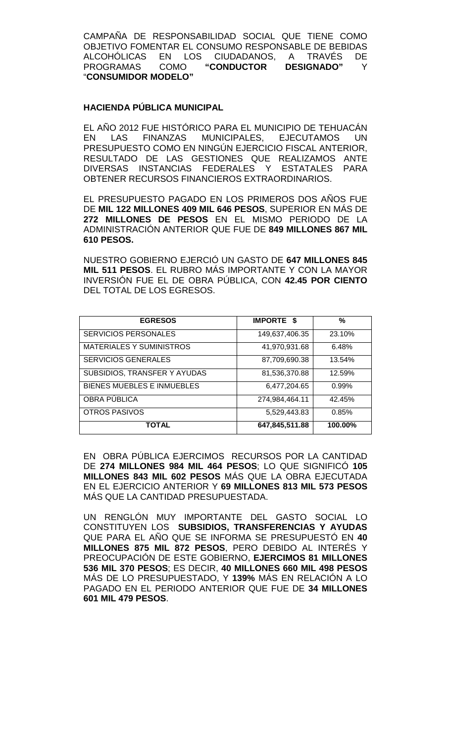CAMPAÑA DE RESPONSABILIDAD SOCIAL QUE TIENE COMO OBJETIVO FOMENTAR EL CONSUMO RESPONSABLE DE BEBIDAS ALCOHÓLICAS EN LOS CIUDADANOS, A TRAVÉS DE PROGRAMAS COMO **"CONDUCTOR DESIGNADO"** Y "**CONSUMIDOR MODELO"**

**HACIENDA PÚBLICA MUNICIPAL**

EL AÑO 2012 FUE HISTÓRICO PARA EL MUNICIPIO DE TEHUACÁN EN LAS FINANZAS MUNICIPALES, EJECUTAMOS UN PRESUPUESTO COMO EN NINGÚN EJERCICIO FISCAL ANTERIOR, RESULTADO DE LAS GESTIONES QUE REALIZAMOS ANTE DIVERSAS INSTANCIAS FEDERALES Y ESTATALES PARA OBTENER RECURSOS FINANCIEROS EXTRAORDINARIOS.

EL PRESUPUESTO PAGADO EN LOS PRIMEROS DOS AÑOS FUE DE **MIL 122 MILLONES 409 MIL 646 PESOS**, SUPERIOR EN MÁS DE **272 MILLONES DE PESOS** EN EL MISMO PERIODO DE LA ADMINISTRACIÓN ANTERIOR QUE FUE DE **849 MILLONES 867 MIL 610 PESOS.**

NUESTRO GOBIERNO EJERCIÓ UN GASTO DE **647 MILLONES 845 MIL 511 PESOS**. EL RUBRO MÁS IMPORTANTE Y CON LA MAYOR INVERSIÓN FUE EL DE OBRA PÚBLICA, CON **42.45 POR CIENTO** DEL TOTAL DE LOS EGRESOS.

| EGRESOS | IMPORTE $ | % |
|---|---|---|
| SERVICIOS PERSONALES | 149,637,406.35 | 23.10% |
| MATERIALES Y SUMINISTROS | 41,970,931.68 | 6.48% |
| SERVICIOS GENERALES | 87,709,690.38 | 13.54% |
| SUBSIDIOS, TRANSFER Y AYUDAS | 81,536,370.88 | 12.59% |
| BIENES MUEBLES E INMUEBLES | 6,477,204.65 | 0.99% |
| OBRA PÚBLICA | 274,984,464.11 | 42.45% |
| OTROS PASIVOS | 5,529,443.83 | 0.85% |
| **TOTAL** | **647,845,511.88** | **100.00%** |

EN OBRA PÚBLICA EJERCIMOS RECURSOS POR LA CANTIDAD DE **274 MILLONES 984 MIL 464 PESOS**; LO QUE SIGNIFICÓ **105 MILLONES 843 MIL 602 PESOS** MÁS QUE LA OBRA EJECUTADA EN EL EJERCICIO ANTERIOR Y **69 MILLONES 813 MIL 573 PESOS** MÁS QUE LA CANTIDAD PRESUPUESTADA.

UN RENGLÓN MUY IMPORTANTE DEL GASTO SOCIAL LO CONSTITUYEN LOS **SUBSIDIOS, TRANSFERENCIAS Y AYUDAS** QUE PARA EL AÑO QUE SE INFORMA SE PRESUPUESTÓ EN **40 MILLONES 875 MIL 872 PESOS**, PERO DEBIDO AL INTERÉS Y PREOCUPACIÓN DE ESTE GOBIERNO, **EJERCIMOS 81 MILLONES 536 MIL 370 PESOS**; ES DECIR, **40 MILLONES 660 MIL 498 PESOS** MÁS DE LO PRESUPUESTADO, Y **139%** MÁS EN RELACIÓN A LO PAGADO EN EL PERIODO ANTERIOR QUE FUE DE **34 MILLONES 601 MIL 479 PESOS**.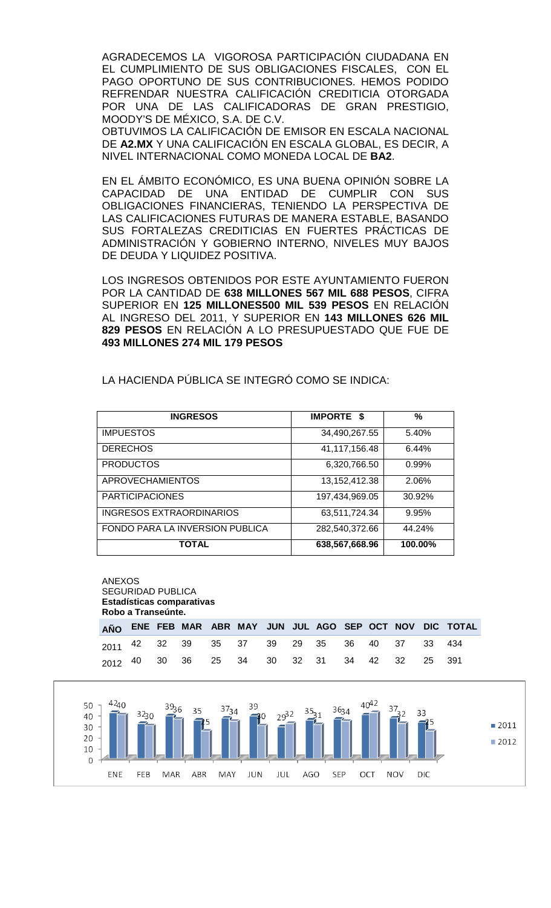AGRADECEMOS LA VIGOROSA PARTICIPACIÓN CIUDADANA EN EL CUMPLIMIENTO DE SUS OBLIGACIONES FISCALES, CON EL PAGO OPORTUNO DE SUS CONTRIBUCIONES. HEMOS PODIDO REFRENDAR NUESTRA CALIFICACIÓN CREDITICIA OTORGADA POR UNA DE LAS CALIFICADORAS DE GRAN PRESTIGIO, MOODY'S DE MÉXICO, S.A. DE C.V.

OBTUVIMOS LA CALIFICACIÓN DE EMISOR EN ESCALA NACIONAL DE **A2.MX** Y UNA CALIFICACIÓN EN ESCALA GLOBAL, ES DECIR, A NIVEL INTERNACIONAL COMO MONEDA LOCAL DE **BA2**.

EN EL ÁMBITO ECONÓMICO, ES UNA BUENA OPINIÓN SOBRE LA CAPACIDAD DE UNA ENTIDAD DE CUMPLIR CON SUS OBLIGACIONES FINANCIERAS, TENIENDO LA PERSPECTIVA DE LAS CALIFICACIONES FUTURAS DE MANERA ESTABLE, BASANDO SUS FORTALEZAS CREDITICIAS EN FUERTES PRÁCTICAS DE ADMINISTRACIÓN Y GOBIERNO INTERNO, NIVELES MUY BAJOS DE DEUDA Y LIQUIDEZ POSITIVA.

LOS INGRESOS OBTENIDOS POR ESTE AYUNTAMIENTO FUERON POR LA CANTIDAD DE **638 MILLONES 567 MIL 688 PESOS**, CIFRA SUPERIOR EN **125 MILLONES500 MIL 539 PESOS** EN RELACIÓN AL INGRESO DEL 2011, Y SUPERIOR EN **143 MILLONES 626 MIL 829 PESOS** EN RELACIÓN A LO PRESUPUESTADO QUE FUE DE **493 MILLONES 274 MIL 179 PESOS**

LA HACIENDA PÚBLICA SE INTEGRÓ COMO SE INDICA:

| INGRESOS | IMPORTE $ | % |
|---|---|---|
| IMPUESTOS | 34,490,267.55 | 5.40% |
| DERECHOS | 41,117,156.48 | 6.44% |
| PRODUCTOS | 6,320,766.50 | 0.99% |
| APROVECHAMIENTOS | 13,152,412.38 | 2.06% |
| PARTICIPACIONES | 197,434,969.05 | 30.92% |
| INGRESOS EXTRAORDINARIOS | 63,511,724.34 | 9.95% |
| FONDO PARA LA INVERSION PUBLICA | 282,540,372.66 | 44.24% |
| **TOTAL** | **638,567,668.96** | **100.00%** |

ANEXOS
SEGURIDAD PUBLICA
**Estadísticas comparativas**
**Robo a Transeúnte.**

| AÑO | ENE | FEB | MAR | ABR | MAY | JUN | JUL | AGO | SEP | OCT | NOV | DIC | TOTAL |
|---|---|---|---|---|---|---|---|---|---|---|---|---|---|
| 2011 | 42 | 32 | 39 | 35 | 37 | 39 | 29 | 35 | 36 | 40 | 37 | 33 | 434 |
| 2012 | 40 | 30 | 36 | 25 | 34 | 30 | 32 | 31 | 34 | 42 | 32 | 25 | 391 |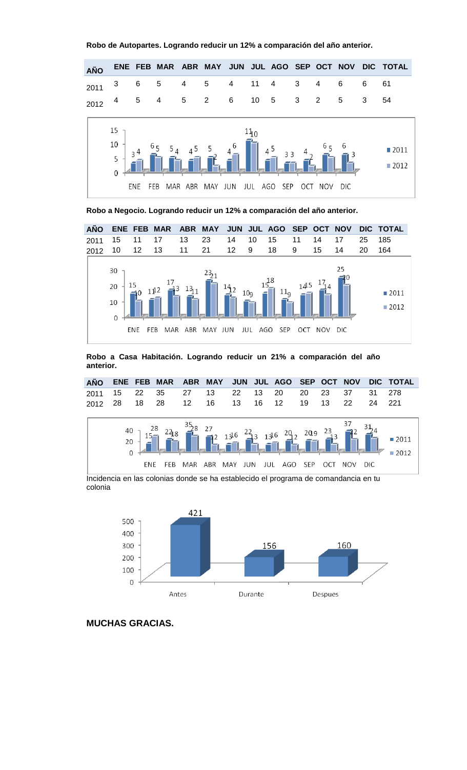**Robo de Autopartes. Logrando reducir un 12% a comparación del año anterior.**

| AÑO | ENE | FEB | MAR | ABR | MAY | JUN | JUL | AGO | SEP | OCT | NOV | DIC | TOTAL |
|---|---|---|---|---|---|---|---|---|---|---|---|---|---|
| 2011 | 3 | 6 | 5 | 4 | 5 | 4 | 11 | 4 | 3 | 4 | 6 | 6 | 61 |
| 2012 | 4 | 5 | 4 | 5 | 2 | 6 | 10 | 5 | 3 | 2 | 5 | 3 | 54 |

**Robo a Negocio. Logrando reducir un 12% a comparación del año anterior.**

| AÑO | ENE | FEB | MAR | ABR | MAY | JUN | JUL | AGO | SEP | OCT | NOV | DIC | TOTAL |
|---|---|---|---|---|---|---|---|---|---|---|---|---|---|
| 2011 | 15 | 11 | 17 | 13 | 23 | 14 | 10 | 15 | 11 | 14 | 17 | 25 | 185 |
| 2012 | 10 | 12 | 13 | 11 | 21 | 12 | 9 | 18 | 9 | 15 | 14 | 20 | 164 |

**Robo a Casa Habitación. Logrando reducir un 21% a comparación del año anterior.**

| AÑO | ENE | FEB | MAR | ABR | MAY | JUN | JUL | AGO | SEP | OCT | NOV | DIC | TOTAL |
|---|---|---|---|---|---|---|---|---|---|---|---|---|---|
| 2011 | 15 | 22 | 35 | 27 | 13 | 22 | 13 | 20 | 20 | 23 | 37 | 31 | 278 |
| 2012 | 28 | 18 | 28 | 12 | 16 | 13 | 16 | 12 | 19 | 13 | 22 | 24 | 221 |

Incidencia en las colonias donde se ha establecido el programa de comandancia en tu colonia

| Antes | Durante | Despues |
|---|---|---|
| 421 | 156 | 160 |

**MUCHAS GRACIAS.**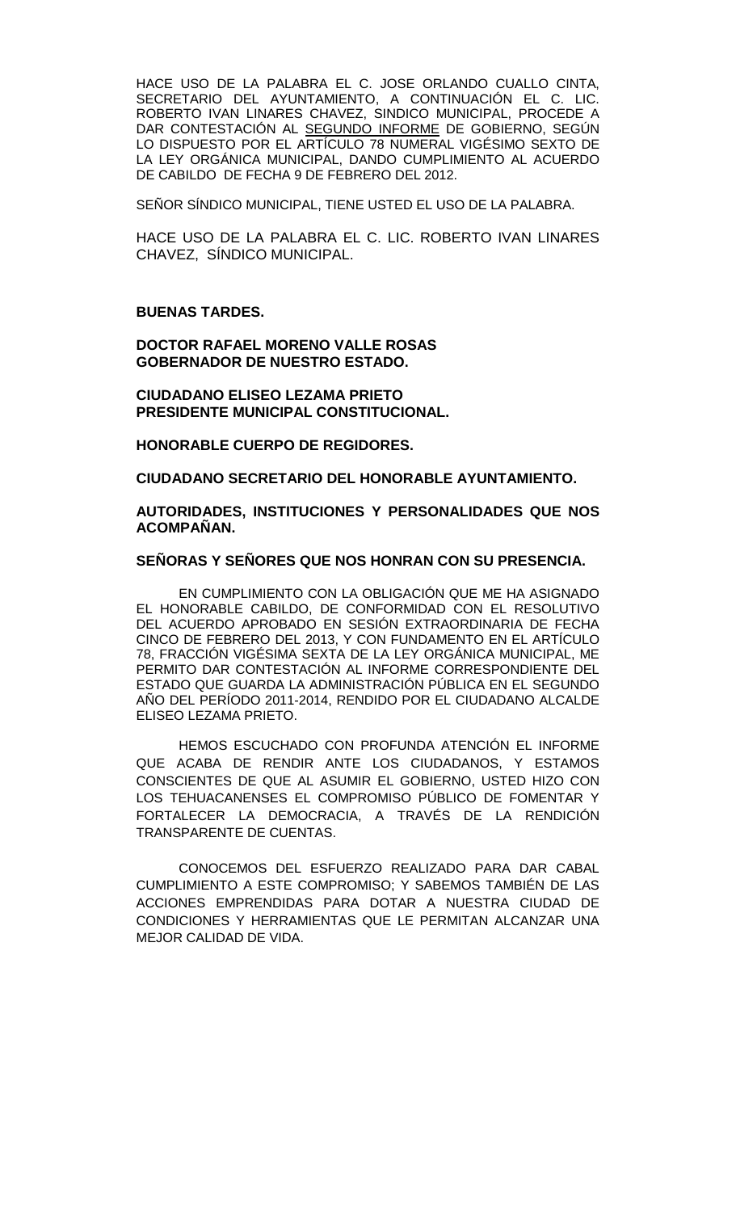HACE USO DE LA PALABRA EL C. JOSE ORLANDO CUALLO CINTA, SECRETARIO DEL AYUNTAMIENTO, A CONTINUACIÓN EL C. LIC. ROBERTO IVAN LINARES CHAVEZ, SINDICO MUNICIPAL, PROCEDE A DAR CONTESTACIÓN AL <u>SEGUNDO INFORME</u> DE GOBIERNO, SEGÚN LO DISPUESTO POR EL ARTÍCULO 78 NUMERAL VIGÉSIMO SEXTO DE LA LEY ORGÁNICA MUNICIPAL, DANDO CUMPLIMIENTO AL ACUERDO DE CABILDO DE FECHA 9 DE FEBRERO DEL 2012.

SEÑOR SÍNDICO MUNICIPAL, TIENE USTED EL USO DE LA PALABRA.

HACE USO DE LA PALABRA EL C. LIC. ROBERTO IVAN LINARES CHAVEZ, SÍNDICO MUNICIPAL.

**BUENAS TARDES.**

**DOCTOR RAFAEL MORENO VALLE ROSAS**
**GOBERNADOR DE NUESTRO ESTADO.**

**CIUDADANO ELISEO LEZAMA PRIETO**
**PRESIDENTE MUNICIPAL CONSTITUCIONAL.**

**HONORABLE CUERPO DE REGIDORES.**

**CIUDADANO SECRETARIO DEL HONORABLE AYUNTAMIENTO.**

**AUTORIDADES, INSTITUCIONES Y PERSONALIDADES QUE NOS ACOMPAÑAN.**

**SEÑORAS Y SEÑORES QUE NOS HONRAN CON SU PRESENCIA.**

EN CUMPLIMIENTO CON LA OBLIGACIÓN QUE ME HA ASIGNADO EL HONORABLE CABILDO, DE CONFORMIDAD CON EL RESOLUTIVO DEL ACUERDO APROBADO EN SESIÓN EXTRAORDINARIA DE FECHA CINCO DE FEBRERO DEL 2013, Y CON FUNDAMENTO EN EL ARTÍCULO 78, FRACCIÓN VIGÉSIMA SEXTA DE LA LEY ORGÁNICA MUNICIPAL, ME PERMITO DAR CONTESTACIÓN AL INFORME CORRESPONDIENTE DEL ESTADO QUE GUARDA LA ADMINISTRACIÓN PÚBLICA EN EL SEGUNDO AÑO DEL PERÍODO 2011-2014, RENDIDO POR EL CIUDADANO ALCALDE ELISEO LEZAMA PRIETO.

HEMOS ESCUCHADO CON PROFUNDA ATENCIÓN EL INFORME QUE ACABA DE RENDIR ANTE LOS CIUDADANOS, Y ESTAMOS CONSCIENTES DE QUE AL ASUMIR EL GOBIERNO, USTED HIZO CON LOS TEHUACANENSES EL COMPROMISO PÚBLICO DE FOMENTAR Y FORTALECER LA DEMOCRACIA, A TRAVÉS DE LA RENDICIÓN TRANSPARENTE DE CUENTAS.

CONOCEMOS DEL ESFUERZO REALIZADO PARA DAR CABAL CUMPLIMIENTO A ESTE COMPROMISO; Y SABEMOS TAMBIÉN DE LAS ACCIONES EMPRENDIDAS PARA DOTAR A NUESTRA CIUDAD DE CONDICIONES Y HERRAMIENTAS QUE LE PERMITAN ALCANZAR UNA MEJOR CALIDAD DE VIDA.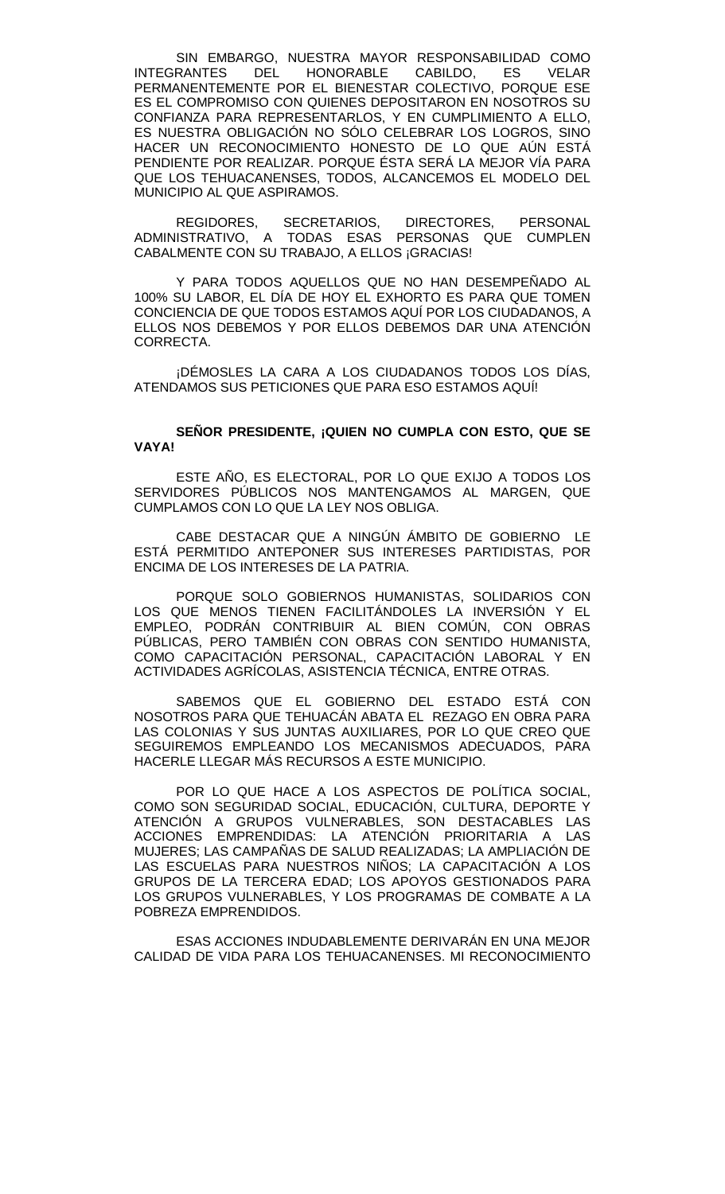SIN EMBARGO, NUESTRA MAYOR RESPONSABILIDAD COMO INTEGRANTES DEL HONORABLE CABILDO, ES VELAR PERMANENTEMENTE POR EL BIENESTAR COLECTIVO, PORQUE ESE ES EL COMPROMISO CON QUIENES DEPOSITARON EN NOSOTROS SU CONFIANZA PARA REPRESENTARLOS, Y EN CUMPLIMIENTO A ELLO, ES NUESTRA OBLIGACIÓN NO SÓLO CELEBRAR LOS LOGROS, SINO HACER UN RECONOCIMIENTO HONESTO DE LO QUE AÚN ESTÁ PENDIENTE POR REALIZAR. PORQUE ÉSTA SERÁ LA MEJOR VÍA PARA QUE LOS TEHUACANENSES, TODOS, ALCANCEMOS EL MODELO DEL MUNICIPIO AL QUE ASPIRAMOS.

REGIDORES, SECRETARIOS, DIRECTORES, PERSONAL ADMINISTRATIVO, A TODAS ESAS PERSONAS QUE CUMPLEN CABALMENTE CON SU TRABAJO, A ELLOS ¡GRACIAS!

Y PARA TODOS AQUELLOS QUE NO HAN DESEMPEÑADO AL 100% SU LABOR, EL DÍA DE HOY EL EXHORTO ES PARA QUE TOMEN CONCIENCIA DE QUE TODOS ESTAMOS AQUÍ POR LOS CIUDADANOS, A ELLOS NOS DEBEMOS Y POR ELLOS DEBEMOS DAR UNA ATENCIÓN CORRECTA.

¡DÉMOSLES LA CARA A LOS CIUDADANOS TODOS LOS DÍAS, ATENDAMOS SUS PETICIONES QUE PARA ESO ESTAMOS AQUÍ!

**SEÑOR PRESIDENTE, ¡QUIEN NO CUMPLA CON ESTO, QUE SE VAYA!**

ESTE AÑO, ES ELECTORAL, POR LO QUE EXIJO A TODOS LOS SERVIDORES PÚBLICOS NOS MANTENGAMOS AL MARGEN, QUE CUMPLAMOS CON LO QUE LA LEY NOS OBLIGA.

CABE DESTACAR QUE A NINGÚN ÁMBITO DE GOBIERNO LE ESTÁ PERMITIDO ANTEPONER SUS INTERESES PARTIDISTAS, POR ENCIMA DE LOS INTERESES DE LA PATRIA.

PORQUE SOLO GOBIERNOS HUMANISTAS, SOLIDARIOS CON LOS QUE MENOS TIENEN FACILITÁNDOLES LA INVERSIÓN Y EL EMPLEO, PODRÁN CONTRIBUIR AL BIEN COMÚN, CON OBRAS PÚBLICAS, PERO TAMBIÉN CON OBRAS CON SENTIDO HUMANISTA, COMO CAPACITACIÓN PERSONAL, CAPACITACIÓN LABORAL Y EN ACTIVIDADES AGRÍCOLAS, ASISTENCIA TÉCNICA, ENTRE OTRAS.

SABEMOS QUE EL GOBIERNO DEL ESTADO ESTÁ CON NOSOTROS PARA QUE TEHUACÁN ABATA EL REZAGO EN OBRA PARA LAS COLONIAS Y SUS JUNTAS AUXILIARES, POR LO QUE CREO QUE SEGUIREMOS EMPLEANDO LOS MECANISMOS ADECUADOS, PARA HACERLE LLEGAR MÁS RECURSOS A ESTE MUNICIPIO.

POR LO QUE HACE A LOS ASPECTOS DE POLÍTICA SOCIAL, COMO SON SEGURIDAD SOCIAL, EDUCACIÓN, CULTURA, DEPORTE Y ATENCIÓN A GRUPOS VULNERABLES, SON DESTACABLES LAS ACCIONES EMPRENDIDAS: LA ATENCIÓN PRIORITARIA A LAS MUJERES; LAS CAMPAÑAS DE SALUD REALIZADAS; LA AMPLIACIÓN DE LAS ESCUELAS PARA NUESTROS NIÑOS; LA CAPACITACIÓN A LOS GRUPOS DE LA TERCERA EDAD; LOS APOYOS GESTIONADOS PARA LOS GRUPOS VULNERABLES, Y LOS PROGRAMAS DE COMBATE A LA POBREZA EMPRENDIDOS.

ESAS ACCIONES INDUDABLEMENTE DERIVARÁN EN UNA MEJOR CALIDAD DE VIDA PARA LOS TEHUACANENSES. MI RECONOCIMIENTO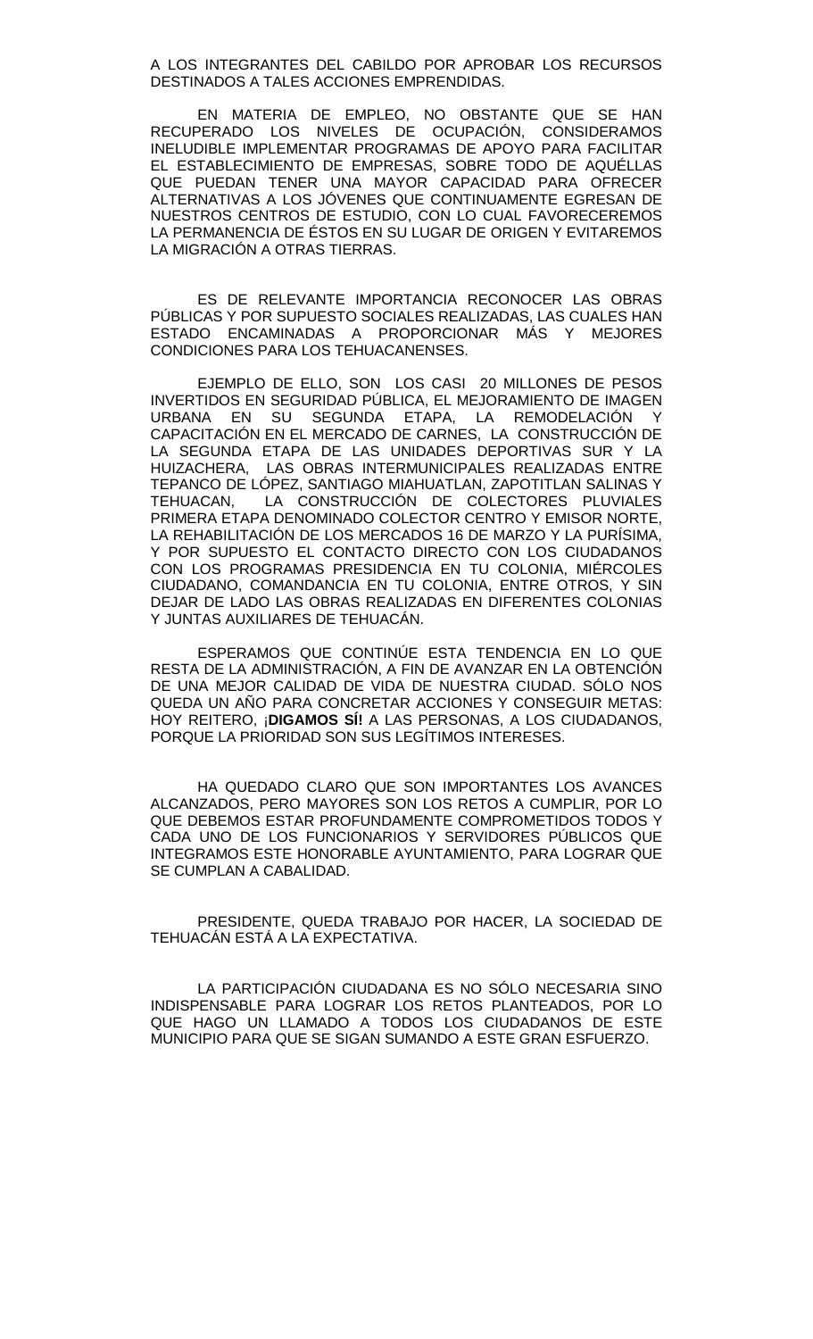A LOS INTEGRANTES DEL CABILDO POR APROBAR LOS RECURSOS DESTINADOS A TALES ACCIONES EMPRENDIDAS.

EN MATERIA DE EMPLEO, NO OBSTANTE QUE SE HAN RECUPERADO LOS NIVELES DE OCUPACIÓN, CONSIDERAMOS INELUDIBLE IMPLEMENTAR PROGRAMAS DE APOYO PARA FACILITAR EL ESTABLECIMIENTO DE EMPRESAS, SOBRE TODO DE AQUÉLLAS QUE PUEDAN TENER UNA MAYOR CAPACIDAD PARA OFRECER ALTERNATIVAS A LOS JÓVENES QUE CONTINUAMENTE EGRESAN DE NUESTROS CENTROS DE ESTUDIO, CON LO CUAL FAVORECEREMOS LA PERMANENCIA DE ÉSTOS EN SU LUGAR DE ORIGEN Y EVITAREMOS LA MIGRACIÓN A OTRAS TIERRAS.

ES DE RELEVANTE IMPORTANCIA RECONOCER LAS OBRAS PÚBLICAS Y POR SUPUESTO SOCIALES REALIZADAS, LAS CUALES HAN ESTADO ENCAMINADAS A PROPORCIONAR MÁS Y MEJORES CONDICIONES PARA LOS TEHUACANENSES.

EJEMPLO DE ELLO, SON LOS CASI 20 MILLONES DE PESOS INVERTIDOS EN SEGURIDAD PÚBLICA, EL MEJORAMIENTO DE IMAGEN URBANA EN SU SEGUNDA ETAPA, LA REMODELACIÓN Y CAPACITACIÓN EN EL MERCADO DE CARNES, LA CONSTRUCCIÓN DE LA SEGUNDA ETAPA DE LAS UNIDADES DEPORTIVAS SUR Y LA HUIZACHERA, LAS OBRAS INTERMUNICIPALES REALIZADAS ENTRE TEPANCO DE LÓPEZ, SANTIAGO MIAHUATLAN, ZAPOTITLAN SALINAS Y TEHUACAN, LA CONSTRUCCIÓN DE COLECTORES PLUVIALES PRIMERA ETAPA DENOMINADO COLECTOR CENTRO Y EMISOR NORTE, LA REHABILITACIÓN DE LOS MERCADOS 16 DE MARZO Y LA PURÍSIMA, Y POR SUPUESTO EL CONTACTO DIRECTO CON LOS CIUDADANOS CON LOS PROGRAMAS PRESIDENCIA EN TU COLONIA, MIÉRCOLES CIUDADANO, COMANDANCIA EN TU COLONIA, ENTRE OTROS, Y SIN DEJAR DE LADO LAS OBRAS REALIZADAS EN DIFERENTES COLONIAS Y JUNTAS AUXILIARES DE TEHUACÁN.

ESPERAMOS QUE CONTINÚE ESTA TENDENCIA EN LO QUE RESTA DE LA ADMINISTRACIÓN, A FIN DE AVANZAR EN LA OBTENCIÓN DE UNA MEJOR CALIDAD DE VIDA DE NUESTRA CIUDAD. SÓLO NOS QUEDA UN AÑO PARA CONCRETAR ACCIONES Y CONSEGUIR METAS: HOY REITERO, **¡DIGAMOS SÍ!** A LAS PERSONAS, A LOS CIUDADANOS, PORQUE LA PRIORIDAD SON SUS LEGÍTIMOS INTERESES.

HA QUEDADO CLARO QUE SON IMPORTANTES LOS AVANCES ALCANZADOS, PERO MAYORES SON LOS RETOS A CUMPLIR, POR LO QUE DEBEMOS ESTAR PROFUNDAMENTE COMPROMETIDOS TODOS Y CADA UNO DE LOS FUNCIONARIOS Y SERVIDORES PÚBLICOS QUE INTEGRAMOS ESTE HONORABLE AYUNTAMIENTO, PARA LOGRAR QUE SE CUMPLAN A CABALIDAD.

PRESIDENTE, QUEDA TRABAJO POR HACER, LA SOCIEDAD DE TEHUACÁN ESTÁ A LA EXPECTATIVA.

LA PARTICIPACIÓN CIUDADANA ES NO SÓLO NECESARIA SINO INDISPENSABLE PARA LOGRAR LOS RETOS PLANTEADOS, POR LO QUE HAGO UN LLAMADO A TODOS LOS CIUDADANOS DE ESTE MUNICIPIO PARA QUE SE SIGAN SUMANDO A ESTE GRAN ESFUERZO.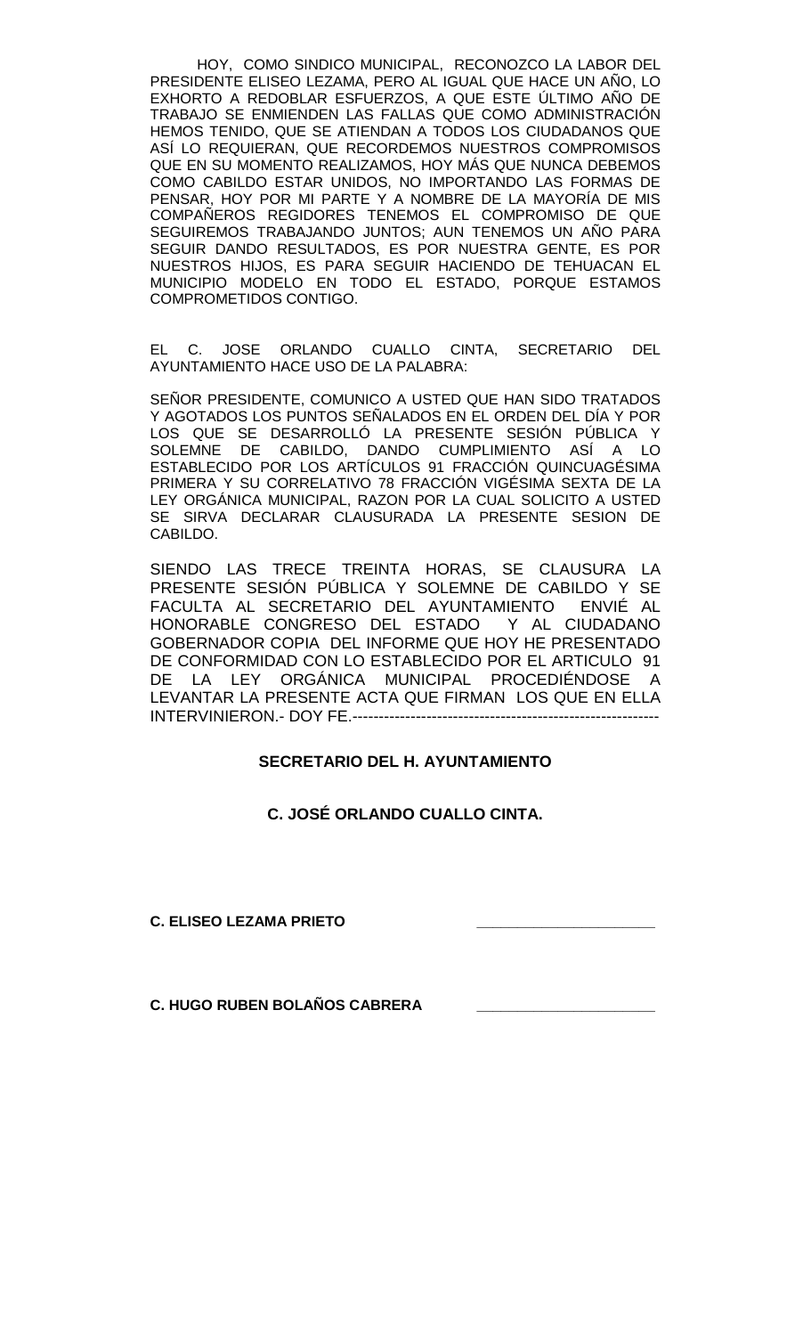HOY, COMO SINDICO MUNICIPAL, RECONOZCO LA LABOR DEL PRESIDENTE ELISEO LEZAMA, PERO AL IGUAL QUE HACE UN AÑO, LO EXHORTO A REDOBLAR ESFUERZOS, A QUE ESTE ÚLTIMO AÑO DE TRABAJO SE ENMIENDEN LAS FALLAS QUE COMO ADMINISTRACIÓN HEMOS TENIDO, QUE SE ATIENDAN A TODOS LOS CIUDADANOS QUE ASÍ LO REQUIERAN, QUE RECORDEMOS NUESTROS COMPROMISOS QUE EN SU MOMENTO REALIZAMOS, HOY MÁS QUE NUNCA DEBEMOS COMO CABILDO ESTAR UNIDOS, NO IMPORTANDO LAS FORMAS DE PENSAR, HOY POR MI PARTE Y A NOMBRE DE LA MAYORÍA DE MIS COMPAÑEROS REGIDORES TENEMOS EL COMPROMISO DE QUE SEGUIREMOS TRABAJANDO JUNTOS; AUN TENEMOS UN AÑO PARA SEGUIR DANDO RESULTADOS, ES POR NUESTRA GENTE, ES POR NUESTROS HIJOS, ES PARA SEGUIR HACIENDO DE TEHUACAN EL MUNICIPIO MODELO EN TODO EL ESTADO, PORQUE ESTAMOS COMPROMETIDOS CONTIGO.

EL C. JOSE ORLANDO CUALLO CINTA, SECRETARIO DEL AYUNTAMIENTO HACE USO DE LA PALABRA:

SEÑOR PRESIDENTE, COMUNICO A USTED QUE HAN SIDO TRATADOS Y AGOTADOS LOS PUNTOS SEÑALADOS EN EL ORDEN DEL DÍA Y POR LOS QUE SE DESARROLLÓ LA PRESENTE SESIÓN PÚBLICA Y SOLEMNE DE CABILDO, DANDO CUMPLIMIENTO ASÍ A LO ESTABLECIDO POR LOS ARTÍCULOS 91 FRACCIÓN QUINCUAGÉSIMA PRIMERA Y SU CORRELATIVO 78 FRACCIÓN VIGÉSIMA SEXTA DE LA LEY ORGÁNICA MUNICIPAL, RAZON POR LA CUAL SOLICITO A USTED SE SIRVA DECLARAR CLAUSURADA LA PRESENTE SESION DE CABILDO.

SIENDO LAS TRECE TREINTA HORAS, SE CLAUSURA LA PRESENTE SESIÓN PÚBLICA Y SOLEMNE DE CABILDO Y SE FACULTA AL SECRETARIO DEL AYUNTAMIENTO ENVIÉ AL HONORABLE CONGRESO DEL ESTADO Y AL CIUDADANO GOBERNADOR COPIA DEL INFORME QUE HOY HE PRESENTADO DE CONFORMIDAD CON LO ESTABLECIDO POR EL ARTICULO 91 DE LA LEY ORGÁNICA MUNICIPAL PROCEDIÉNDOSE A LEVANTAR LA PRESENTE ACTA QUE FIRMAN LOS QUE EN ELLA INTERVINIERON.- DOY FE.----------------------------------------------------------

**SECRETARIO DEL H. AYUNTAMIENTO**

**C. JOSÉ ORLANDO CUALLO CINTA.**

**C. ELISEO LEZAMA PRIETO** \_\_\_\_\_\_\_\_\_\_\_\_\_\_\_\_\_\_\_\_\_\_

**C. HUGO RUBEN BOLAÑOS CABRERA** \_\_\_\_\_\_\_\_\_\_\_\_\_\_\_\_\_\_\_\_\_\_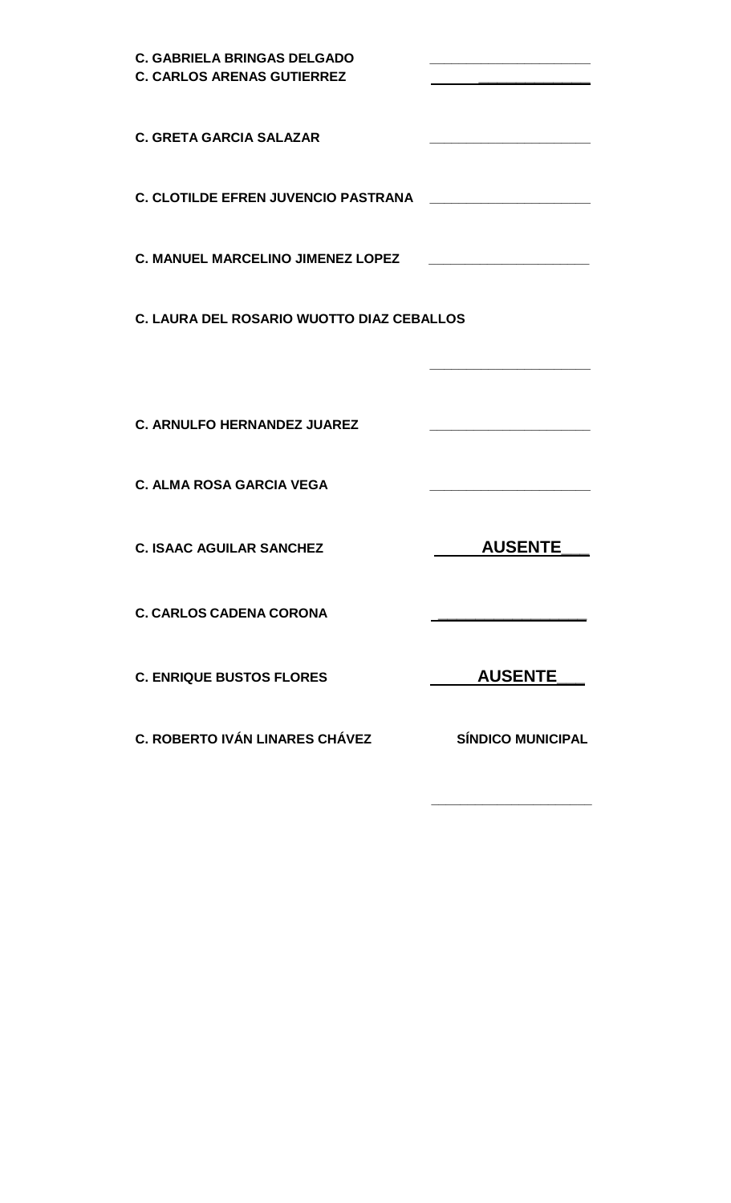**C. GABRIELA BRINGAS DELGADO** \_\_\_\_\_\_\_\_\_\_\_\_\_\_\_\_\_\_\_\_\_\_

**C. CARLOS ARENAS GUTIERREZ** \_\_\_\_\_\_\_\_\_\_\_\_\_\_\_\_\_\_\_\_\_\_

**C. GRETA GARCIA SALAZAR** \_\_\_\_\_\_\_\_\_\_\_\_\_\_\_\_\_\_\_\_\_\_

**C. CLOTILDE EFREN JUVENCIO PASTRANA** \_\_\_\_\_\_\_\_\_\_\_\_\_\_\_\_\_\_\_\_\_\_

**C. MANUEL MARCELINO JIMENEZ LOPEZ** \_\_\_\_\_\_\_\_\_\_\_\_\_\_\_\_\_\_\_\_\_\_

**C. LAURA DEL ROSARIO WUOTTO DIAZ CEBALLOS**

\_\_\_\_\_\_\_\_\_\_\_\_\_\_\_\_\_\_\_\_\_\_

**C. ARNULFO HERNANDEZ JUAREZ** \_\_\_\_\_\_\_\_\_\_\_\_\_\_\_\_\_\_\_\_\_\_

**C. ALMA ROSA GARCIA VEGA** \_\_\_\_\_\_\_\_\_\_\_\_\_\_\_\_\_\_\_\_\_\_

**C. ISAAC AGUILAR SANCHEZ** **AUSENTE**

**C. CARLOS CADENA CORONA** \_\_\_\_\_\_\_\_\_\_\_\_\_\_\_\_\_\_\_\_\_\_

**C. ENRIQUE BUSTOS FLORES** **AUSENTE**

**C. ROBERTO IVÁN LINARES CHÁVEZ** **SÍNDICO MUNICIPAL**

\_\_\_\_\_\_\_\_\_\_\_\_\_\_\_\_\_\_\_\_\_\_